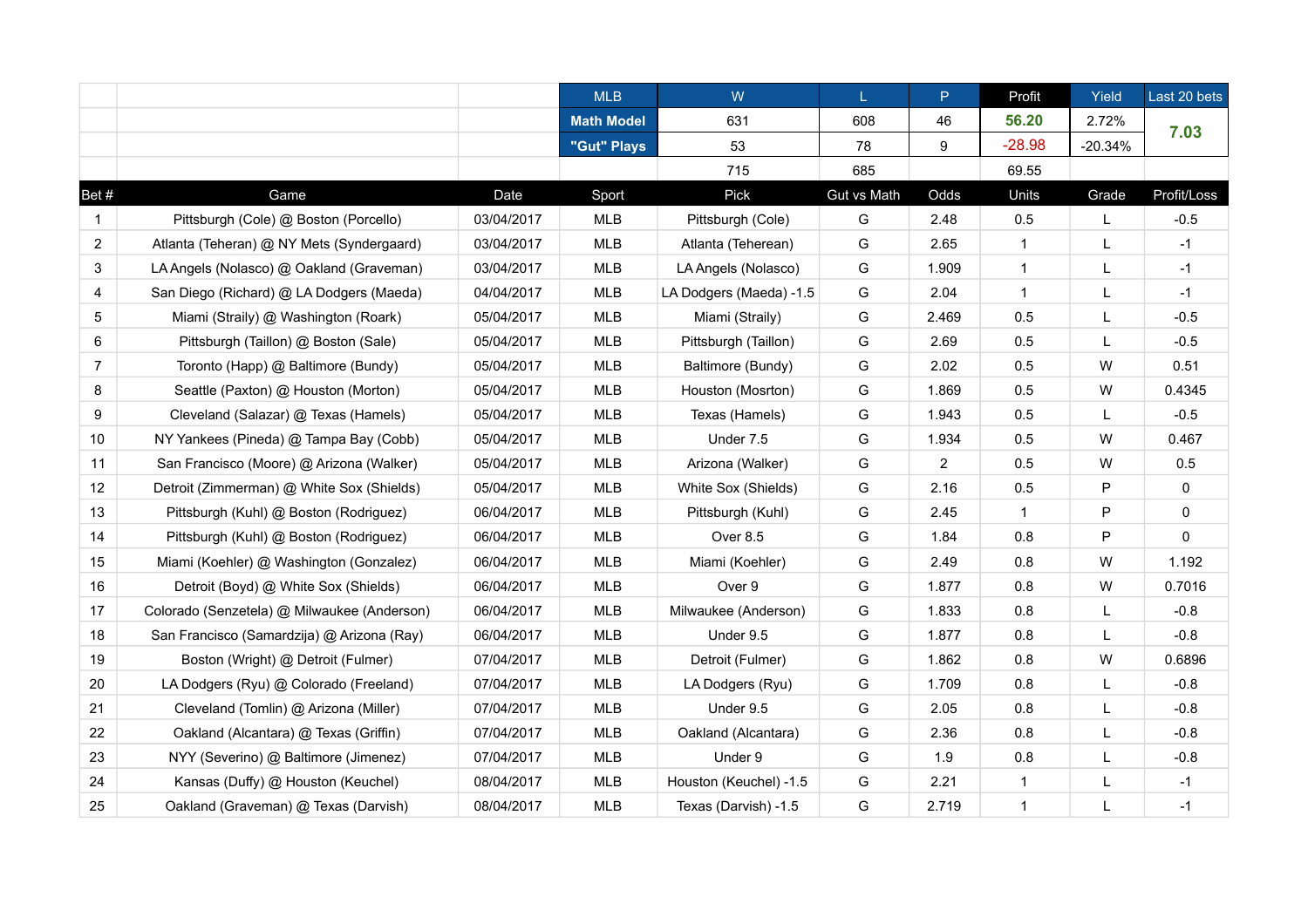| MLB | W | L | P | Profit | Yield | Last 20 bets |
|---|---|---|---|---|---|---|
| **Math Model** | 631 | 608 | 46 | 56.20 | 2.72% | 7.03 |
| **"Gut" Plays** | 53 | 78 | 9 | -28.98 | -20.34% | |
| | 715 | 685 | | 69.55 | | |

| Bet # | Game | Date | Sport | Pick | Gut vs Math | Odds | Units | Grade | Profit/Loss |
|---|---|---|---|---|---|---|---|---|---|
| 1 | Pittsburgh (Cole) @ Boston (Porcello) | 03/04/2017 | MLB | Pittsburgh (Cole) | G | 2.48 | 0.5 | L | -0.5 |
| 2 | Atlanta (Teheran) @ NY Mets (Syndergaard) | 03/04/2017 | MLB | Atlanta (Tehrean) | G | 2.65 | 1 | L | -1 |
| 3 | LA Angels (Nolasco) @ Oakland (Graveman) | 03/04/2017 | MLB | LA Angels (Nolasco) | G | 1.909 | 1 | L | -1 |
| 4 | San Diego (Richard) @ LA Dodgers (Maeda) | 04/04/2017 | MLB | LA Dodgers (Maeda) -1.5 | G | 2.04 | 1 | L | -1 |
| 5 | Miami (Straily) @ Washington (Roark) | 05/04/2017 | MLB | Miami (Straily) | G | 2.469 | 0.5 | L | -0.5 |
| 6 | Pittsburgh (Taillon) @ Boston (Sale) | 05/04/2017 | MLB | Pittsburgh (Taillon) | G | 2.69 | 0.5 | L | -0.5 |
| 7 | Toronto (Happ) @ Baltimore (Bundy) | 05/04/2017 | MLB | Baltimore (Bundy) | G | 2.02 | 0.5 | W | 0.51 |
| 8 | Seattle (Paxton) @ Houston (Morton) | 05/04/2017 | MLB | Houston (Mosrton) | G | 1.869 | 0.5 | W | 0.4345 |
| 9 | Cleveland (Salazar) @ Texas (Hamels) | 05/04/2017 | MLB | Texas (Hamels) | G | 1.943 | 0.5 | L | -0.5 |
| 10 | NY Yankees (Pineda) @ Tampa Bay (Cobb) | 05/04/2017 | MLB | Under 7.5 | G | 1.934 | 0.5 | W | 0.467 |
| 11 | San Francisco (Moore) @ Arizona (Walker) | 05/04/2017 | MLB | Arizona (Walker) | G | 2 | 0.5 | W | 0.5 |
| 12 | Detroit (Zimmerman) @ White Sox (Shields) | 05/04/2017 | MLB | White Sox (Shields) | G | 2.16 | 0.5 | P | 0 |
| 13 | Pittsburgh (Kuhl) @ Boston (Rodriguez) | 06/04/2017 | MLB | Pittsburgh (Kuhl) | G | 2.45 | 1 | P | 0 |
| 14 | Pittsburgh (Kuhl) @ Boston (Rodriguez) | 06/04/2017 | MLB | Over 8.5 | G | 1.84 | 0.8 | P | 0 |
| 15 | Miami (Koehler) @ Washington (Gonzalez) | 06/04/2017 | MLB | Miami (Koehler) | G | 2.49 | 0.8 | W | 1.192 |
| 16 | Detroit (Boyd) @ White Sox (Shields) | 06/04/2017 | MLB | Over 9 | G | 1.877 | 0.8 | W | 0.7016 |
| 17 | Colorado (Senzetela) @ Milwaukee (Anderson) | 06/04/2017 | MLB | Milwaukee (Anderson) | G | 1.833 | 0.8 | L | -0.8 |
| 18 | San Francisco (Samardzija) @ Arizona (Ray) | 06/04/2017 | MLB | Under 9.5 | G | 1.877 | 0.8 | L | -0.8 |
| 19 | Boston (Wright) @ Detroit (Fulmer) | 07/04/2017 | MLB | Detroit (Fulmer) | G | 1.862 | 0.8 | W | 0.6896 |
| 20 | LA Dodgers (Ryu) @ Colorado (Freeland) | 07/04/2017 | MLB | LA Dodgers (Ryu) | G | 1.709 | 0.8 | L | -0.8 |
| 21 | Cleveland (Tomlin) @ Arizona (Miller) | 07/04/2017 | MLB | Under 9.5 | G | 2.05 | 0.8 | L | -0.8 |
| 22 | Oakland (Alcantara) @ Texas (Griffin) | 07/04/2017 | MLB | Oakland (Alcantara) | G | 2.36 | 0.8 | L | -0.8 |
| 23 | NYY (Severino) @ Baltimore (Jimenez) | 07/04/2017 | MLB | Under 9 | G | 1.9 | 0.8 | L | -0.8 |
| 24 | Kansas (Duffy) @ Houston (Keuchel) | 08/04/2017 | MLB | Houston (Keuchel) -1.5 | G | 2.21 | 1 | L | -1 |
| 25 | Oakland (Graveman) @ Texas (Darvish) | 08/04/2017 | MLB | Texas (Darvish) -1.5 | G | 2.719 | 1 | L | -1 |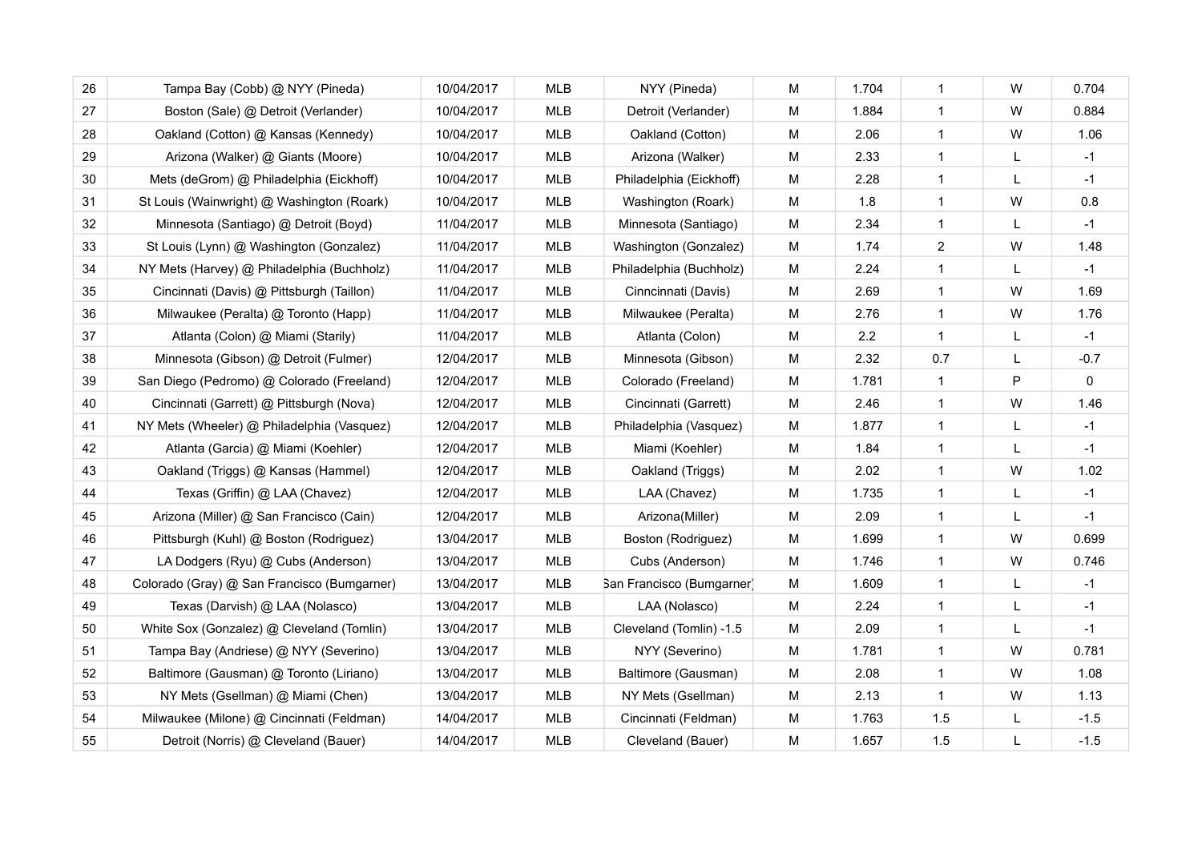| 26 | Tampa Bay (Cobb) @ NYY (Pineda) | 10/04/2017 | MLB | NYY (Pineda) | M | 1.704 | 1 | W | 0.704 |
|---|---|---|---|---|---|---|---|---|---|
| 27 | Boston (Sale) @ Detroit (Verlander) | 10/04/2017 | MLB | Detroit (Verlander) | M | 1.884 | 1 | W | 0.884 |
| 28 | Oakland (Cotton) @ Kansas (Kennedy) | 10/04/2017 | MLB | Oakland (Cotton) | M | 2.06 | 1 | W | 1.06 |
| 29 | Arizona (Walker) @ Giants (Moore) | 10/04/2017 | MLB | Arizona (Walker) | M | 2.33 | 1 | L | -1 |
| 30 | Mets (deGrom) @ Philadelphia (Eickhoff) | 10/04/2017 | MLB | Philadelphia (Eickhoff) | M | 2.28 | 1 | L | -1 |
| 31 | St Louis (Wainwright) @ Washington (Roark) | 10/04/2017 | MLB | Washington (Roark) | M | 1.8 | 1 | W | 0.8 |
| 32 | Minnesota (Santiago) @ Detroit (Boyd) | 11/04/2017 | MLB | Minnesota (Santiago) | M | 2.34 | 1 | L | -1 |
| 33 | St Louis (Lynn) @ Washington (Gonzalez) | 11/04/2017 | MLB | Washington (Gonzalez) | M | 1.74 | 2 | W | 1.48 |
| 34 | NY Mets (Harvey) @ Philadelphia (Buchholz) | 11/04/2017 | MLB | Philadelphia (Buchholz) | M | 2.24 | 1 | L | -1 |
| 35 | Cincinnati (Davis) @ Pittsburgh (Taillon) | 11/04/2017 | MLB | Cinncinnati (Davis) | M | 2.69 | 1 | W | 1.69 |
| 36 | Milwaukee (Peralta) @ Toronto (Happ) | 11/04/2017 | MLB | Milwaukee (Peralta) | M | 2.76 | 1 | W | 1.76 |
| 37 | Atlanta (Colon) @ Miami (Starily) | 11/04/2017 | MLB | Atlanta (Colon) | M | 2.2 | 1 | L | -1 |
| 38 | Minnesota (Gibson) @ Detroit (Fulmer) | 12/04/2017 | MLB | Minnesota (Gibson) | M | 2.32 | 0.7 | L | -0.7 |
| 39 | San Diego (Pedromo) @ Colorado (Freeland) | 12/04/2017 | MLB | Colorado (Freeland) | M | 1.781 | 1 | P | 0 |
| 40 | Cincinnati (Garrett) @ Pittsburgh (Nova) | 12/04/2017 | MLB | Cincinnati (Garrett) | M | 2.46 | 1 | W | 1.46 |
| 41 | NY Mets (Wheeler) @ Philadelphia (Vasquez) | 12/04/2017 | MLB | Philadelphia (Vasquez) | M | 1.877 | 1 | L | -1 |
| 42 | Atlanta (Garcia) @ Miami (Koehler) | 12/04/2017 | MLB | Miami (Koehler) | M | 1.84 | 1 | L | -1 |
| 43 | Oakland (Triggs) @ Kansas (Hammel) | 12/04/2017 | MLB | Oakland (Triggs) | M | 2.02 | 1 | W | 1.02 |
| 44 | Texas (Griffin) @ LAA (Chavez) | 12/04/2017 | MLB | LAA (Chavez) | M | 1.735 | 1 | L | -1 |
| 45 | Arizona (Miller) @ San Francisco (Cain) | 12/04/2017 | MLB | Arizona(Miller) | M | 2.09 | 1 | L | -1 |
| 46 | Pittsburgh (Kuhl) @ Boston (Rodriguez) | 13/04/2017 | MLB | Boston (Rodriguez) | M | 1.699 | 1 | W | 0.699 |
| 47 | LA Dodgers (Ryu) @ Cubs (Anderson) | 13/04/2017 | MLB | Cubs (Anderson) | M | 1.746 | 1 | W | 0.746 |
| 48 | Colorado (Gray) @ San Francisco (Bumgarner) | 13/04/2017 | MLB | San Francisco (Bumgarner) | M | 1.609 | 1 | L | -1 |
| 49 | Texas (Darvish) @ LAA (Nolasco) | 13/04/2017 | MLB | LAA (Nolasco) | M | 2.24 | 1 | L | -1 |
| 50 | White Sox (Gonzalez) @ Cleveland (Tomlin) | 13/04/2017 | MLB | Cleveland (Tomlin) -1.5 | M | 2.09 | 1 | L | -1 |
| 51 | Tampa Bay (Andriese) @ NYY (Severino) | 13/04/2017 | MLB | NYY (Severino) | M | 1.781 | 1 | W | 0.781 |
| 52 | Baltimore (Gausman) @ Toronto (Liriano) | 13/04/2017 | MLB | Baltimore (Gausman) | M | 2.08 | 1 | W | 1.08 |
| 53 | NY Mets (Gsellman) @ Miami (Chen) | 13/04/2017 | MLB | NY Mets (Gsellman) | M | 2.13 | 1 | W | 1.13 |
| 54 | Milwaukee (Milone) @ Cincinnati (Feldman) | 14/04/2017 | MLB | Cincinnati (Feldman) | M | 1.763 | 1.5 | L | -1.5 |
| 55 | Detroit (Norris) @ Cleveland (Bauer) | 14/04/2017 | MLB | Cleveland (Bauer) | M | 1.657 | 1.5 | L | -1.5 |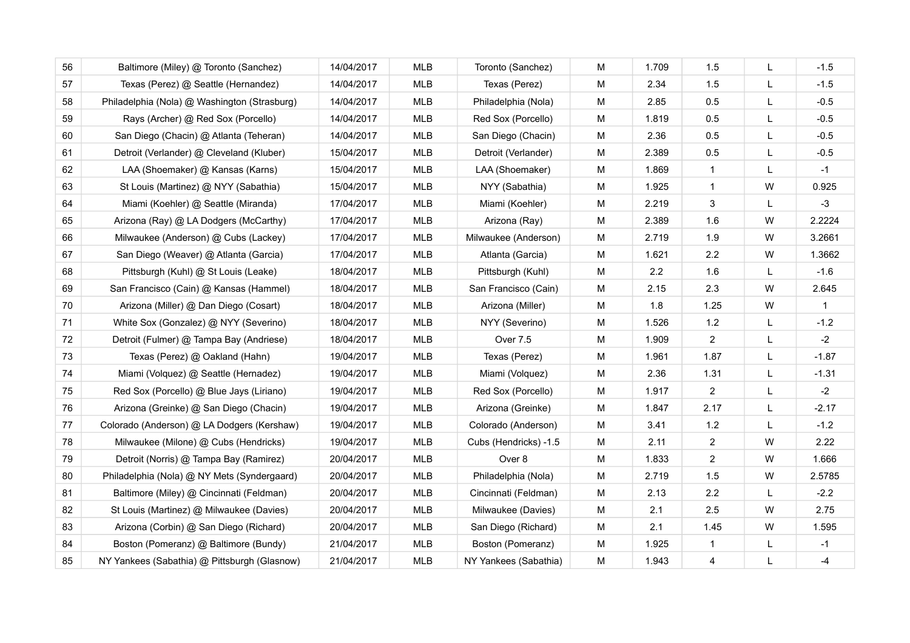| | | | | | | | | | |
|---|---|---|---|---|---|---|---|---|---|
| 56 | Baltimore (Miley) @ Toronto (Sanchez) | 14/04/2017 | MLB | Toronto (Sanchez) | M | 1.709 | 1.5 | L | -1.5 |
| 57 | Texas (Perez) @ Seattle (Hernandez) | 14/04/2017 | MLB | Texas (Perez) | M | 2.34 | 1.5 | L | -1.5 |
| 58 | Philadelphia (Nola) @ Washington (Strasburg) | 14/04/2017 | MLB | Philadelphia (Nola) | M | 2.85 | 0.5 | L | -0.5 |
| 59 | Rays (Archer) @ Red Sox (Porcello) | 14/04/2017 | MLB | Red Sox (Porcello) | M | 1.819 | 0.5 | L | -0.5 |
| 60 | San Diego (Chacin) @ Atlanta (Teheran) | 14/04/2017 | MLB | San Diego (Chacin) | M | 2.36 | 0.5 | L | -0.5 |
| 61 | Detroit (Verlander) @ Cleveland (Kluber) | 15/04/2017 | MLB | Detroit (Verlander) | M | 2.389 | 0.5 | L | -0.5 |
| 62 | LAA (Shoemaker) @ Kansas (Karns) | 15/04/2017 | MLB | LAA (Shoemaker) | M | 1.869 | 1 | L | -1 |
| 63 | St Louis (Martinez) @ NYY (Sabathia) | 15/04/2017 | MLB | NYY (Sabathia) | M | 1.925 | 1 | W | 0.925 |
| 64 | Miami (Koehler) @ Seattle (Miranda) | 17/04/2017 | MLB | Miami (Koehler) | M | 2.219 | 3 | L | -3 |
| 65 | Arizona (Ray) @ LA Dodgers (McCarthy) | 17/04/2017 | MLB | Arizona (Ray) | M | 2.389 | 1.6 | W | 2.2224 |
| 66 | Milwaukee (Anderson) @ Cubs (Lackey) | 17/04/2017 | MLB | Milwaukee (Anderson) | M | 2.719 | 1.9 | W | 3.2661 |
| 67 | San Diego (Weaver) @ Atlanta (Garcia) | 17/04/2017 | MLB | Atlanta (Garcia) | M | 1.621 | 2.2 | W | 1.3662 |
| 68 | Pittsburgh (Kuhl) @ St Louis (Leake) | 18/04/2017 | MLB | Pittsburgh (Kuhl) | M | 2.2 | 1.6 | L | -1.6 |
| 69 | San Francisco (Cain) @ Kansas (Hammel) | 18/04/2017 | MLB | San Francisco (Cain) | M | 2.15 | 2.3 | W | 2.645 |
| 70 | Arizona (Miller) @ Dan Diego (Cosart) | 18/04/2017 | MLB | Arizona (Miller) | M | 1.8 | 1.25 | W | 1 |
| 71 | White Sox (Gonzalez) @ NYY (Severino) | 18/04/2017 | MLB | NYY (Severino) | M | 1.526 | 1.2 | L | -1.2 |
| 72 | Detroit (Fulmer) @ Tampa Bay (Andriese) | 18/04/2017 | MLB | Over 7.5 | M | 1.909 | 2 | L | -2 |
| 73 | Texas (Perez) @ Oakland (Hahn) | 19/04/2017 | MLB | Texas (Perez) | M | 1.961 | 1.87 | L | -1.87 |
| 74 | Miami (Volquez) @ Seattle (Hernadez) | 19/04/2017 | MLB | Miami (Volquez) | M | 2.36 | 1.31 | L | -1.31 |
| 75 | Red Sox (Porcello) @ Blue Jays (Liriano) | 19/04/2017 | MLB | Red Sox (Porcello) | M | 1.917 | 2 | L | -2 |
| 76 | Arizona (Greinke) @ San Diego (Chacin) | 19/04/2017 | MLB | Arizona (Greinke) | M | 1.847 | 2.17 | L | -2.17 |
| 77 | Colorado (Anderson) @ LA Dodgers (Kershaw) | 19/04/2017 | MLB | Colorado (Anderson) | M | 3.41 | 1.2 | L | -1.2 |
| 78 | Milwaukee (Milone) @ Cubs (Hendricks) | 19/04/2017 | MLB | Cubs (Hendricks) -1.5 | M | 2.11 | 2 | W | 2.22 |
| 79 | Detroit (Norris) @ Tampa Bay (Ramirez) | 20/04/2017 | MLB | Over 8 | M | 1.833 | 2 | W | 1.666 |
| 80 | Philadelphia (Nola) @ NY Mets (Syndergaard) | 20/04/2017 | MLB | Philadelphia (Nola) | M | 2.719 | 1.5 | W | 2.5785 |
| 81 | Baltimore (Miley) @ Cincinnati (Feldman) | 20/04/2017 | MLB | Cincinnati (Feldman) | M | 2.13 | 2.2 | L | -2.2 |
| 82 | St Louis (Martinez) @ Milwaukee (Davies) | 20/04/2017 | MLB | Milwaukee (Davies) | M | 2.1 | 2.5 | W | 2.75 |
| 83 | Arizona (Corbin) @ San Diego (Richard) | 20/04/2017 | MLB | San Diego (Richard) | M | 2.1 | 1.45 | W | 1.595 |
| 84 | Boston (Pomeranz) @ Baltimore (Bundy) | 21/04/2017 | MLB | Boston (Pomeranz) | M | 1.925 | 1 | L | -1 |
| 85 | NY Yankees (Sabathia) @ Pittsburgh (Glasnow) | 21/04/2017 | MLB | NY Yankees (Sabathia) | M | 1.943 | 4 | L | -4 |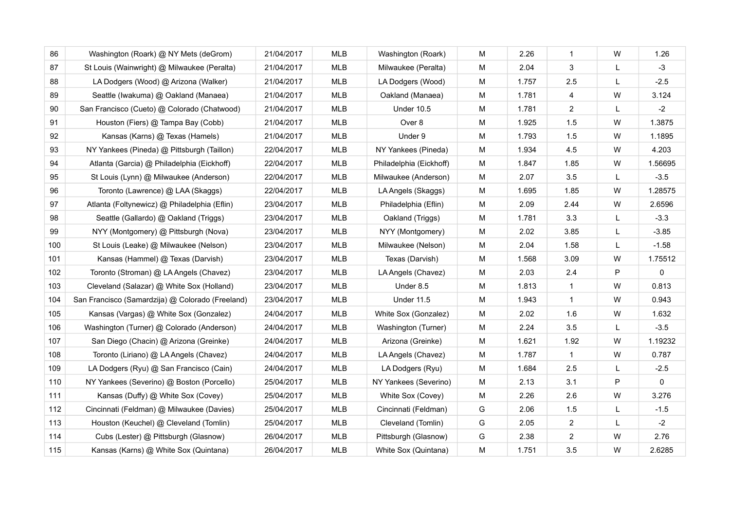| 86 | Washington (Roark) @ NY Mets (deGrom) | 21/04/2017 | MLB | Washington (Roark) | M | 2.26 | 1 | W | 1.26 |
|---|---|---|---|---|---|---|---|---|---|
| 87 | St Louis (Wainwright) @ Milwaukee (Peralta) | 21/04/2017 | MLB | Milwaukee (Peralta) | M | 2.04 | 3 | L | -3 |
| 88 | LA Dodgers (Wood) @ Arizona (Walker) | 21/04/2017 | MLB | LA Dodgers (Wood) | M | 1.757 | 2.5 | L | -2.5 |
| 89 | Seattle (Iwakuma) @ Oakland (Manaea) | 21/04/2017 | MLB | Oakland (Manaea) | M | 1.781 | 4 | W | 3.124 |
| 90 | San Francisco (Cueto) @ Colorado (Chatwood) | 21/04/2017 | MLB | Under 10.5 | M | 1.781 | 2 | L | -2 |
| 91 | Houston (Fiers) @ Tampa Bay (Cobb) | 21/04/2017 | MLB | Over 8 | M | 1.925 | 1.5 | W | 1.3875 |
| 92 | Kansas (Karns) @ Texas (Hamels) | 21/04/2017 | MLB | Under 9 | M | 1.793 | 1.5 | W | 1.1895 |
| 93 | NY Yankees (Pineda) @ Pittsburgh (Taillon) | 22/04/2017 | MLB | NY Yankees (Pineda) | M | 1.934 | 4.5 | W | 4.203 |
| 94 | Atlanta (Garcia) @ Philadelphia (Eickhoff) | 22/04/2017 | MLB | Philadelphia (Eickhoff) | M | 1.847 | 1.85 | W | 1.56695 |
| 95 | St Louis (Lynn) @ Milwaukee (Anderson) | 22/04/2017 | MLB | Milwaukee (Anderson) | M | 2.07 | 3.5 | L | -3.5 |
| 96 | Toronto (Lawrence) @ LAA (Skaggs) | 22/04/2017 | MLB | LA Angels (Skaggs) | M | 1.695 | 1.85 | W | 1.28575 |
| 97 | Atlanta (Foltynewicz) @ Philadelphia (Eflin) | 23/04/2017 | MLB | Philadelphia (Eflin) | M | 2.09 | 2.44 | W | 2.6596 |
| 98 | Seattle (Gallardo) @ Oakland (Triggs) | 23/04/2017 | MLB | Oakland (Triggs) | M | 1.781 | 3.3 | L | -3.3 |
| 99 | NYY (Montgomery) @ Pittsburgh (Nova) | 23/04/2017 | MLB | NYY (Montgomery) | M | 2.02 | 3.85 | L | -3.85 |
| 100 | St Louis (Leake) @ Milwaukee (Nelson) | 23/04/2017 | MLB | Milwaukee (Nelson) | M | 2.04 | 1.58 | L | -1.58 |
| 101 | Kansas (Hammel) @ Texas (Darvish) | 23/04/2017 | MLB | Texas (Darvish) | M | 1.568 | 3.09 | W | 1.75512 |
| 102 | Toronto (Stroman) @ LA Angels (Chavez) | 23/04/2017 | MLB | LA Angels (Chavez) | M | 2.03 | 2.4 | P | 0 |
| 103 | Cleveland (Salazar) @ White Sox (Holland) | 23/04/2017 | MLB | Under 8.5 | M | 1.813 | 1 | W | 0.813 |
| 104 | San Francisco (Samardzija) @ Colorado (Freeland) | 23/04/2017 | MLB | Under 11.5 | M | 1.943 | 1 | W | 0.943 |
| 105 | Kansas (Vargas) @ White Sox (Gonzalez) | 24/04/2017 | MLB | White Sox (Gonzalez) | M | 2.02 | 1.6 | W | 1.632 |
| 106 | Washington (Turner) @ Colorado (Anderson) | 24/04/2017 | MLB | Washington (Turner) | M | 2.24 | 3.5 | L | -3.5 |
| 107 | San Diego (Chacin) @ Arizona (Greinke) | 24/04/2017 | MLB | Arizona (Greinke) | M | 1.621 | 1.92 | W | 1.19232 |
| 108 | Toronto (Liriano) @ LA Angels (Chavez) | 24/04/2017 | MLB | LA Angels (Chavez) | M | 1.787 | 1 | W | 0.787 |
| 109 | LA Dodgers (Ryu) @ San Francisco (Cain) | 24/04/2017 | MLB | LA Dodgers (Ryu) | M | 1.684 | 2.5 | L | -2.5 |
| 110 | NY Yankees (Severino) @ Boston (Porcello) | 25/04/2017 | MLB | NY Yankees (Severino) | M | 2.13 | 3.1 | P | 0 |
| 111 | Kansas (Duffy) @ White Sox (Covey) | 25/04/2017 | MLB | White Sox (Covey) | M | 2.26 | 2.6 | W | 3.276 |
| 112 | Cincinnati (Feldman) @ Milwaukee (Davies) | 25/04/2017 | MLB | Cincinnati (Feldman) | G | 2.06 | 1.5 | L | -1.5 |
| 113 | Houston (Keuchel) @ Cleveland (Tomlin) | 25/04/2017 | MLB | Cleveland (Tomlin) | G | 2.05 | 2 | L | -2 |
| 114 | Cubs (Lester) @ Pittsburgh (Glasnow) | 26/04/2017 | MLB | Pittsburgh (Glasnow) | G | 2.38 | 2 | W | 2.76 |
| 115 | Kansas (Karns) @ White Sox (Quintana) | 26/04/2017 | MLB | White Sox (Quintana) | M | 1.751 | 3.5 | W | 2.6285 |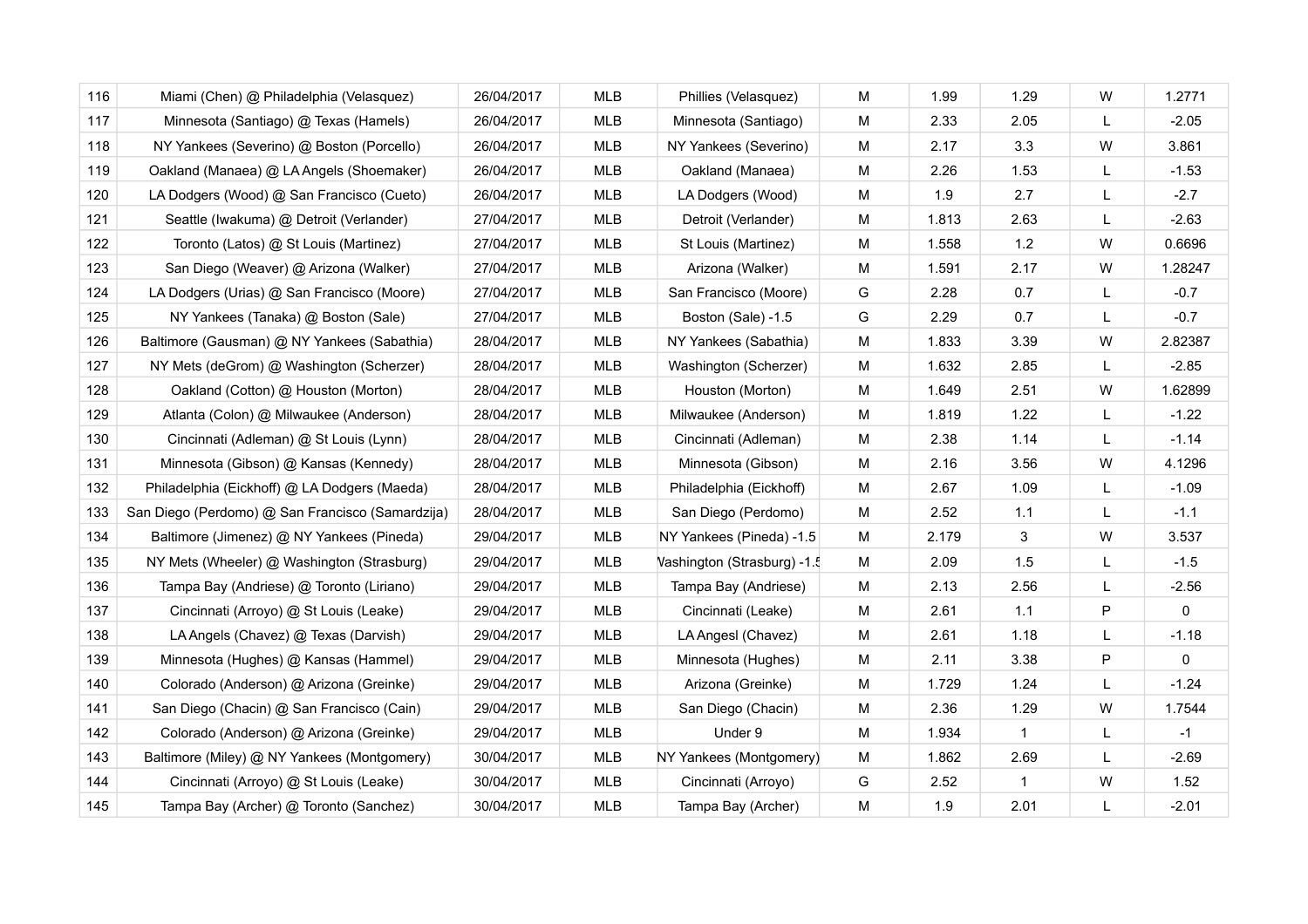| 116 | Miami (Chen) @ Philadelphia (Velasquez) | 26/04/2017 | MLB | Phillies (Velasquez) | M | 1.99 | 1.29 | W | 1.2771 |
|---|---|---|---|---|---|---|---|---|---|
| 117 | Minnesota (Santiago) @ Texas (Hamels) | 26/04/2017 | MLB | Minnesota (Santiago) | M | 2.33 | 2.05 | L | -2.05 |
| 118 | NY Yankees (Severino) @ Boston (Porcello) | 26/04/2017 | MLB | NY Yankees (Severino) | M | 2.17 | 3.3 | W | 3.861 |
| 119 | Oakland (Manaea) @ LA Angels (Shoemaker) | 26/04/2017 | MLB | Oakland (Manaea) | M | 2.26 | 1.53 | L | -1.53 |
| 120 | LA Dodgers (Wood) @ San Francisco (Cueto) | 26/04/2017 | MLB | LA Dodgers (Wood) | M | 1.9 | 2.7 | L | -2.7 |
| 121 | Seattle (Iwakuma) @ Detroit (Verlander) | 27/04/2017 | MLB | Detroit (Verlander) | M | 1.813 | 2.63 | L | -2.63 |
| 122 | Toronto (Latos) @ St Louis (Martinez) | 27/04/2017 | MLB | St Louis (Martinez) | M | 1.558 | 1.2 | W | 0.6696 |
| 123 | San Diego (Weaver) @ Arizona (Walker) | 27/04/2017 | MLB | Arizona (Walker) | M | 1.591 | 2.17 | W | 1.28247 |
| 124 | LA Dodgers (Urias) @ San Francisco (Moore) | 27/04/2017 | MLB | San Francisco (Moore) | G | 2.28 | 0.7 | L | -0.7 |
| 125 | NY Yankees (Tanaka) @ Boston (Sale) | 27/04/2017 | MLB | Boston (Sale) -1.5 | G | 2.29 | 0.7 | L | -0.7 |
| 126 | Baltimore (Gausman) @ NY Yankees (Sabathia) | 28/04/2017 | MLB | NY Yankees (Sabathia) | M | 1.833 | 3.39 | W | 2.82387 |
| 127 | NY Mets (deGrom) @ Washington (Scherzer) | 28/04/2017 | MLB | Washington (Scherzer) | M | 1.632 | 2.85 | L | -2.85 |
| 128 | Oakland (Cotton) @ Houston (Morton) | 28/04/2017 | MLB | Houston (Morton) | M | 1.649 | 2.51 | W | 1.62899 |
| 129 | Atlanta (Colon) @ Milwaukee (Anderson) | 28/04/2017 | MLB | Milwaukee (Anderson) | M | 1.819 | 1.22 | L | -1.22 |
| 130 | Cincinnati (Adleman) @ St Louis (Lynn) | 28/04/2017 | MLB | Cincinnati (Adleman) | M | 2.38 | 1.14 | L | -1.14 |
| 131 | Minnesota (Gibson) @ Kansas (Kennedy) | 28/04/2017 | MLB | Minnesota (Gibson) | M | 2.16 | 3.56 | W | 4.1296 |
| 132 | Philadelphia (Eickhoff) @ LA Dodgers (Maeda) | 28/04/2017 | MLB | Philadelphia (Eickhoff) | M | 2.67 | 1.09 | L | -1.09 |
| 133 | San Diego (Perdomo) @ San Francisco (Samardzija) | 28/04/2017 | MLB | San Diego (Perdomo) | M | 2.52 | 1.1 | L | -1.1 |
| 134 | Baltimore (Jimenez) @ NY Yankees (Pineda) | 29/04/2017 | MLB | NY Yankees (Pineda) -1.5 | M | 2.179 | 3 | W | 3.537 |
| 135 | NY Mets (Wheeler) @ Washington (Strasburg) | 29/04/2017 | MLB | Washington (Strasburg) -1.5 | M | 2.09 | 1.5 | L | -1.5 |
| 136 | Tampa Bay (Andriese) @ Toronto (Liriano) | 29/04/2017 | MLB | Tampa Bay (Andriese) | M | 2.13 | 2.56 | L | -2.56 |
| 137 | Cincinnati (Arroyo) @ St Louis (Leake) | 29/04/2017 | MLB | Cincinnati (Leake) | M | 2.61 | 1.1 | P | 0 |
| 138 | LA Angels (Chavez) @ Texas (Darvish) | 29/04/2017 | MLB | LA Angesl (Chavez) | M | 2.61 | 1.18 | L | -1.18 |
| 139 | Minnesota (Hughes) @ Kansas (Hammel) | 29/04/2017 | MLB | Minnesota (Hughes) | M | 2.11 | 3.38 | P | 0 |
| 140 | Colorado (Anderson) @ Arizona (Greinke) | 29/04/2017 | MLB | Arizona (Greinke) | M | 1.729 | 1.24 | L | -1.24 |
| 141 | San Diego (Chacin) @ San Francisco (Cain) | 29/04/2017 | MLB | San Diego (Chacin) | M | 2.36 | 1.29 | W | 1.7544 |
| 142 | Colorado (Anderson) @ Arizona (Greinke) | 29/04/2017 | MLB | Under 9 | M | 1.934 | 1 | L | -1 |
| 143 | Baltimore (Miley) @ NY Yankees (Montgomery) | 30/04/2017 | MLB | NY Yankees (Montgomery) | M | 1.862 | 2.69 | L | -2.69 |
| 144 | Cincinnati (Arroyo) @ St Louis (Leake) | 30/04/2017 | MLB | Cincinnati (Arroyo) | G | 2.52 | 1 | W | 1.52 |
| 145 | Tampa Bay (Archer) @ Toronto (Sanchez) | 30/04/2017 | MLB | Tampa Bay (Archer) | M | 1.9 | 2.01 | L | -2.01 |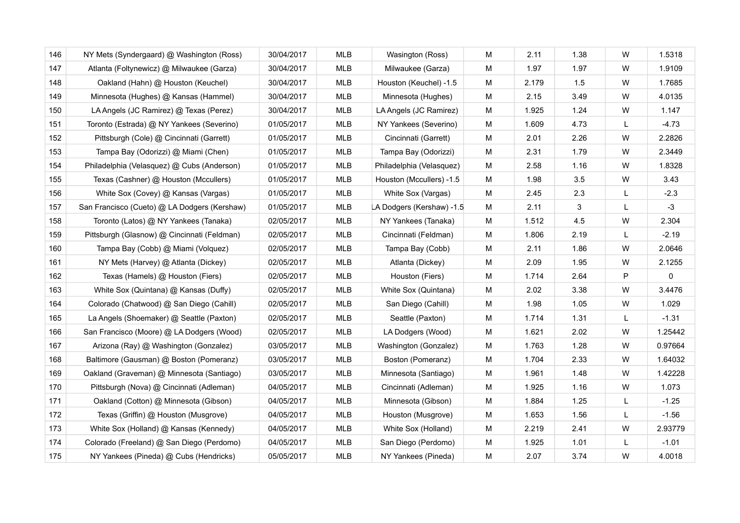| | | | | | | | | | |
|---|---|---|---|---|---|---|---|---|---|
| 146 | NY Mets (Syndergaard) @ Washington (Ross) | 30/04/2017 | MLB | Wasington (Ross) | M | 2.11 | 1.38 | W | 1.5318 |
| 147 | Atlanta (Foltynewicz) @ Milwaukee (Garza) | 30/04/2017 | MLB | Milwaukee (Garza) | M | 1.97 | 1.97 | W | 1.9109 |
| 148 | Oakland (Hahn) @ Houston (Keuchel) | 30/04/2017 | MLB | Houston (Keuchel) -1.5 | M | 2.179 | 1.5 | W | 1.7685 |
| 149 | Minnesota (Hughes) @ Kansas (Hammel) | 30/04/2017 | MLB | Minnesota (Hughes) | M | 2.15 | 3.49 | W | 4.0135 |
| 150 | LA Angels (JC Ramirez) @ Texas (Perez) | 30/04/2017 | MLB | LA Angels (JC Ramirez) | M | 1.925 | 1.24 | W | 1.147 |
| 151 | Toronto (Estrada) @ NY Yankees (Severino) | 01/05/2017 | MLB | NY Yankees (Severino) | M | 1.609 | 4.73 | L | -4.73 |
| 152 | Pittsburgh (Cole) @ Cincinnati (Garrett) | 01/05/2017 | MLB | Cincinnati (Garrett) | M | 2.01 | 2.26 | W | 2.2826 |
| 153 | Tampa Bay (Odorizzi) @ Miami (Chen) | 01/05/2017 | MLB | Tampa Bay (Odorizzi) | M | 2.31 | 1.79 | W | 2.3449 |
| 154 | Philadelphia (Velasquez) @ Cubs (Anderson) | 01/05/2017 | MLB | Philadelphia (Velasquez) | M | 2.58 | 1.16 | W | 1.8328 |
| 155 | Texas (Cashner) @ Houston (Mccullers) | 01/05/2017 | MLB | Houston (Mccullers) -1.5 | M | 1.98 | 3.5 | W | 3.43 |
| 156 | White Sox (Covey) @ Kansas (Vargas) | 01/05/2017 | MLB | White Sox (Vargas) | M | 2.45 | 2.3 | L | -2.3 |
| 157 | San Francisco (Cueto) @ LA Dodgers (Kershaw) | 01/05/2017 | MLB | LA Dodgers (Kershaw) -1.5 | M | 2.11 | 3 | L | -3 |
| 158 | Toronto (Latos) @ NY Yankees (Tanaka) | 02/05/2017 | MLB | NY Yankees (Tanaka) | M | 1.512 | 4.5 | W | 2.304 |
| 159 | Pittsburgh (Glasnow) @ Cincinnati (Feldman) | 02/05/2017 | MLB | Cincinnati (Feldman) | M | 1.806 | 2.19 | L | -2.19 |
| 160 | Tampa Bay (Cobb) @ Miami (Volquez) | 02/05/2017 | MLB | Tampa Bay (Cobb) | M | 2.11 | 1.86 | W | 2.0646 |
| 161 | NY Mets (Harvey) @ Atlanta (Dickey) | 02/05/2017 | MLB | Atlanta (Dickey) | M | 2.09 | 1.95 | W | 2.1255 |
| 162 | Texas (Hamels) @ Houston (Fiers) | 02/05/2017 | MLB | Houston (Fiers) | M | 1.714 | 2.64 | P | 0 |
| 163 | White Sox (Quintana) @ Kansas (Duffy) | 02/05/2017 | MLB | White Sox (Quintana) | M | 2.02 | 3.38 | W | 3.4476 |
| 164 | Colorado (Chatwood) @ San Diego (Cahill) | 02/05/2017 | MLB | San Diego (Cahill) | M | 1.98 | 1.05 | W | 1.029 |
| 165 | La Angels (Shoemaker) @ Seattle (Paxton) | 02/05/2017 | MLB | Seattle (Paxton) | M | 1.714 | 1.31 | L | -1.31 |
| 166 | San Francisco (Moore) @ LA Dodgers (Wood) | 02/05/2017 | MLB | LA Dodgers (Wood) | M | 1.621 | 2.02 | W | 1.25442 |
| 167 | Arizona (Ray) @ Washington (Gonzalez) | 03/05/2017 | MLB | Washington (Gonzalez) | M | 1.763 | 1.28 | W | 0.97664 |
| 168 | Baltimore (Gausman) @ Boston (Pomeranz) | 03/05/2017 | MLB | Boston (Pomeranz) | M | 1.704 | 2.33 | W | 1.64032 |
| 169 | Oakland (Graveman) @ Minnesota (Santiago) | 03/05/2017 | MLB | Minnesota (Santiago) | M | 1.961 | 1.48 | W | 1.42228 |
| 170 | Pittsburgh (Nova) @ Cincinnati (Adleman) | 04/05/2017 | MLB | Cincinnati (Adleman) | M | 1.925 | 1.16 | W | 1.073 |
| 171 | Oakland (Cotton) @ Minnesota (Gibson) | 04/05/2017 | MLB | Minnesota (Gibson) | M | 1.884 | 1.25 | L | -1.25 |
| 172 | Texas (Griffin) @ Houston (Musgrove) | 04/05/2017 | MLB | Houston (Musgrove) | M | 1.653 | 1.56 | L | -1.56 |
| 173 | White Sox (Holland) @ Kansas (Kennedy) | 04/05/2017 | MLB | White Sox (Holland) | M | 2.219 | 2.41 | W | 2.93779 |
| 174 | Colorado (Freeland) @ San Diego (Perdomo) | 04/05/2017 | MLB | San Diego (Perdomo) | M | 1.925 | 1.01 | L | -1.01 |
| 175 | NY Yankees (Pineda) @ Cubs (Hendricks) | 05/05/2017 | MLB | NY Yankees (Pineda) | M | 2.07 | 3.74 | W | 4.0018 |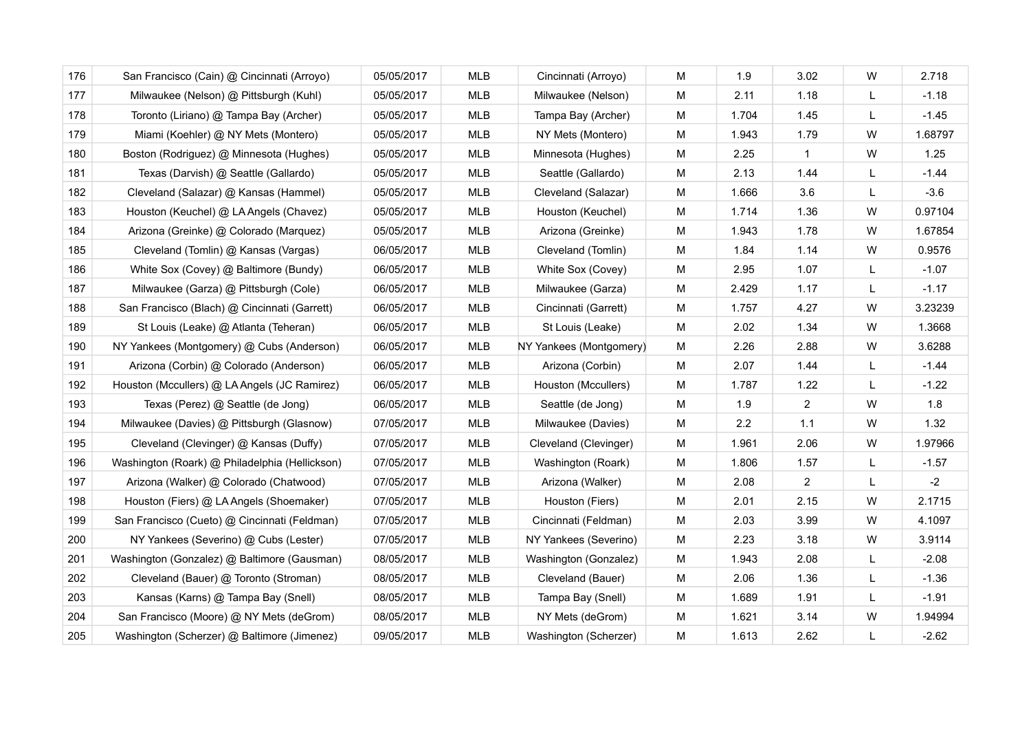|  |  |  |  |  |  |  |  |  |  |
|---|---|---|---|---|---|---|---|---|---|
| 176 | San Francisco (Cain) @ Cincinnati (Arroyo) | 05/05/2017 | MLB | Cincinnati (Arroyo) | M | 1.9 | 3.02 | W | 2.718 |
| 177 | Milwaukee (Nelson) @ Pittsburgh (Kuhl) | 05/05/2017 | MLB | Milwaukee (Nelson) | M | 2.11 | 1.18 | L | -1.18 |
| 178 | Toronto (Liriano) @ Tampa Bay (Archer) | 05/05/2017 | MLB | Tampa Bay (Archer) | M | 1.704 | 1.45 | L | -1.45 |
| 179 | Miami (Koehler) @ NY Mets (Montero) | 05/05/2017 | MLB | NY Mets (Montero) | M | 1.943 | 1.79 | W | 1.68797 |
| 180 | Boston (Rodriguez) @ Minnesota (Hughes) | 05/05/2017 | MLB | Minnesota (Hughes) | M | 2.25 | 1 | W | 1.25 |
| 181 | Texas (Darvish) @ Seattle (Gallardo) | 05/05/2017 | MLB | Seattle (Gallardo) | M | 2.13 | 1.44 | L | -1.44 |
| 182 | Cleveland (Salazar) @ Kansas (Hammel) | 05/05/2017 | MLB | Cleveland (Salazar) | M | 1.666 | 3.6 | L | -3.6 |
| 183 | Houston (Keuchel) @ LA Angels (Chavez) | 05/05/2017 | MLB | Houston (Keuchel) | M | 1.714 | 1.36 | W | 0.97104 |
| 184 | Arizona (Greinke) @ Colorado (Marquez) | 05/05/2017 | MLB | Arizona (Greinke) | M | 1.943 | 1.78 | W | 1.67854 |
| 185 | Cleveland (Tomlin) @ Kansas (Vargas) | 06/05/2017 | MLB | Cleveland (Tomlin) | M | 1.84 | 1.14 | W | 0.9576 |
| 186 | White Sox (Covey) @ Baltimore (Bundy) | 06/05/2017 | MLB | White Sox (Covey) | M | 2.95 | 1.07 | L | -1.07 |
| 187 | Milwaukee (Garza) @ Pittsburgh (Cole) | 06/05/2017 | MLB | Milwaukee (Garza) | M | 2.429 | 1.17 | L | -1.17 |
| 188 | San Francisco (Blach) @ Cincinnati (Garrett) | 06/05/2017 | MLB | Cincinnati (Garrett) | M | 1.757 | 4.27 | W | 3.23239 |
| 189 | St Louis (Leake) @ Atlanta (Teheran) | 06/05/2017 | MLB | St Louis (Leake) | M | 2.02 | 1.34 | W | 1.3668 |
| 190 | NY Yankees (Montgomery) @ Cubs (Anderson) | 06/05/2017 | MLB | NY Yankees (Montgomery) | M | 2.26 | 2.88 | W | 3.6288 |
| 191 | Arizona (Corbin) @ Colorado (Anderson) | 06/05/2017 | MLB | Arizona (Corbin) | M | 2.07 | 1.44 | L | -1.44 |
| 192 | Houston (Mccullers) @ LA Angels (JC Ramirez) | 06/05/2017 | MLB | Houston (Mccullers) | M | 1.787 | 1.22 | L | -1.22 |
| 193 | Texas (Perez) @ Seattle (de Jong) | 06/05/2017 | MLB | Seattle (de Jong) | M | 1.9 | 2 | W | 1.8 |
| 194 | Milwaukee (Davies) @ Pittsburgh (Glasnow) | 07/05/2017 | MLB | Milwaukee (Davies) | M | 2.2 | 1.1 | W | 1.32 |
| 195 | Cleveland (Clevinger) @ Kansas (Duffy) | 07/05/2017 | MLB | Cleveland (Clevinger) | M | 1.961 | 2.06 | W | 1.97966 |
| 196 | Washington (Roark) @ Philadelphia (Hellickson) | 07/05/2017 | MLB | Washington (Roark) | M | 1.806 | 1.57 | L | -1.57 |
| 197 | Arizona (Walker) @ Colorado (Chatwood) | 07/05/2017 | MLB | Arizona (Walker) | M | 2.08 | 2 | L | -2 |
| 198 | Houston (Fiers) @ LA Angels (Shoemaker) | 07/05/2017 | MLB | Houston (Fiers) | M | 2.01 | 2.15 | W | 2.1715 |
| 199 | San Francisco (Cueto) @ Cincinnati (Feldman) | 07/05/2017 | MLB | Cincinnati (Feldman) | M | 2.03 | 3.99 | W | 4.1097 |
| 200 | NY Yankees (Severino) @ Cubs (Lester) | 07/05/2017 | MLB | NY Yankees (Severino) | M | 2.23 | 3.18 | W | 3.9114 |
| 201 | Washington (Gonzalez) @ Baltimore (Gausman) | 08/05/2017 | MLB | Washington (Gonzalez) | M | 1.943 | 2.08 | L | -2.08 |
| 202 | Cleveland (Bauer) @ Toronto (Stroman) | 08/05/2017 | MLB | Cleveland (Bauer) | M | 2.06 | 1.36 | L | -1.36 |
| 203 | Kansas (Karns) @ Tampa Bay (Snell) | 08/05/2017 | MLB | Tampa Bay (Snell) | M | 1.689 | 1.91 | L | -1.91 |
| 204 | San Francisco (Moore) @ NY Mets (deGrom) | 08/05/2017 | MLB | NY Mets (deGrom) | M | 1.621 | 3.14 | W | 1.94994 |
| 205 | Washington (Scherzer) @ Baltimore (Jimenez) | 09/05/2017 | MLB | Washington (Scherzer) | M | 1.613 | 2.62 | L | -2.62 |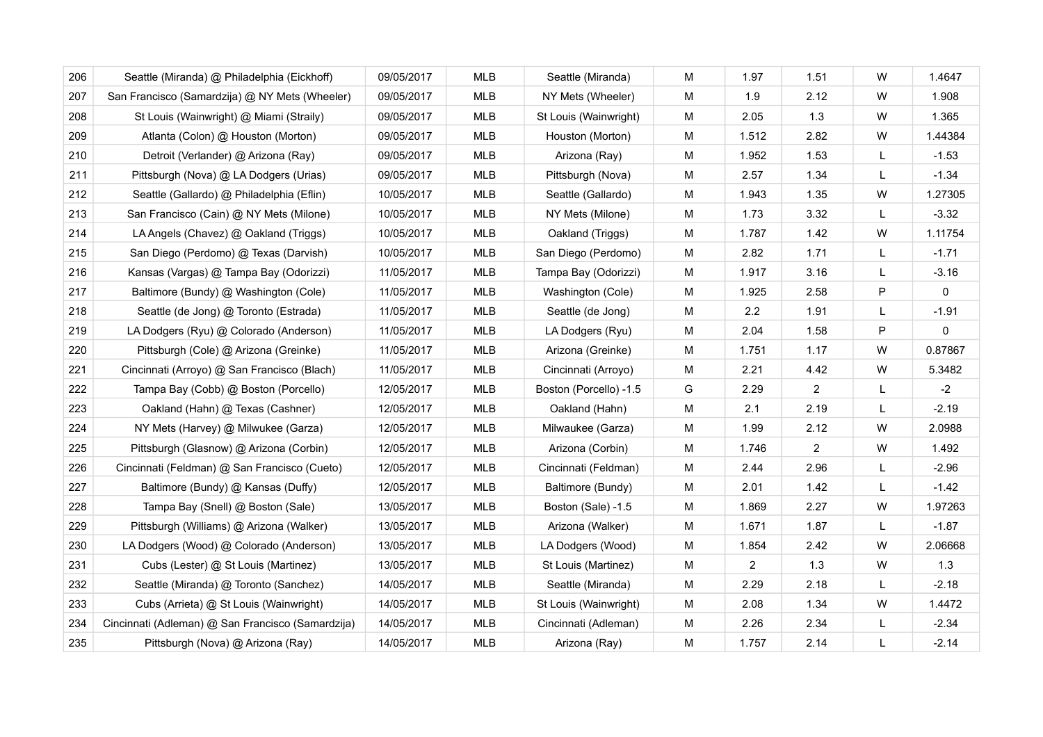| | | | | | | | | | |
|---|---|---|---|---|---|---|---|---|---|
| 206 | Seattle (Miranda) @ Philadelphia (Eickhoff) | 09/05/2017 | MLB | Seattle (Miranda) | M | 1.97 | 1.51 | W | 1.4647 |
| 207 | San Francisco (Samardzija) @ NY Mets (Wheeler) | 09/05/2017 | MLB | NY Mets (Wheeler) | M | 1.9 | 2.12 | W | 1.908 |
| 208 | St Louis (Wainwright) @ Miami (Straily) | 09/05/2017 | MLB | St Louis (Wainwright) | M | 2.05 | 1.3 | W | 1.365 |
| 209 | Atlanta (Colon) @ Houston (Morton) | 09/05/2017 | MLB | Houston (Morton) | M | 1.512 | 2.82 | W | 1.44384 |
| 210 | Detroit (Verlander) @ Arizona (Ray) | 09/05/2017 | MLB | Arizona (Ray) | M | 1.952 | 1.53 | L | -1.53 |
| 211 | Pittsburgh (Nova) @ LA Dodgers (Urias) | 09/05/2017 | MLB | Pittsburgh (Nova) | M | 2.57 | 1.34 | L | -1.34 |
| 212 | Seattle (Gallardo) @ Philadelphia (Eflin) | 10/05/2017 | MLB | Seattle (Gallardo) | M | 1.943 | 1.35 | W | 1.27305 |
| 213 | San Francisco (Cain) @ NY Mets (Milone) | 10/05/2017 | MLB | NY Mets (Milone) | M | 1.73 | 3.32 | L | -3.32 |
| 214 | LA Angels (Chavez) @ Oakland (Triggs) | 10/05/2017 | MLB | Oakland (Triggs) | M | 1.787 | 1.42 | W | 1.11754 |
| 215 | San Diego (Perdomo) @ Texas (Darvish) | 10/05/2017 | MLB | San Diego (Perdomo) | M | 2.82 | 1.71 | L | -1.71 |
| 216 | Kansas (Vargas) @ Tampa Bay (Odorizzi) | 11/05/2017 | MLB | Tampa Bay (Odorizzi) | M | 1.917 | 3.16 | L | -3.16 |
| 217 | Baltimore (Bundy) @ Washington (Cole) | 11/05/2017 | MLB | Washington (Cole) | M | 1.925 | 2.58 | P | 0 |
| 218 | Seattle (de Jong) @ Toronto (Estrada) | 11/05/2017 | MLB | Seattle (de Jong) | M | 2.2 | 1.91 | L | -1.91 |
| 219 | LA Dodgers (Ryu) @ Colorado (Anderson) | 11/05/2017 | MLB | LA Dodgers (Ryu) | M | 2.04 | 1.58 | P | 0 |
| 220 | Pittsburgh (Cole) @ Arizona (Greinke) | 11/05/2017 | MLB | Arizona (Greinke) | M | 1.751 | 1.17 | W | 0.87867 |
| 221 | Cincinnati (Arroyo) @ San Francisco (Blach) | 11/05/2017 | MLB | Cincinnati (Arroyo) | M | 2.21 | 4.42 | W | 5.3482 |
| 222 | Tampa Bay (Cobb) @ Boston (Porcello) | 12/05/2017 | MLB | Boston (Porcello) -1.5 | G | 2.29 | 2 | L | -2 |
| 223 | Oakland (Hahn) @ Texas (Cashner) | 12/05/2017 | MLB | Oakland (Hahn) | M | 2.1 | 2.19 | L | -2.19 |
| 224 | NY Mets (Harvey) @ Milwaukee (Garza) | 12/05/2017 | MLB | Milwaukee (Garza) | M | 1.99 | 2.12 | W | 2.0988 |
| 225 | Pittsburgh (Glasnow) @ Arizona (Corbin) | 12/05/2017 | MLB | Arizona (Corbin) | M | 1.746 | 2 | W | 1.492 |
| 226 | Cincinnati (Feldman) @ San Francisco (Cueto) | 12/05/2017 | MLB | Cincinnati (Feldman) | M | 2.44 | 2.96 | L | -2.96 |
| 227 | Baltimore (Bundy) @ Kansas (Duffy) | 12/05/2017 | MLB | Baltimore (Bundy) | M | 2.01 | 1.42 | L | -1.42 |
| 228 | Tampa Bay (Snell) @ Boston (Sale) | 13/05/2017 | MLB | Boston (Sale) -1.5 | M | 1.869 | 2.27 | W | 1.97263 |
| 229 | Pittsburgh (Williams) @ Arizona (Walker) | 13/05/2017 | MLB | Arizona (Walker) | M | 1.671 | 1.87 | L | -1.87 |
| 230 | LA Dodgers (Wood) @ Colorado (Anderson) | 13/05/2017 | MLB | LA Dodgers (Wood) | M | 1.854 | 2.42 | W | 2.06668 |
| 231 | Cubs (Lester) @ St Louis (Martinez) | 13/05/2017 | MLB | St Louis (Martinez) | M | 2 | 1.3 | W | 1.3 |
| 232 | Seattle (Miranda) @ Toronto (Sanchez) | 14/05/2017 | MLB | Seattle (Miranda) | M | 2.29 | 2.18 | L | -2.18 |
| 233 | Cubs (Arrieta) @ St Louis (Wainwright) | 14/05/2017 | MLB | St Louis (Wainwright) | M | 2.08 | 1.34 | W | 1.4472 |
| 234 | Cincinnati (Adleman) @ San Francisco (Samardzija) | 14/05/2017 | MLB | Cincinnati (Adleman) | M | 2.26 | 2.34 | L | -2.34 |
| 235 | Pittsburgh (Nova) @ Arizona (Ray) | 14/05/2017 | MLB | Arizona (Ray) | M | 1.757 | 2.14 | L | -2.14 |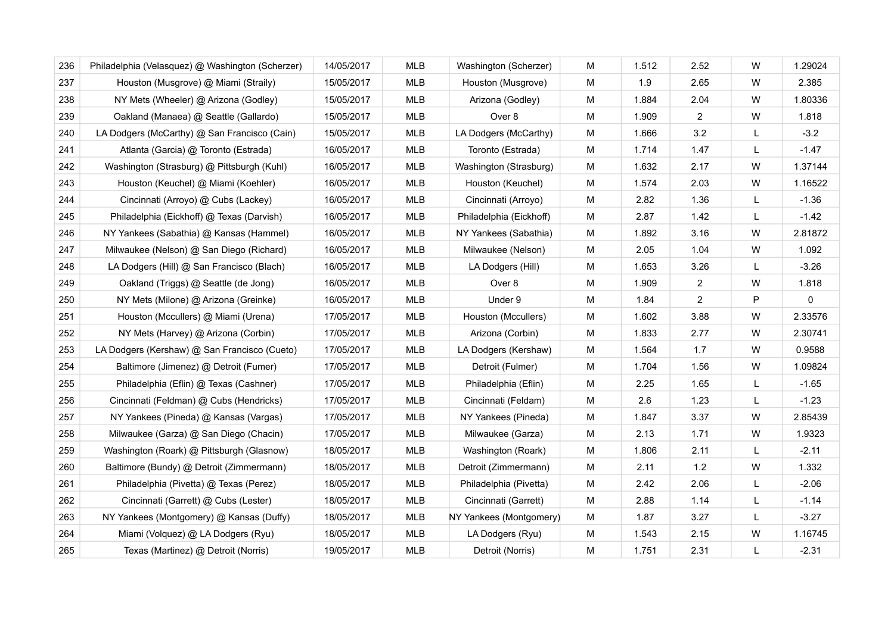| 236 | Philadelphia (Velasquez) @ Washington (Scherzer) | 14/05/2017 | MLB | Washington (Scherzer) | M | 1.512 | 2.52 | W | 1.29024 |
|---|---|---|---|---|---|---|---|---|---|
| 237 | Houston (Musgrove) @ Miami (Straily) | 15/05/2017 | MLB | Houston (Musgrove) | M | 1.9 | 2.65 | W | 2.385 |
| 238 | NY Mets (Wheeler) @ Arizona (Godley) | 15/05/2017 | MLB | Arizona (Godley) | M | 1.884 | 2.04 | W | 1.80336 |
| 239 | Oakland (Manaea) @ Seattle (Gallardo) | 15/05/2017 | MLB | Over 8 | M | 1.909 | 2 | W | 1.818 |
| 240 | LA Dodgers (McCarthy) @ San Francisco (Cain) | 15/05/2017 | MLB | LA Dodgers (McCarthy) | M | 1.666 | 3.2 | L | -3.2 |
| 241 | Atlanta (Garcia) @ Toronto (Estrada) | 16/05/2017 | MLB | Toronto (Estrada) | M | 1.714 | 1.47 | L | -1.47 |
| 242 | Washington (Strasburg) @ Pittsburgh (Kuhl) | 16/05/2017 | MLB | Washington (Strasburg) | M | 1.632 | 2.17 | W | 1.37144 |
| 243 | Houston (Keuchel) @ Miami (Koehler) | 16/05/2017 | MLB | Houston (Keuchel) | M | 1.574 | 2.03 | W | 1.16522 |
| 244 | Cincinnati (Arroyo) @ Cubs (Lackey) | 16/05/2017 | MLB | Cincinnati (Arroyo) | M | 2.82 | 1.36 | L | -1.36 |
| 245 | Philadelphia (Eickhoff) @ Texas (Darvish) | 16/05/2017 | MLB | Philadelphia (Eickhoff) | M | 2.87 | 1.42 | L | -1.42 |
| 246 | NY Yankees (Sabathia) @ Kansas (Hammel) | 16/05/2017 | MLB | NY Yankees (Sabathia) | M | 1.892 | 3.16 | W | 2.81872 |
| 247 | Milwaukee (Nelson) @ San Diego (Richard) | 16/05/2017 | MLB | Milwaukee (Nelson) | M | 2.05 | 1.04 | W | 1.092 |
| 248 | LA Dodgers (Hill) @ San Francisco (Blach) | 16/05/2017 | MLB | LA Dodgers (Hill) | M | 1.653 | 3.26 | L | -3.26 |
| 249 | Oakland (Triggs) @ Seattle (de Jong) | 16/05/2017 | MLB | Over 8 | M | 1.909 | 2 | W | 1.818 |
| 250 | NY Mets (Milone) @ Arizona (Greinke) | 16/05/2017 | MLB | Under 9 | M | 1.84 | 2 | P | 0 |
| 251 | Houston (Mccullers) @ Miami (Urena) | 17/05/2017 | MLB | Houston (Mccullers) | M | 1.602 | 3.88 | W | 2.33576 |
| 252 | NY Mets (Harvey) @ Arizona (Corbin) | 17/05/2017 | MLB | Arizona (Corbin) | M | 1.833 | 2.77 | W | 2.30741 |
| 253 | LA Dodgers (Kershaw) @ San Francisco (Cueto) | 17/05/2017 | MLB | LA Dodgers (Kershaw) | M | 1.564 | 1.7 | W | 0.9588 |
| 254 | Baltimore (Jimenez) @ Detroit (Fumer) | 17/05/2017 | MLB | Detroit (Fulmer) | M | 1.704 | 1.56 | W | 1.09824 |
| 255 | Philadelphia (Eflin) @ Texas (Cashner) | 17/05/2017 | MLB | Philadelphia (Eflin) | M | 2.25 | 1.65 | L | -1.65 |
| 256 | Cincinnati (Feldman) @ Cubs (Hendricks) | 17/05/2017 | MLB | Cincinnati (Feldam) | M | 2.6 | 1.23 | L | -1.23 |
| 257 | NY Yankees (Pineda) @ Kansas (Vargas) | 17/05/2017 | MLB | NY Yankees (Pineda) | M | 1.847 | 3.37 | W | 2.85439 |
| 258 | Milwaukee (Garza) @ San Diego (Chacin) | 17/05/2017 | MLB | Milwaukee (Garza) | M | 2.13 | 1.71 | W | 1.9323 |
| 259 | Washington (Roark) @ Pittsburgh (Glasnow) | 18/05/2017 | MLB | Washington (Roark) | M | 1.806 | 2.11 | L | -2.11 |
| 260 | Baltimore (Bundy) @ Detroit (Zimmermann) | 18/05/2017 | MLB | Detroit (Zimmermann) | M | 2.11 | 1.2 | W | 1.332 |
| 261 | Philadelphia (Pivetta) @ Texas (Perez) | 18/05/2017 | MLB | Philadelphia (Pivetta) | M | 2.42 | 2.06 | L | -2.06 |
| 262 | Cincinnati (Garrett) @ Cubs (Lester) | 18/05/2017 | MLB | Cincinnati (Garrett) | M | 2.88 | 1.14 | L | -1.14 |
| 263 | NY Yankees (Montgomery) @ Kansas (Duffy) | 18/05/2017 | MLB | NY Yankees (Montgomery) | M | 1.87 | 3.27 | L | -3.27 |
| 264 | Miami (Volquez) @ LA Dodgers (Ryu) | 18/05/2017 | MLB | LA Dodgers (Ryu) | M | 1.543 | 2.15 | W | 1.16745 |
| 265 | Texas (Martinez) @ Detroit (Norris) | 19/05/2017 | MLB | Detroit (Norris) | M | 1.751 | 2.31 | L | -2.31 |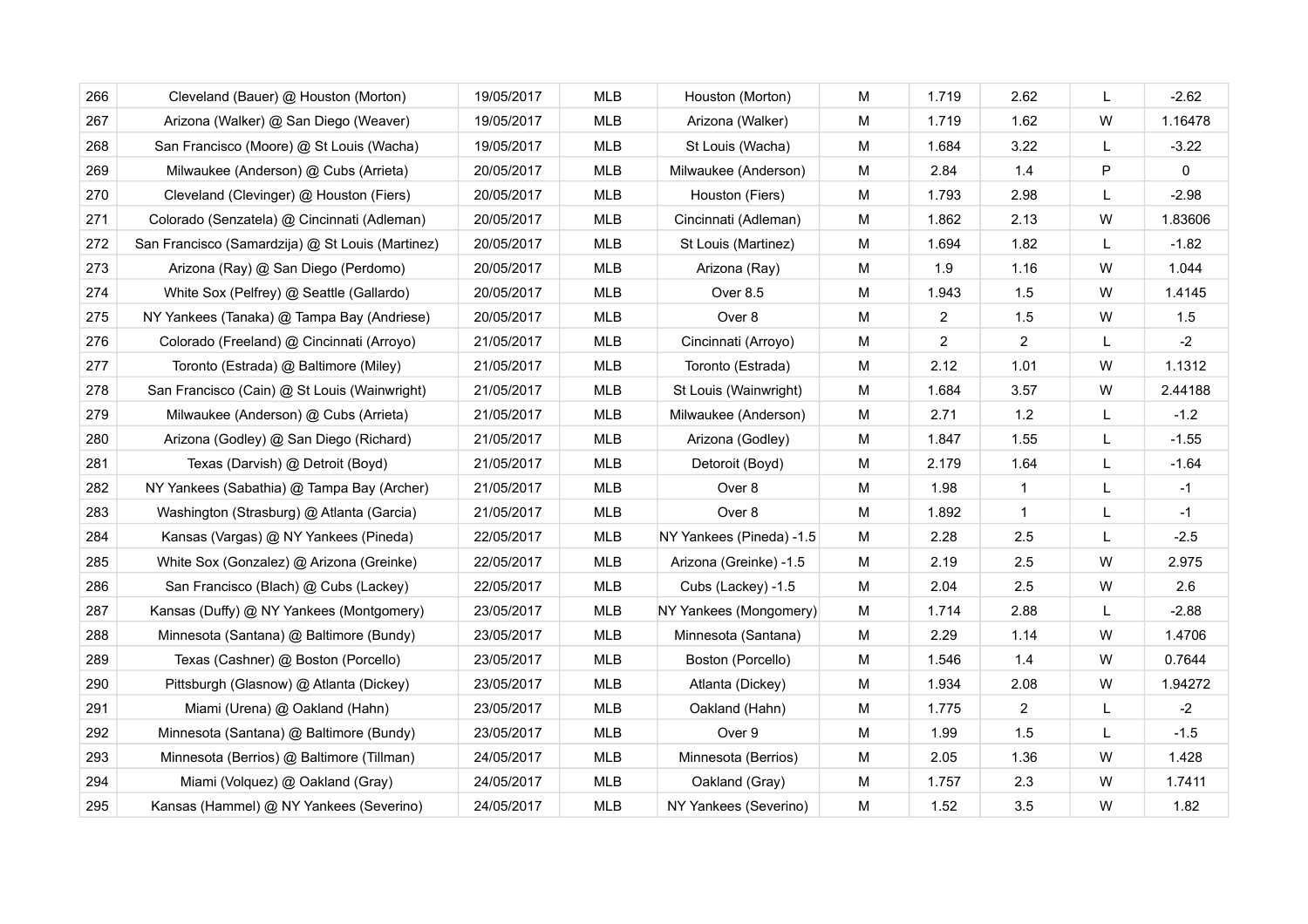| | | | | | | | | | |
|---|---|---|---|---|---|---|---|---|---|
| 266 | Cleveland (Bauer) @ Houston (Morton) | 19/05/2017 | MLB | Houston (Morton) | M | 1.719 | 2.62 | L | -2.62 |
| 267 | Arizona (Walker) @ San Diego (Weaver) | 19/05/2017 | MLB | Arizona (Walker) | M | 1.719 | 1.62 | W | 1.16478 |
| 268 | San Francisco (Moore) @ St Louis (Wacha) | 19/05/2017 | MLB | St Louis (Wacha) | M | 1.684 | 3.22 | L | -3.22 |
| 269 | Milwaukee (Anderson) @ Cubs (Arrieta) | 20/05/2017 | MLB | Milwaukee (Anderson) | M | 2.84 | 1.4 | P | 0 |
| 270 | Cleveland (Clevinger) @ Houston (Fiers) | 20/05/2017 | MLB | Houston (Fiers) | M | 1.793 | 2.98 | L | -2.98 |
| 271 | Colorado (Senzatela) @ Cincinnati (Adleman) | 20/05/2017 | MLB | Cincinnati (Adleman) | M | 1.862 | 2.13 | W | 1.83606 |
| 272 | San Francisco (Samardzija) @ St Louis (Martinez) | 20/05/2017 | MLB | St Louis (Martinez) | M | 1.694 | 1.82 | L | -1.82 |
| 273 | Arizona (Ray) @ San Diego (Perdomo) | 20/05/2017 | MLB | Arizona (Ray) | M | 1.9 | 1.16 | W | 1.044 |
| 274 | White Sox (Pelfrey) @ Seattle (Gallardo) | 20/05/2017 | MLB | Over 8.5 | M | 1.943 | 1.5 | W | 1.4145 |
| 275 | NY Yankees (Tanaka) @ Tampa Bay (Andriese) | 20/05/2017 | MLB | Over 8 | M | 2 | 1.5 | W | 1.5 |
| 276 | Colorado (Freeland) @ Cincinnati (Arroyo) | 21/05/2017 | MLB | Cincinnati (Arroyo) | M | 2 | 2 | L | -2 |
| 277 | Toronto (Estrada) @ Baltimore (Miley) | 21/05/2017 | MLB | Toronto (Estrada) | M | 2.12 | 1.01 | W | 1.1312 |
| 278 | San Francisco (Cain) @ St Louis (Wainwright) | 21/05/2017 | MLB | St Louis (Wainwright) | M | 1.684 | 3.57 | W | 2.44188 |
| 279 | Milwaukee (Anderson) @ Cubs (Arrieta) | 21/05/2017 | MLB | Milwaukee (Anderson) | M | 2.71 | 1.2 | L | -1.2 |
| 280 | Arizona (Godley) @ San Diego (Richard) | 21/05/2017 | MLB | Arizona (Godley) | M | 1.847 | 1.55 | L | -1.55 |
| 281 | Texas (Darvish) @ Detroit (Boyd) | 21/05/2017 | MLB | Detoroit (Boyd) | M | 2.179 | 1.64 | L | -1.64 |
| 282 | NY Yankees (Sabathia) @ Tampa Bay (Archer) | 21/05/2017 | MLB | Over 8 | M | 1.98 | 1 | L | -1 |
| 283 | Washington (Strasburg) @ Atlanta (Garcia) | 21/05/2017 | MLB | Over 8 | M | 1.892 | 1 | L | -1 |
| 284 | Kansas (Vargas) @ NY Yankees (Pineda) | 22/05/2017 | MLB | NY Yankees (Pineda) -1.5 | M | 2.28 | 2.5 | L | -2.5 |
| 285 | White Sox (Gonzalez) @ Arizona (Greinke) | 22/05/2017 | MLB | Arizona (Greinke) -1.5 | M | 2.19 | 2.5 | W | 2.975 |
| 286 | San Francisco (Blach) @ Cubs (Lackey) | 22/05/2017 | MLB | Cubs (Lackey) -1.5 | M | 2.04 | 2.5 | W | 2.6 |
| 287 | Kansas (Duffy) @ NY Yankees (Montgomery) | 23/05/2017 | MLB | NY Yankees (Mongomery) | M | 1.714 | 2.88 | L | -2.88 |
| 288 | Minnesota (Santana) @ Baltimore (Bundy) | 23/05/2017 | MLB | Minnesota (Santana) | M | 2.29 | 1.14 | W | 1.4706 |
| 289 | Texas (Cashner) @ Boston (Porcello) | 23/05/2017 | MLB | Boston (Porcello) | M | 1.546 | 1.4 | W | 0.7644 |
| 290 | Pittsburgh (Glasnow) @ Atlanta (Dickey) | 23/05/2017 | MLB | Atlanta (Dickey) | M | 1.934 | 2.08 | W | 1.94272 |
| 291 | Miami (Urena) @ Oakland (Hahn) | 23/05/2017 | MLB | Oakland (Hahn) | M | 1.775 | 2 | L | -2 |
| 292 | Minnesota (Santana) @ Baltimore (Bundy) | 23/05/2017 | MLB | Over 9 | M | 1.99 | 1.5 | L | -1.5 |
| 293 | Minnesota (Berrios) @ Baltimore (Tillman) | 24/05/2017 | MLB | Minnesota (Berrios) | M | 2.05 | 1.36 | W | 1.428 |
| 294 | Miami (Volquez) @ Oakland (Gray) | 24/05/2017 | MLB | Oakland (Gray) | M | 1.757 | 2.3 | W | 1.7411 |
| 295 | Kansas (Hammel) @ NY Yankees (Severino) | 24/05/2017 | MLB | NY Yankees (Severino) | M | 1.52 | 3.5 | W | 1.82 |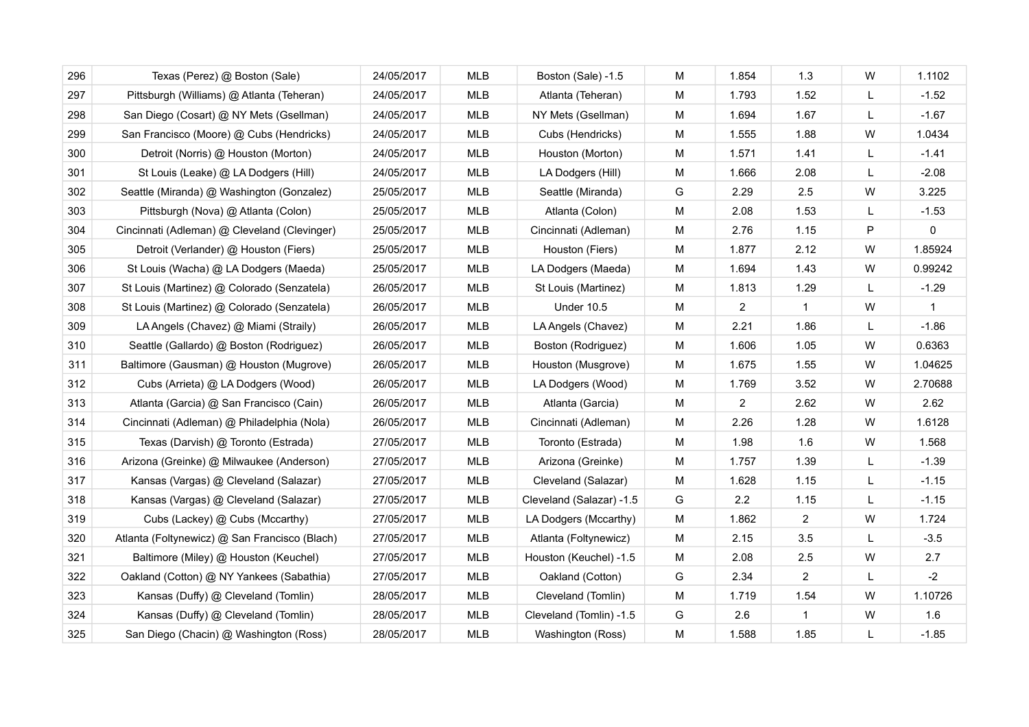| | | | | | | | | | |
|---|---|---|---|---|---|---|---|---|---|
| 296 | Texas (Perez) @ Boston (Sale) | 24/05/2017 | MLB | Boston (Sale) -1.5 | M | 1.854 | 1.3 | W | 1.1102 |
| 297 | Pittsburgh (Williams) @ Atlanta (Teheran) | 24/05/2017 | MLB | Atlanta (Teheran) | M | 1.793 | 1.52 | L | -1.52 |
| 298 | San Diego (Cosart) @ NY Mets (Gsellman) | 24/05/2017 | MLB | NY Mets (Gsellman) | M | 1.694 | 1.67 | L | -1.67 |
| 299 | San Francisco (Moore) @ Cubs (Hendricks) | 24/05/2017 | MLB | Cubs (Hendricks) | M | 1.555 | 1.88 | W | 1.0434 |
| 300 | Detroit (Norris) @ Houston (Morton) | 24/05/2017 | MLB | Houston (Morton) | M | 1.571 | 1.41 | L | -1.41 |
| 301 | St Louis (Leake) @ LA Dodgers (Hill) | 24/05/2017 | MLB | LA Dodgers (Hill) | M | 1.666 | 2.08 | L | -2.08 |
| 302 | Seattle (Miranda) @ Washington (Gonzalez) | 25/05/2017 | MLB | Seattle (Miranda) | G | 2.29 | 2.5 | W | 3.225 |
| 303 | Pittsburgh (Nova) @ Atlanta (Colon) | 25/05/2017 | MLB | Atlanta (Colon) | M | 2.08 | 1.53 | L | -1.53 |
| 304 | Cincinnati (Adleman) @ Cleveland (Clevinger) | 25/05/2017 | MLB | Cincinnati (Adleman) | M | 2.76 | 1.15 | P | 0 |
| 305 | Detroit (Verlander) @ Houston (Fiers) | 25/05/2017 | MLB | Houston (Fiers) | M | 1.877 | 2.12 | W | 1.85924 |
| 306 | St Louis (Wacha) @ LA Dodgers (Maeda) | 25/05/2017 | MLB | LA Dodgers (Maeda) | M | 1.694 | 1.43 | W | 0.99242 |
| 307 | St Louis (Martinez) @ Colorado (Senzatela) | 26/05/2017 | MLB | St Louis (Martinez) | M | 1.813 | 1.29 | L | -1.29 |
| 308 | St Louis (Martinez) @ Colorado (Senzatela) | 26/05/2017 | MLB | Under 10.5 | M | 2 | 1 | W | 1 |
| 309 | LA Angels (Chavez) @ Miami (Straily) | 26/05/2017 | MLB | LA Angels (Chavez) | M | 2.21 | 1.86 | L | -1.86 |
| 310 | Seattle (Gallardo) @ Boston (Rodriguez) | 26/05/2017 | MLB | Boston (Rodriguez) | M | 1.606 | 1.05 | W | 0.6363 |
| 311 | Baltimore (Gausman) @ Houston (Mugrove) | 26/05/2017 | MLB | Houston (Musgrove) | M | 1.675 | 1.55 | W | 1.04625 |
| 312 | Cubs (Arrieta) @ LA Dodgers (Wood) | 26/05/2017 | MLB | LA Dodgers (Wood) | M | 1.769 | 3.52 | W | 2.70688 |
| 313 | Atlanta (Garcia) @ San Francisco (Cain) | 26/05/2017 | MLB | Atlanta (Garcia) | M | 2 | 2.62 | W | 2.62 |
| 314 | Cincinnati (Adleman) @ Philadelphia (Nola) | 26/05/2017 | MLB | Cincinnati (Adleman) | M | 2.26 | 1.28 | W | 1.6128 |
| 315 | Texas (Darvish) @ Toronto (Estrada) | 27/05/2017 | MLB | Toronto (Estrada) | M | 1.98 | 1.6 | W | 1.568 |
| 316 | Arizona (Greinke) @ Milwaukee (Anderson) | 27/05/2017 | MLB | Arizona (Greinke) | M | 1.757 | 1.39 | L | -1.39 |
| 317 | Kansas (Vargas) @ Cleveland (Salazar) | 27/05/2017 | MLB | Cleveland (Salazar) | M | 1.628 | 1.15 | L | -1.15 |
| 318 | Kansas (Vargas) @ Cleveland (Salazar) | 27/05/2017 | MLB | Cleveland (Salazar) -1.5 | G | 2.2 | 1.15 | L | -1.15 |
| 319 | Cubs (Lackey) @ Cubs (Mccarthy) | 27/05/2017 | MLB | LA Dodgers (Mccarthy) | M | 1.862 | 2 | W | 1.724 |
| 320 | Atlanta (Foltynewicz) @ San Francisco (Blach) | 27/05/2017 | MLB | Atlanta (Foltynewicz) | M | 2.15 | 3.5 | L | -3.5 |
| 321 | Baltimore (Miley) @ Houston (Keuchel) | 27/05/2017 | MLB | Houston (Keuchel) -1.5 | M | 2.08 | 2.5 | W | 2.7 |
| 322 | Oakland (Cotton) @ NY Yankees (Sabathia) | 27/05/2017 | MLB | Oakland (Cotton) | G | 2.34 | 2 | L | -2 |
| 323 | Kansas (Duffy) @ Cleveland (Tomlin) | 28/05/2017 | MLB | Cleveland (Tomlin) | M | 1.719 | 1.54 | W | 1.10726 |
| 324 | Kansas (Duffy) @ Cleveland (Tomlin) | 28/05/2017 | MLB | Cleveland (Tomlin) -1.5 | G | 2.6 | 1 | W | 1.6 |
| 325 | San Diego (Chacin) @ Washington (Ross) | 28/05/2017 | MLB | Washington (Ross) | M | 1.588 | 1.85 | L | -1.85 |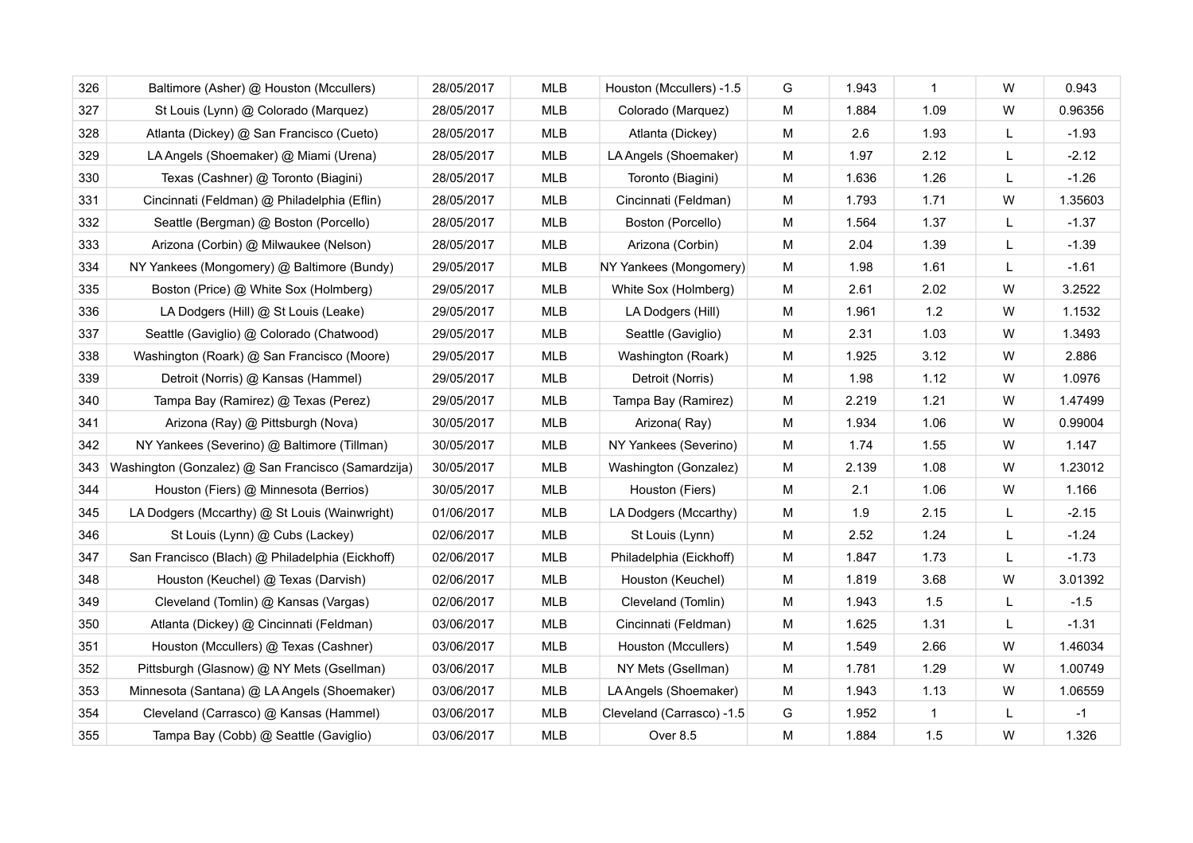| | | | | | | | | | |
|---|---|---|---|---|---|---|---|---|---|
| 326 | Baltimore (Asher) @ Houston (Mccullers) | 28/05/2017 | MLB | Houston (Mccullers) -1.5 | G | 1.943 | 1 | W | 0.943 |
| 327 | St Louis (Lynn) @ Colorado (Marquez) | 28/05/2017 | MLB | Colorado (Marquez) | M | 1.884 | 1.09 | W | 0.96356 |
| 328 | Atlanta (Dickey) @ San Francisco (Cueto) | 28/05/2017 | MLB | Atlanta (Dickey) | M | 2.6 | 1.93 | L | -1.93 |
| 329 | LA Angels (Shoemaker) @ Miami (Urena) | 28/05/2017 | MLB | LA Angels (Shoemaker) | M | 1.97 | 2.12 | L | -2.12 |
| 330 | Texas (Cashner) @ Toronto (Biagini) | 28/05/2017 | MLB | Toronto (Biagini) | M | 1.636 | 1.26 | L | -1.26 |
| 331 | Cincinnati (Feldman) @ Philadelphia (Eflin) | 28/05/2017 | MLB | Cincinnati (Feldman) | M | 1.793 | 1.71 | W | 1.35603 |
| 332 | Seattle (Bergman) @ Boston (Porcello) | 28/05/2017 | MLB | Boston (Porcello) | M | 1.564 | 1.37 | L | -1.37 |
| 333 | Arizona (Corbin) @ Milwaukee (Nelson) | 28/05/2017 | MLB | Arizona (Corbin) | M | 2.04 | 1.39 | L | -1.39 |
| 334 | NY Yankees (Mongomery) @ Baltimore (Bundy) | 29/05/2017 | MLB | NY Yankees (Mongomery) | M | 1.98 | 1.61 | L | -1.61 |
| 335 | Boston (Price) @ White Sox (Holmberg) | 29/05/2017 | MLB | White Sox (Holmberg) | M | 2.61 | 2.02 | W | 3.2522 |
| 336 | LA Dodgers (Hill) @ St Louis (Leake) | 29/05/2017 | MLB | LA Dodgers (Hill) | M | 1.961 | 1.2 | W | 1.1532 |
| 337 | Seattle (Gaviglio) @ Colorado (Chatwood) | 29/05/2017 | MLB | Seattle (Gaviglio) | M | 2.31 | 1.03 | W | 1.3493 |
| 338 | Washington (Roark) @ San Francisco (Moore) | 29/05/2017 | MLB | Washington (Roark) | M | 1.925 | 3.12 | W | 2.886 |
| 339 | Detroit (Norris) @ Kansas (Hammel) | 29/05/2017 | MLB | Detroit (Norris) | M | 1.98 | 1.12 | W | 1.0976 |
| 340 | Tampa Bay (Ramirez) @ Texas (Perez) | 29/05/2017 | MLB | Tampa Bay (Ramirez) | M | 2.219 | 1.21 | W | 1.47499 |
| 341 | Arizona (Ray) @ Pittsburgh (Nova) | 30/05/2017 | MLB | Arizona( Ray) | M | 1.934 | 1.06 | W | 0.99004 |
| 342 | NY Yankees (Severino) @ Baltimore (Tillman) | 30/05/2017 | MLB | NY Yankees (Severino) | M | 1.74 | 1.55 | W | 1.147 |
| 343 | Washington (Gonzalez) @ San Francisco (Samardzija) | 30/05/2017 | MLB | Washington (Gonzalez) | M | 2.139 | 1.08 | W | 1.23012 |
| 344 | Houston (Fiers) @ Minnesota (Berrios) | 30/05/2017 | MLB | Houston (Fiers) | M | 2.1 | 1.06 | W | 1.166 |
| 345 | LA Dodgers (Mccarthy) @ St Louis (Wainwright) | 01/06/2017 | MLB | LA Dodgers (Mccarthy) | M | 1.9 | 2.15 | L | -2.15 |
| 346 | St Louis (Lynn) @ Cubs (Lackey) | 02/06/2017 | MLB | St Louis (Lynn) | M | 2.52 | 1.24 | L | -1.24 |
| 347 | San Francisco (Blach) @ Philadelphia (Eickhoff) | 02/06/2017 | MLB | Philadelphia (Eickhoff) | M | 1.847 | 1.73 | L | -1.73 |
| 348 | Houston (Keuchel) @ Texas (Darvish) | 02/06/2017 | MLB | Houston (Keuchel) | M | 1.819 | 3.68 | W | 3.01392 |
| 349 | Cleveland (Tomlin) @ Kansas (Vargas) | 02/06/2017 | MLB | Cleveland (Tomlin) | M | 1.943 | 1.5 | L | -1.5 |
| 350 | Atlanta (Dickey) @ Cincinnati (Feldman) | 03/06/2017 | MLB | Cincinnati (Feldman) | M | 1.625 | 1.31 | L | -1.31 |
| 351 | Houston (Mccullers) @ Texas (Cashner) | 03/06/2017 | MLB | Houston (Mccullers) | M | 1.549 | 2.66 | W | 1.46034 |
| 352 | Pittsburgh (Glasnow) @ NY Mets (Gsellman) | 03/06/2017 | MLB | NY Mets (Gsellman) | M | 1.781 | 1.29 | W | 1.00749 |
| 353 | Minnesota (Santana) @ LA Angels (Shoemaker) | 03/06/2017 | MLB | LA Angels (Shoemaker) | M | 1.943 | 1.13 | W | 1.06559 |
| 354 | Cleveland (Carrasco) @ Kansas (Hammel) | 03/06/2017 | MLB | Cleveland (Carrasco) -1.5 | G | 1.952 | 1 | L | -1 |
| 355 | Tampa Bay (Cobb) @ Seattle (Gaviglio) | 03/06/2017 | MLB | Over 8.5 | M | 1.884 | 1.5 | W | 1.326 |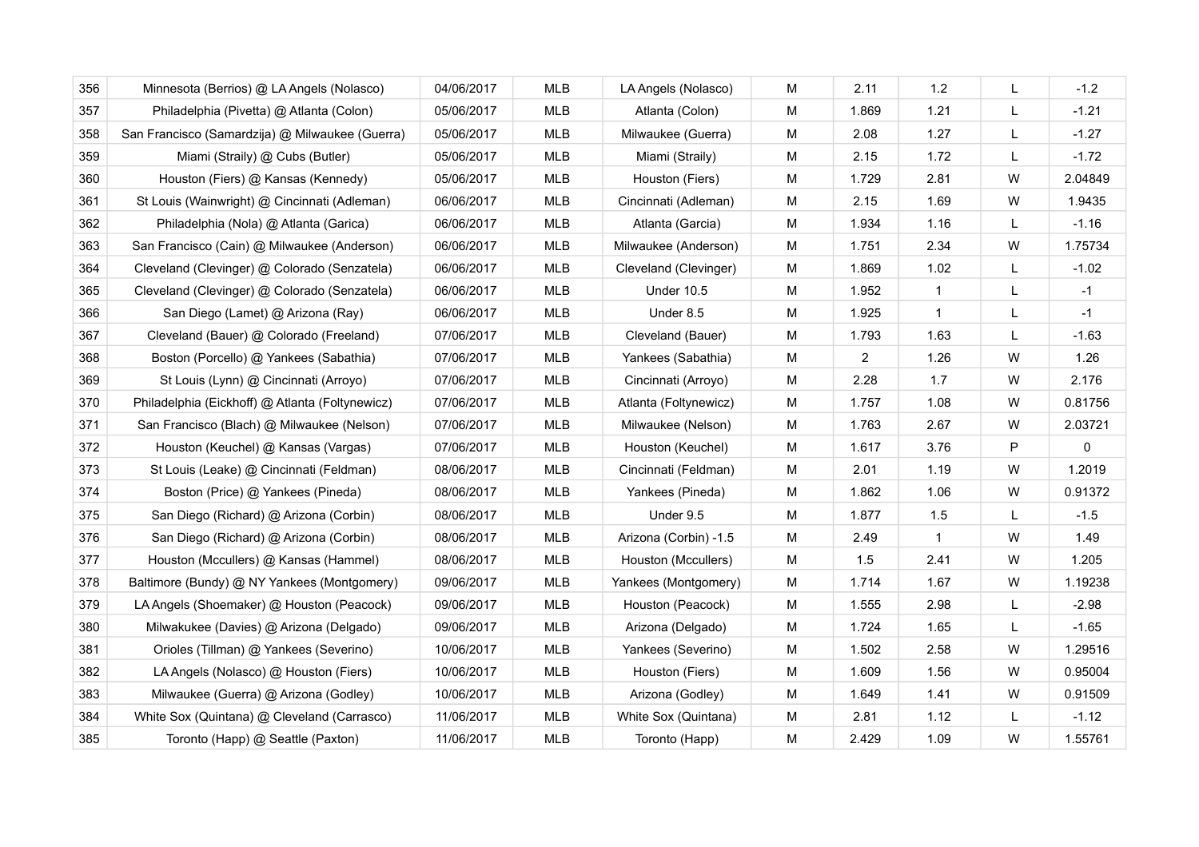| | | | | | | | | | |
|---|---|---|---|---|---|---|---|---|---|
| 356 | Minnesota (Berrios) @ LA Angels (Nolasco) | 04/06/2017 | MLB | LA Angels (Nolasco) | M | 2.11 | 1.2 | L | -1.2 |
| 357 | Philadelphia (Pivetta) @ Atlanta (Colon) | 05/06/2017 | MLB | Atlanta (Colon) | M | 1.869 | 1.21 | L | -1.21 |
| 358 | San Francisco (Samardzija) @ Milwaukee (Guerra) | 05/06/2017 | MLB | Milwaukee (Guerra) | M | 2.08 | 1.27 | L | -1.27 |
| 359 | Miami (Straily) @ Cubs (Butler) | 05/06/2017 | MLB | Miami (Straily) | M | 2.15 | 1.72 | L | -1.72 |
| 360 | Houston (Fiers) @ Kansas (Kennedy) | 05/06/2017 | MLB | Houston (Fiers) | M | 1.729 | 2.81 | W | 2.04849 |
| 361 | St Louis (Wainwright) @ Cincinnati (Adleman) | 06/06/2017 | MLB | Cincinnati (Adleman) | M | 2.15 | 1.69 | W | 1.9435 |
| 362 | Philadelphia (Nola) @ Atlanta (Garica) | 06/06/2017 | MLB | Atlanta (Garcia) | M | 1.934 | 1.16 | L | -1.16 |
| 363 | San Francisco (Cain) @ Milwaukee (Anderson) | 06/06/2017 | MLB | Milwaukee (Anderson) | M | 1.751 | 2.34 | W | 1.75734 |
| 364 | Cleveland (Clevinger) @ Colorado (Senzatela) | 06/06/2017 | MLB | Cleveland (Clevinger) | M | 1.869 | 1.02 | L | -1.02 |
| 365 | Cleveland (Clevinger) @ Colorado (Senzatela) | 06/06/2017 | MLB | Under 10.5 | M | 1.952 | 1 | L | -1 |
| 366 | San Diego (Lamet) @ Arizona (Ray) | 06/06/2017 | MLB | Under 8.5 | M | 1.925 | 1 | L | -1 |
| 367 | Cleveland (Bauer) @ Colorado (Freeland) | 07/06/2017 | MLB | Cleveland (Bauer) | M | 1.793 | 1.63 | L | -1.63 |
| 368 | Boston (Porcello) @ Yankees (Sabathia) | 07/06/2017 | MLB | Yankees (Sabathia) | M | 2 | 1.26 | W | 1.26 |
| 369 | St Louis (Lynn) @ Cincinnati (Arroyo) | 07/06/2017 | MLB | Cincinnati (Arroyo) | M | 2.28 | 1.7 | W | 2.176 |
| 370 | Philadelphia (Eickhoff) @ Atlanta (Foltynewicz) | 07/06/2017 | MLB | Atlanta (Foltynewicz) | M | 1.757 | 1.08 | W | 0.81756 |
| 371 | San Francisco (Blach) @ Milwaukee (Nelson) | 07/06/2017 | MLB | Milwaukee (Nelson) | M | 1.763 | 2.67 | W | 2.03721 |
| 372 | Houston (Keuchel) @ Kansas (Vargas) | 07/06/2017 | MLB | Houston (Keuchel) | M | 1.617 | 3.76 | P | 0 |
| 373 | St Louis (Leake) @ Cincinnati (Feldman) | 08/06/2017 | MLB | Cincinnati (Feldman) | M | 2.01 | 1.19 | W | 1.2019 |
| 374 | Boston (Price) @ Yankees (Pineda) | 08/06/2017 | MLB | Yankees (Pineda) | M | 1.862 | 1.06 | W | 0.91372 |
| 375 | San Diego (Richard) @ Arizona (Corbin) | 08/06/2017 | MLB | Under 9.5 | M | 1.877 | 1.5 | L | -1.5 |
| 376 | San Diego (Richard) @ Arizona (Corbin) | 08/06/2017 | MLB | Arizona (Corbin) -1.5 | M | 2.49 | 1 | W | 1.49 |
| 377 | Houston (Mccullers) @ Kansas (Hammel) | 08/06/2017 | MLB | Houston (Mccullers) | M | 1.5 | 2.41 | W | 1.205 |
| 378 | Baltimore (Bundy) @ NY Yankees (Montgomery) | 09/06/2017 | MLB | Yankees (Montgomery) | M | 1.714 | 1.67 | W | 1.19238 |
| 379 | LA Angels (Shoemaker) @ Houston (Peacock) | 09/06/2017 | MLB | Houston (Peacock) | M | 1.555 | 2.98 | L | -2.98 |
| 380 | Milwakukee (Davies) @ Arizona (Delgado) | 09/06/2017 | MLB | Arizona (Delgado) | M | 1.724 | 1.65 | L | -1.65 |
| 381 | Orioles (Tillman) @ Yankees (Severino) | 10/06/2017 | MLB | Yankees (Severino) | M | 1.502 | 2.58 | W | 1.29516 |
| 382 | LA Angels (Nolasco) @ Houston (Fiers) | 10/06/2017 | MLB | Houston (Fiers) | M | 1.609 | 1.56 | W | 0.95004 |
| 383 | Milwaukee (Guerra) @ Arizona (Godley) | 10/06/2017 | MLB | Arizona (Godley) | M | 1.649 | 1.41 | W | 0.91509 |
| 384 | White Sox (Quintana) @ Cleveland (Carrasco) | 11/06/2017 | MLB | White Sox (Quintana) | M | 2.81 | 1.12 | L | -1.12 |
| 385 | Toronto (Happ) @ Seattle (Paxton) | 11/06/2017 | MLB | Toronto (Happ) | M | 2.429 | 1.09 | W | 1.55761 |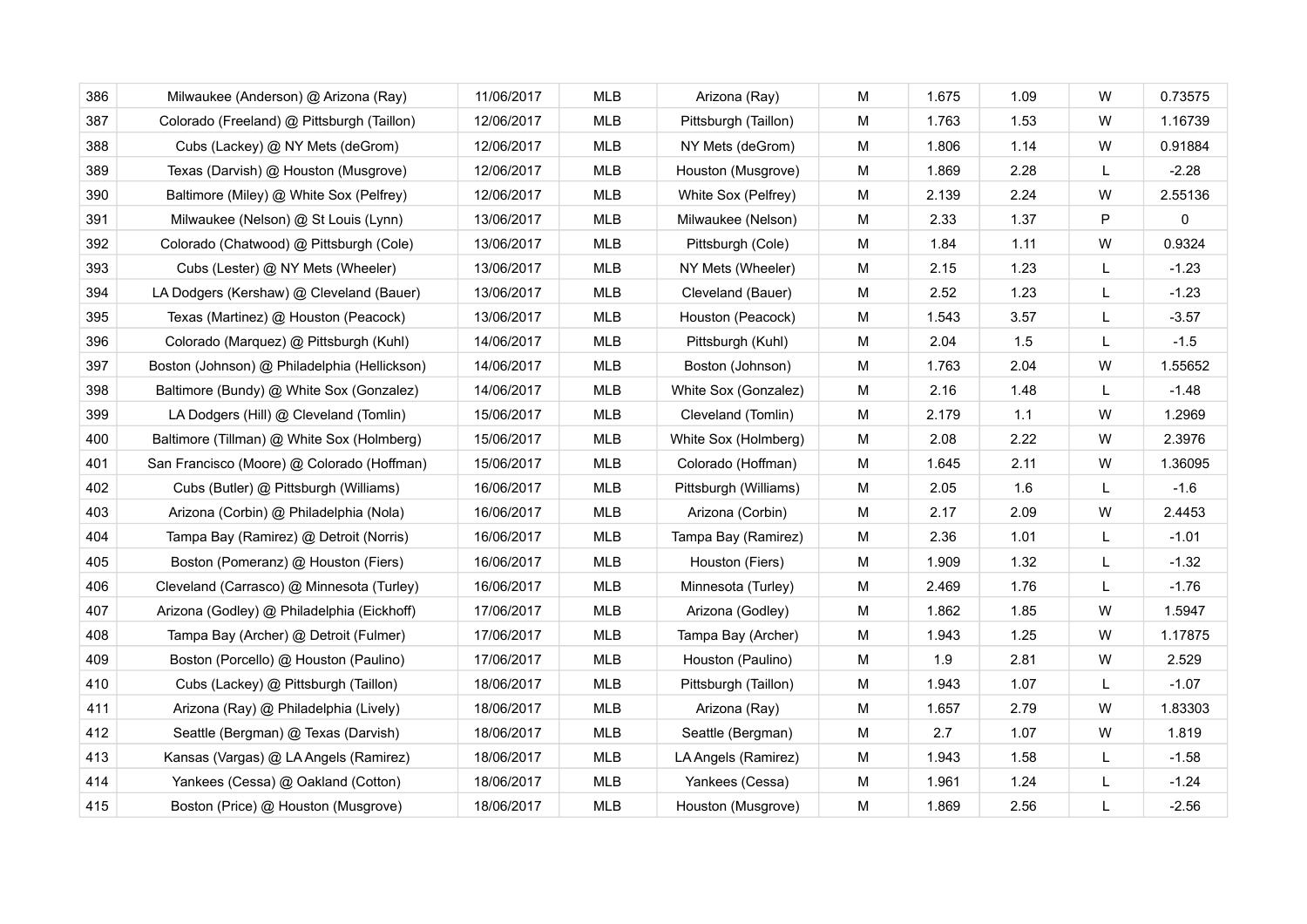| 386 | Milwaukee (Anderson) @ Arizona (Ray) | 11/06/2017 | MLB | Arizona (Ray) | M | 1.675 | 1.09 | W | 0.73575 |
|---|---|---|---|---|---|---|---|---|---|
| 387 | Colorado (Freeland) @ Pittsburgh (Taillon) | 12/06/2017 | MLB | Pittsburgh (Taillon) | M | 1.763 | 1.53 | W | 1.16739 |
| 388 | Cubs (Lackey) @ NY Mets (deGrom) | 12/06/2017 | MLB | NY Mets (deGrom) | M | 1.806 | 1.14 | W | 0.91884 |
| 389 | Texas (Darvish) @ Houston (Musgrove) | 12/06/2017 | MLB | Houston (Musgrove) | M | 1.869 | 2.28 | L | -2.28 |
| 390 | Baltimore (Miley) @ White Sox (Pelfrey) | 12/06/2017 | MLB | White Sox (Pelfrey) | M | 2.139 | 2.24 | W | 2.55136 |
| 391 | Milwaukee (Nelson) @ St Louis (Lynn) | 13/06/2017 | MLB | Milwaukee (Nelson) | M | 2.33 | 1.37 | P | 0 |
| 392 | Colorado (Chatwood) @ Pittsburgh (Cole) | 13/06/2017 | MLB | Pittsburgh (Cole) | M | 1.84 | 1.11 | W | 0.9324 |
| 393 | Cubs (Lester) @ NY Mets (Wheeler) | 13/06/2017 | MLB | NY Mets (Wheeler) | M | 2.15 | 1.23 | L | -1.23 |
| 394 | LA Dodgers (Kershaw) @ Cleveland (Bauer) | 13/06/2017 | MLB | Cleveland (Bauer) | M | 2.52 | 1.23 | L | -1.23 |
| 395 | Texas (Martinez) @ Houston (Peacock) | 13/06/2017 | MLB | Houston (Peacock) | M | 1.543 | 3.57 | L | -3.57 |
| 396 | Colorado (Marquez) @ Pittsburgh (Kuhl) | 14/06/2017 | MLB | Pittsburgh (Kuhl) | M | 2.04 | 1.5 | L | -1.5 |
| 397 | Boston (Johnson) @ Philadelphia (Hellickson) | 14/06/2017 | MLB | Boston (Johnson) | M | 1.763 | 2.04 | W | 1.55652 |
| 398 | Baltimore (Bundy) @ White Sox (Gonzalez) | 14/06/2017 | MLB | White Sox (Gonzalez) | M | 2.16 | 1.48 | L | -1.48 |
| 399 | LA Dodgers (Hill) @ Cleveland (Tomlin) | 15/06/2017 | MLB | Cleveland (Tomlin) | M | 2.179 | 1.1 | W | 1.2969 |
| 400 | Baltimore (Tillman) @ White Sox (Holmberg) | 15/06/2017 | MLB | White Sox (Holmberg) | M | 2.08 | 2.22 | W | 2.3976 |
| 401 | San Francisco (Moore) @ Colorado (Hoffman) | 15/06/2017 | MLB | Colorado (Hoffman) | M | 1.645 | 2.11 | W | 1.36095 |
| 402 | Cubs (Butler) @ Pittsburgh (Williams) | 16/06/2017 | MLB | Pittsburgh (Williams) | M | 2.05 | 1.6 | L | -1.6 |
| 403 | Arizona (Corbin) @ Philadelphia (Nola) | 16/06/2017 | MLB | Arizona (Corbin) | M | 2.17 | 2.09 | W | 2.4453 |
| 404 | Tampa Bay (Ramirez) @ Detroit (Norris) | 16/06/2017 | MLB | Tampa Bay (Ramirez) | M | 2.36 | 1.01 | L | -1.01 |
| 405 | Boston (Pomeranz) @ Houston (Fiers) | 16/06/2017 | MLB | Houston (Fiers) | M | 1.909 | 1.32 | L | -1.32 |
| 406 | Cleveland (Carrasco) @ Minnesota (Turley) | 16/06/2017 | MLB | Minnesota (Turley) | M | 2.469 | 1.76 | L | -1.76 |
| 407 | Arizona (Godley) @ Philadelphia (Eickhoff) | 17/06/2017 | MLB | Arizona (Godley) | M | 1.862 | 1.85 | W | 1.5947 |
| 408 | Tampa Bay (Archer) @ Detroit (Fulmer) | 17/06/2017 | MLB | Tampa Bay (Archer) | M | 1.943 | 1.25 | W | 1.17875 |
| 409 | Boston (Porcello) @ Houston (Paulino) | 17/06/2017 | MLB | Houston (Paulino) | M | 1.9 | 2.81 | W | 2.529 |
| 410 | Cubs (Lackey) @ Pittsburgh (Taillon) | 18/06/2017 | MLB | Pittsburgh (Taillon) | M | 1.943 | 1.07 | L | -1.07 |
| 411 | Arizona (Ray) @ Philadelphia (Lively) | 18/06/2017 | MLB | Arizona (Ray) | M | 1.657 | 2.79 | W | 1.83303 |
| 412 | Seattle (Bergman) @ Texas (Darvish) | 18/06/2017 | MLB | Seattle (Bergman) | M | 2.7 | 1.07 | W | 1.819 |
| 413 | Kansas (Vargas) @ LA Angels (Ramirez) | 18/06/2017 | MLB | LA Angels (Ramirez) | M | 1.943 | 1.58 | L | -1.58 |
| 414 | Yankees (Cessa) @ Oakland (Cotton) | 18/06/2017 | MLB | Yankees (Cessa) | M | 1.961 | 1.24 | L | -1.24 |
| 415 | Boston (Price) @ Houston (Musgrove) | 18/06/2017 | MLB | Houston (Musgrove) | M | 1.869 | 2.56 | L | -2.56 |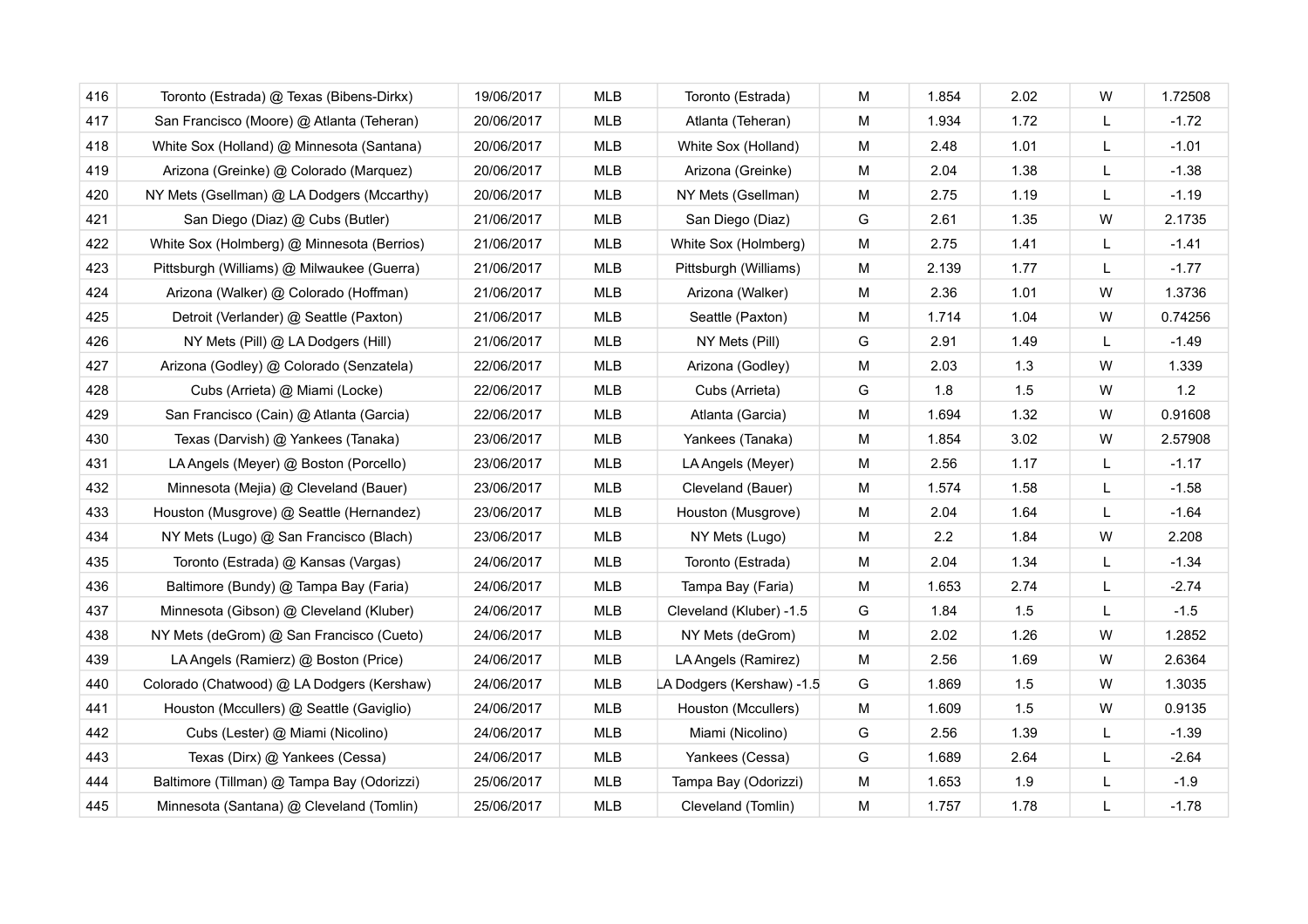| | | | | | | | | | |
|---|---|---|---|---|---|---|---|---|---|
| 416 | Toronto (Estrada) @ Texas (Bibens-Dirkx) | 19/06/2017 | MLB | Toronto (Estrada) | M | 1.854 | 2.02 | W | 1.72508 |
| 417 | San Francisco (Moore) @ Atlanta (Teheran) | 20/06/2017 | MLB | Atlanta (Teheran) | M | 1.934 | 1.72 | L | -1.72 |
| 418 | White Sox (Holland) @ Minnesota (Santana) | 20/06/2017 | MLB | White Sox (Holland) | M | 2.48 | 1.01 | L | -1.01 |
| 419 | Arizona (Greinke) @ Colorado (Marquez) | 20/06/2017 | MLB | Arizona (Greinke) | M | 2.04 | 1.38 | L | -1.38 |
| 420 | NY Mets (Gsellman) @ LA Dodgers (Mccarthy) | 20/06/2017 | MLB | NY Mets (Gsellman) | M | 2.75 | 1.19 | L | -1.19 |
| 421 | San Diego (Diaz) @ Cubs (Butler) | 21/06/2017 | MLB | San Diego (Diaz) | G | 2.61 | 1.35 | W | 2.1735 |
| 422 | White Sox (Holmberg) @ Minnesota (Berrios) | 21/06/2017 | MLB | White Sox (Holmberg) | M | 2.75 | 1.41 | L | -1.41 |
| 423 | Pittsburgh (Williams) @ Milwaukee (Guerra) | 21/06/2017 | MLB | Pittsburgh (Williams) | M | 2.139 | 1.77 | L | -1.77 |
| 424 | Arizona (Walker) @ Colorado (Hoffman) | 21/06/2017 | MLB | Arizona (Walker) | M | 2.36 | 1.01 | W | 1.3736 |
| 425 | Detroit (Verlander) @ Seattle (Paxton) | 21/06/2017 | MLB | Seattle (Paxton) | M | 1.714 | 1.04 | W | 0.74256 |
| 426 | NY Mets (Pill) @ LA Dodgers (Hill) | 21/06/2017 | MLB | NY Mets (Pill) | G | 2.91 | 1.49 | L | -1.49 |
| 427 | Arizona (Godley) @ Colorado (Senzatela) | 22/06/2017 | MLB | Arizona (Godley) | M | 2.03 | 1.3 | W | 1.339 |
| 428 | Cubs (Arrieta) @ Miami (Locke) | 22/06/2017 | MLB | Cubs (Arrieta) | G | 1.8 | 1.5 | W | 1.2 |
| 429 | San Francisco (Cain) @ Atlanta (Garcia) | 22/06/2017 | MLB | Atlanta (Garcia) | M | 1.694 | 1.32 | W | 0.91608 |
| 430 | Texas (Darvish) @ Yankees (Tanaka) | 23/06/2017 | MLB | Yankees (Tanaka) | M | 1.854 | 3.02 | W | 2.57908 |
| 431 | LA Angels (Meyer) @ Boston (Porcello) | 23/06/2017 | MLB | LA Angels (Meyer) | M | 2.56 | 1.17 | L | -1.17 |
| 432 | Minnesota (Mejia) @ Cleveland (Bauer) | 23/06/2017 | MLB | Cleveland (Bauer) | M | 1.574 | 1.58 | L | -1.58 |
| 433 | Houston (Musgrove) @ Seattle (Hernandez) | 23/06/2017 | MLB | Houston (Musgrove) | M | 2.04 | 1.64 | L | -1.64 |
| 434 | NY Mets (Lugo) @ San Francisco (Blach) | 23/06/2017 | MLB | NY Mets (Lugo) | M | 2.2 | 1.84 | W | 2.208 |
| 435 | Toronto (Estrada) @ Kansas (Vargas) | 24/06/2017 | MLB | Toronto (Estrada) | M | 2.04 | 1.34 | L | -1.34 |
| 436 | Baltimore (Bundy) @ Tampa Bay (Faria) | 24/06/2017 | MLB | Tampa Bay (Faria) | M | 1.653 | 2.74 | L | -2.74 |
| 437 | Minnesota (Gibson) @ Cleveland (Kluber) | 24/06/2017 | MLB | Cleveland (Kluber) -1.5 | G | 1.84 | 1.5 | L | -1.5 |
| 438 | NY Mets (deGrom) @ San Francisco (Cueto) | 24/06/2017 | MLB | NY Mets (deGrom) | M | 2.02 | 1.26 | W | 1.2852 |
| 439 | LA Angels (Ramierz) @ Boston (Price) | 24/06/2017 | MLB | LA Angels (Ramirez) | M | 2.56 | 1.69 | W | 2.6364 |
| 440 | Colorado (Chatwood) @ LA Dodgers (Kershaw) | 24/06/2017 | MLB | LA Dodgers (Kershaw) -1.5 | G | 1.869 | 1.5 | W | 1.3035 |
| 441 | Houston (Mccullers) @ Seattle (Gaviglio) | 24/06/2017 | MLB | Houston (Mccullers) | M | 1.609 | 1.5 | W | 0.9135 |
| 442 | Cubs (Lester) @ Miami (Nicolino) | 24/06/2017 | MLB | Miami (Nicolino) | G | 2.56 | 1.39 | L | -1.39 |
| 443 | Texas (Dirx) @ Yankees (Cessa) | 24/06/2017 | MLB | Yankees (Cessa) | G | 1.689 | 2.64 | L | -2.64 |
| 444 | Baltimore (Tillman) @ Tampa Bay (Odorizzi) | 25/06/2017 | MLB | Tampa Bay (Odorizzi) | M | 1.653 | 1.9 | L | -1.9 |
| 445 | Minnesota (Santana) @ Cleveland (Tomlin) | 25/06/2017 | MLB | Cleveland (Tomlin) | M | 1.757 | 1.78 | L | -1.78 |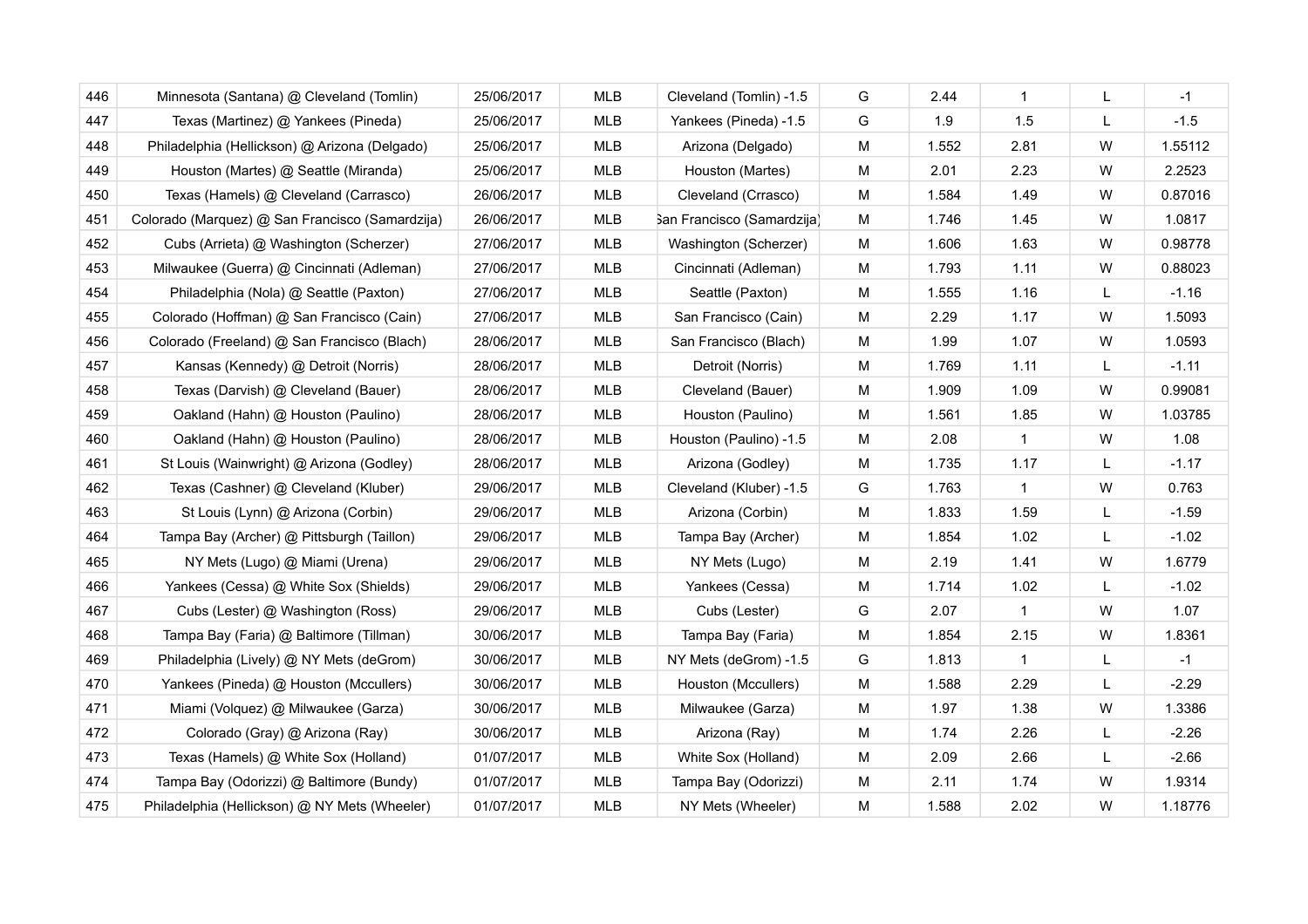| | | | | | | | | | |
|---|---|---|---|---|---|---|---|---|---|
| 446 | Minnesota (Santana) @ Cleveland (Tomlin) | 25/06/2017 | MLB | Cleveland (Tomlin) -1.5 | G | 2.44 | 1 | L | -1 |
| 447 | Texas (Martinez) @ Yankees (Pineda) | 25/06/2017 | MLB | Yankees (Pineda) -1.5 | G | 1.9 | 1.5 | L | -1.5 |
| 448 | Philadelphia (Hellickson) @ Arizona (Delgado) | 25/06/2017 | MLB | Arizona (Delgado) | M | 1.552 | 2.81 | W | 1.55112 |
| 449 | Houston (Martes) @ Seattle (Miranda) | 25/06/2017 | MLB | Houston (Martes) | M | 2.01 | 2.23 | W | 2.2523 |
| 450 | Texas (Hamels) @ Cleveland (Carrasco) | 26/06/2017 | MLB | Cleveland (Crrasco) | M | 1.584 | 1.49 | W | 0.87016 |
| 451 | Colorado (Marquez) @ San Francisco (Samardzija) | 26/06/2017 | MLB | San Francisco (Samardzija) | M | 1.746 | 1.45 | W | 1.0817 |
| 452 | Cubs (Arrieta) @ Washington (Scherzer) | 27/06/2017 | MLB | Washington (Scherzer) | M | 1.606 | 1.63 | W | 0.98778 |
| 453 | Milwaukee (Guerra) @ Cincinnati (Adleman) | 27/06/2017 | MLB | Cincinnati (Adleman) | M | 1.793 | 1.11 | W | 0.88023 |
| 454 | Philadelphia (Nola) @ Seattle (Paxton) | 27/06/2017 | MLB | Seattle (Paxton) | M | 1.555 | 1.16 | L | -1.16 |
| 455 | Colorado (Hoffman) @ San Francisco (Cain) | 27/06/2017 | MLB | San Francisco (Cain) | M | 2.29 | 1.17 | W | 1.5093 |
| 456 | Colorado (Freeland) @ San Francisco (Blach) | 28/06/2017 | MLB | San Francisco (Blach) | M | 1.99 | 1.07 | W | 1.0593 |
| 457 | Kansas (Kennedy) @ Detroit (Norris) | 28/06/2017 | MLB | Detroit (Norris) | M | 1.769 | 1.11 | L | -1.11 |
| 458 | Texas (Darvish) @ Cleveland (Bauer) | 28/06/2017 | MLB | Cleveland (Bauer) | M | 1.909 | 1.09 | W | 0.99081 |
| 459 | Oakland (Hahn) @ Houston (Paulino) | 28/06/2017 | MLB | Houston (Paulino) | M | 1.561 | 1.85 | W | 1.03785 |
| 460 | Oakland (Hahn) @ Houston (Paulino) | 28/06/2017 | MLB | Houston (Paulino) -1.5 | M | 2.08 | 1 | W | 1.08 |
| 461 | St Louis (Wainwright) @ Arizona (Godley) | 28/06/2017 | MLB | Arizona (Godley) | M | 1.735 | 1.17 | L | -1.17 |
| 462 | Texas (Cashner) @ Cleveland (Kluber) | 29/06/2017 | MLB | Cleveland (Kluber) -1.5 | G | 1.763 | 1 | W | 0.763 |
| 463 | St Louis (Lynn) @ Arizona (Corbin) | 29/06/2017 | MLB | Arizona (Corbin) | M | 1.833 | 1.59 | L | -1.59 |
| 464 | Tampa Bay (Archer) @ Pittsburgh (Taillon) | 29/06/2017 | MLB | Tampa Bay (Archer) | M | 1.854 | 1.02 | L | -1.02 |
| 465 | NY Mets (Lugo) @ Miami (Urena) | 29/06/2017 | MLB | NY Mets (Lugo) | M | 2.19 | 1.41 | W | 1.6779 |
| 466 | Yankees (Cessa) @ White Sox (Shields) | 29/06/2017 | MLB | Yankees (Cessa) | M | 1.714 | 1.02 | L | -1.02 |
| 467 | Cubs (Lester) @ Washington (Ross) | 29/06/2017 | MLB | Cubs (Lester) | G | 2.07 | 1 | W | 1.07 |
| 468 | Tampa Bay (Faria) @ Baltimore (Tillman) | 30/06/2017 | MLB | Tampa Bay (Faria) | M | 1.854 | 2.15 | W | 1.8361 |
| 469 | Philadelphia (Lively) @ NY Mets (deGrom) | 30/06/2017 | MLB | NY Mets (deGrom) -1.5 | G | 1.813 | 1 | L | -1 |
| 470 | Yankees (Pineda) @ Houston (Mccullers) | 30/06/2017 | MLB | Houston (Mccullers) | M | 1.588 | 2.29 | L | -2.29 |
| 471 | Miami (Volquez) @ Milwaukee (Garza) | 30/06/2017 | MLB | Milwaukee (Garza) | M | 1.97 | 1.38 | W | 1.3386 |
| 472 | Colorado (Gray) @ Arizona (Ray) | 30/06/2017 | MLB | Arizona (Ray) | M | 1.74 | 2.26 | L | -2.26 |
| 473 | Texas (Hamels) @ White Sox (Holland) | 01/07/2017 | MLB | White Sox (Holland) | M | 2.09 | 2.66 | L | -2.66 |
| 474 | Tampa Bay (Odorizzi) @ Baltimore (Bundy) | 01/07/2017 | MLB | Tampa Bay (Odorizzi) | M | 2.11 | 1.74 | W | 1.9314 |
| 475 | Philadelphia (Hellickson) @ NY Mets (Wheeler) | 01/07/2017 | MLB | NY Mets (Wheeler) | M | 1.588 | 2.02 | W | 1.18776 |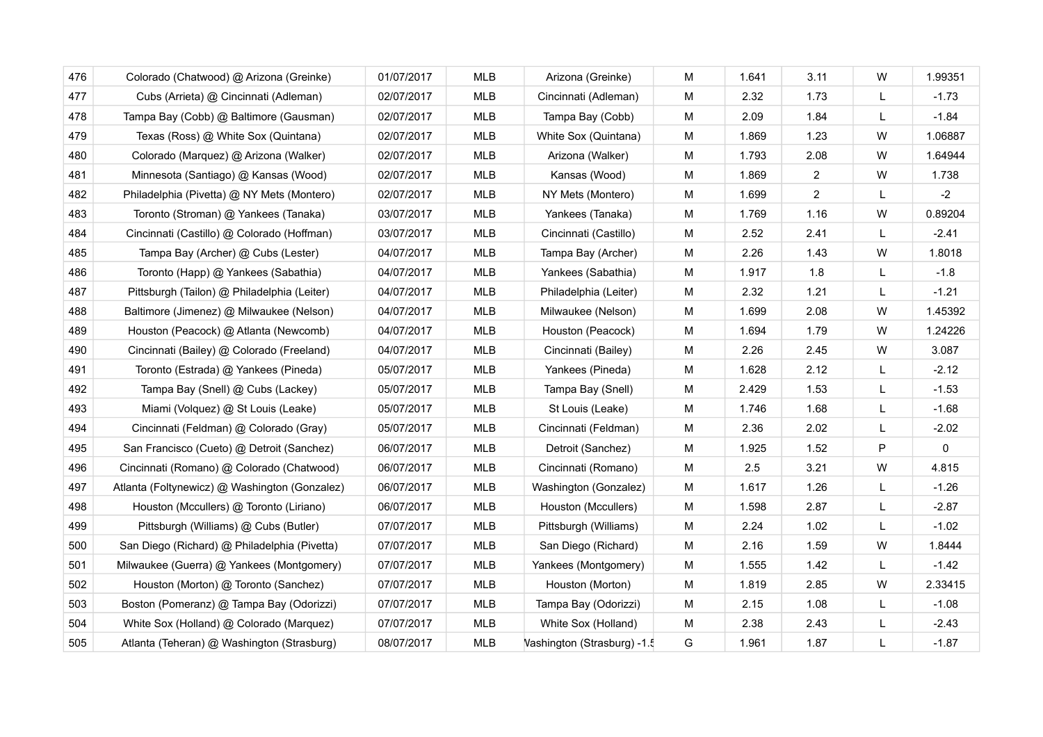| 476 | Colorado (Chatwood) @ Arizona (Greinke) | 01/07/2017 | MLB | Arizona (Greinke) | M | 1.641 | 3.11 | W | 1.99351 |
|---|---|---|---|---|---|---|---|---|---|
| 477 | Cubs (Arrieta) @ Cincinnati (Adleman) | 02/07/2017 | MLB | Cincinnati (Adleman) | M | 2.32 | 1.73 | L | -1.73 |
| 478 | Tampa Bay (Cobb) @ Baltimore (Gausman) | 02/07/2017 | MLB | Tampa Bay (Cobb) | M | 2.09 | 1.84 | L | -1.84 |
| 479 | Texas (Ross) @ White Sox (Quintana) | 02/07/2017 | MLB | White Sox (Quintana) | M | 1.869 | 1.23 | W | 1.06887 |
| 480 | Colorado (Marquez) @ Arizona (Walker) | 02/07/2017 | MLB | Arizona (Walker) | M | 1.793 | 2.08 | W | 1.64944 |
| 481 | Minnesota (Santiago) @ Kansas (Wood) | 02/07/2017 | MLB | Kansas (Wood) | M | 1.869 | 2 | W | 1.738 |
| 482 | Philadelphia (Pivetta) @ NY Mets (Montero) | 02/07/2017 | MLB | NY Mets (Montero) | M | 1.699 | 2 | L | -2 |
| 483 | Toronto (Stroman) @ Yankees (Tanaka) | 03/07/2017 | MLB | Yankees (Tanaka) | M | 1.769 | 1.16 | W | 0.89204 |
| 484 | Cincinnati (Castillo) @ Colorado (Hoffman) | 03/07/2017 | MLB | Cincinnati (Castillo) | M | 2.52 | 2.41 | L | -2.41 |
| 485 | Tampa Bay (Archer) @ Cubs (Lester) | 04/07/2017 | MLB | Tampa Bay (Archer) | M | 2.26 | 1.43 | W | 1.8018 |
| 486 | Toronto (Happ) @ Yankees (Sabathia) | 04/07/2017 | MLB | Yankees (Sabathia) | M | 1.917 | 1.8 | L | -1.8 |
| 487 | Pittsburgh (Tailon) @ Philadelphia (Leiter) | 04/07/2017 | MLB | Philadelphia (Leiter) | M | 2.32 | 1.21 | L | -1.21 |
| 488 | Baltimore (Jimenez) @ Milwaukee (Nelson) | 04/07/2017 | MLB | Milwaukee (Nelson) | M | 1.699 | 2.08 | W | 1.45392 |
| 489 | Houston (Peacock) @ Atlanta (Newcomb) | 04/07/2017 | MLB | Houston (Peacock) | M | 1.694 | 1.79 | W | 1.24226 |
| 490 | Cincinnati (Bailey) @ Colorado (Freeland) | 04/07/2017 | MLB | Cincinnati (Bailey) | M | 2.26 | 2.45 | W | 3.087 |
| 491 | Toronto (Estrada) @ Yankees (Pineda) | 05/07/2017 | MLB | Yankees (Pineda) | M | 1.628 | 2.12 | L | -2.12 |
| 492 | Tampa Bay (Snell) @ Cubs (Lackey) | 05/07/2017 | MLB | Tampa Bay (Snell) | M | 2.429 | 1.53 | L | -1.53 |
| 493 | Miami (Volquez) @ St Louis (Leake) | 05/07/2017 | MLB | St Louis (Leake) | M | 1.746 | 1.68 | L | -1.68 |
| 494 | Cincinnati (Feldman) @ Colorado (Gray) | 05/07/2017 | MLB | Cincinnati (Feldman) | M | 2.36 | 2.02 | L | -2.02 |
| 495 | San Francisco (Cueto) @ Detroit (Sanchez) | 06/07/2017 | MLB | Detroit (Sanchez) | M | 1.925 | 1.52 | P | 0 |
| 496 | Cincinnati (Romano) @ Colorado (Chatwood) | 06/07/2017 | MLB | Cincinnati (Romano) | M | 2.5 | 3.21 | W | 4.815 |
| 497 | Atlanta (Foltynewicz) @ Washington (Gonzalez) | 06/07/2017 | MLB | Washington (Gonzalez) | M | 1.617 | 1.26 | L | -1.26 |
| 498 | Houston (Mccullers) @ Toronto (Liriano) | 06/07/2017 | MLB | Houston (Mccullers) | M | 1.598 | 2.87 | L | -2.87 |
| 499 | Pittsburgh (Williams) @ Cubs (Butler) | 07/07/2017 | MLB | Pittsburgh (Williams) | M | 2.24 | 1.02 | L | -1.02 |
| 500 | San Diego (Richard) @ Philadelphia (Pivetta) | 07/07/2017 | MLB | San Diego (Richard) | M | 2.16 | 1.59 | W | 1.8444 |
| 501 | Milwaukee (Guerra) @ Yankees (Montgomery) | 07/07/2017 | MLB | Yankees (Montgomery) | M | 1.555 | 1.42 | L | -1.42 |
| 502 | Houston (Morton) @ Toronto (Sanchez) | 07/07/2017 | MLB | Houston (Morton) | M | 1.819 | 2.85 | W | 2.33415 |
| 503 | Boston (Pomeranz) @ Tampa Bay (Odorizzi) | 07/07/2017 | MLB | Tampa Bay (Odorizzi) | M | 2.15 | 1.08 | L | -1.08 |
| 504 | White Sox (Holland) @ Colorado (Marquez) | 07/07/2017 | MLB | White Sox (Holland) | M | 2.38 | 2.43 | L | -2.43 |
| 505 | Atlanta (Teheran) @ Washington (Strasburg) | 08/07/2017 | MLB | Washington (Strasburg) -1.5 | G | 1.961 | 1.87 | L | -1.87 |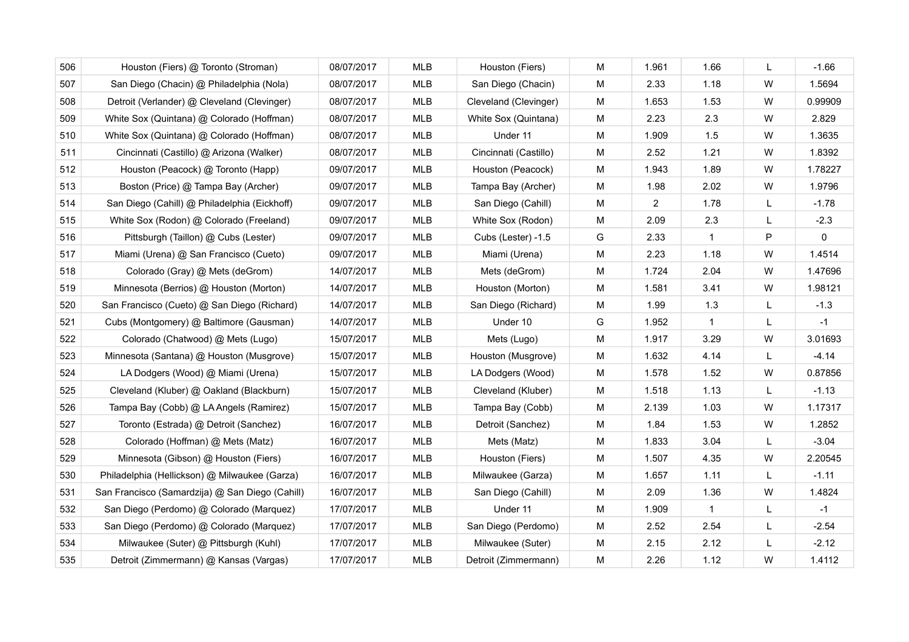| 506 | Houston (Fiers) @ Toronto (Stroman) | 08/07/2017 | MLB | Houston (Fiers) | M | 1.961 | 1.66 | L | -1.66 |
|---|---|---|---|---|---|---|---|---|---|
| 507 | San Diego (Chacin) @ Philadelphia (Nola) | 08/07/2017 | MLB | San Diego (Chacin) | M | 2.33 | 1.18 | W | 1.5694 |
| 508 | Detroit (Verlander) @ Cleveland (Clevinger) | 08/07/2017 | MLB | Cleveland (Clevinger) | M | 1.653 | 1.53 | W | 0.99909 |
| 509 | White Sox (Quintana) @ Colorado (Hoffman) | 08/07/2017 | MLB | White Sox (Quintana) | M | 2.23 | 2.3 | W | 2.829 |
| 510 | White Sox (Quintana) @ Colorado (Hoffman) | 08/07/2017 | MLB | Under 11 | M | 1.909 | 1.5 | W | 1.3635 |
| 511 | Cincinnati (Castillo) @ Arizona (Walker) | 08/07/2017 | MLB | Cincinnati (Castillo) | M | 2.52 | 1.21 | W | 1.8392 |
| 512 | Houston (Peacock) @ Toronto (Happ) | 09/07/2017 | MLB | Houston (Peacock) | M | 1.943 | 1.89 | W | 1.78227 |
| 513 | Boston (Price) @ Tampa Bay (Archer) | 09/07/2017 | MLB | Tampa Bay (Archer) | M | 1.98 | 2.02 | W | 1.9796 |
| 514 | San Diego (Cahill) @ Philadelphia (Eickhoff) | 09/07/2017 | MLB | San Diego (Cahill) | M | 2 | 1.78 | L | -1.78 |
| 515 | White Sox (Rodon) @ Colorado (Freeland) | 09/07/2017 | MLB | White Sox (Rodon) | M | 2.09 | 2.3 | L | -2.3 |
| 516 | Pittsburgh (Taillon) @ Cubs (Lester) | 09/07/2017 | MLB | Cubs (Lester) -1.5 | G | 2.33 | 1 | P | 0 |
| 517 | Miami (Urena) @ San Francisco (Cueto) | 09/07/2017 | MLB | Miami (Urena) | M | 2.23 | 1.18 | W | 1.4514 |
| 518 | Colorado (Gray) @ Mets (deGrom) | 14/07/2017 | MLB | Mets (deGrom) | M | 1.724 | 2.04 | W | 1.47696 |
| 519 | Minnesota (Berrios) @ Houston (Morton) | 14/07/2017 | MLB | Houston (Morton) | M | 1.581 | 3.41 | W | 1.98121 |
| 520 | San Francisco (Cueto) @ San Diego (Richard) | 14/07/2017 | MLB | San Diego (Richard) | M | 1.99 | 1.3 | L | -1.3 |
| 521 | Cubs (Montgomery) @ Baltimore (Gausman) | 14/07/2017 | MLB | Under 10 | G | 1.952 | 1 | L | -1 |
| 522 | Colorado (Chatwood) @ Mets (Lugo) | 15/07/2017 | MLB | Mets (Lugo) | M | 1.917 | 3.29 | W | 3.01693 |
| 523 | Minnesota (Santana) @ Houston (Musgrove) | 15/07/2017 | MLB | Houston (Musgrove) | M | 1.632 | 4.14 | L | -4.14 |
| 524 | LA Dodgers (Wood) @ Miami (Urena) | 15/07/2017 | MLB | LA Dodgers (Wood) | M | 1.578 | 1.52 | W | 0.87856 |
| 525 | Cleveland (Kluber) @ Oakland (Blackburn) | 15/07/2017 | MLB | Cleveland (Kluber) | M | 1.518 | 1.13 | L | -1.13 |
| 526 | Tampa Bay (Cobb) @ LA Angels (Ramirez) | 15/07/2017 | MLB | Tampa Bay (Cobb) | M | 2.139 | 1.03 | W | 1.17317 |
| 527 | Toronto (Estrada) @ Detroit (Sanchez) | 16/07/2017 | MLB | Detroit (Sanchez) | M | 1.84 | 1.53 | W | 1.2852 |
| 528 | Colorado (Hoffman) @ Mets (Matz) | 16/07/2017 | MLB | Mets (Matz) | M | 1.833 | 3.04 | L | -3.04 |
| 529 | Minnesota (Gibson) @ Houston (Fiers) | 16/07/2017 | MLB | Houston (Fiers) | M | 1.507 | 4.35 | W | 2.20545 |
| 530 | Philadelphia (Hellickson) @ Milwaukee (Garza) | 16/07/2017 | MLB | Milwaukee (Garza) | M | 1.657 | 1.11 | L | -1.11 |
| 531 | San Francisco (Samardzija) @ San Diego (Cahill) | 16/07/2017 | MLB | San Diego (Cahill) | M | 2.09 | 1.36 | W | 1.4824 |
| 532 | San Diego (Perdomo) @ Colorado (Marquez) | 17/07/2017 | MLB | Under 11 | M | 1.909 | 1 | L | -1 |
| 533 | San Diego (Perdomo) @ Colorado (Marquez) | 17/07/2017 | MLB | San Diego (Perdomo) | M | 2.52 | 2.54 | L | -2.54 |
| 534 | Milwaukee (Suter) @ Pittsburgh (Kuhl) | 17/07/2017 | MLB | Milwaukee (Suter) | M | 2.15 | 2.12 | L | -2.12 |
| 535 | Detroit (Zimmermann) @ Kansas (Vargas) | 17/07/2017 | MLB | Detroit (Zimmermann) | M | 2.26 | 1.12 | W | 1.4112 |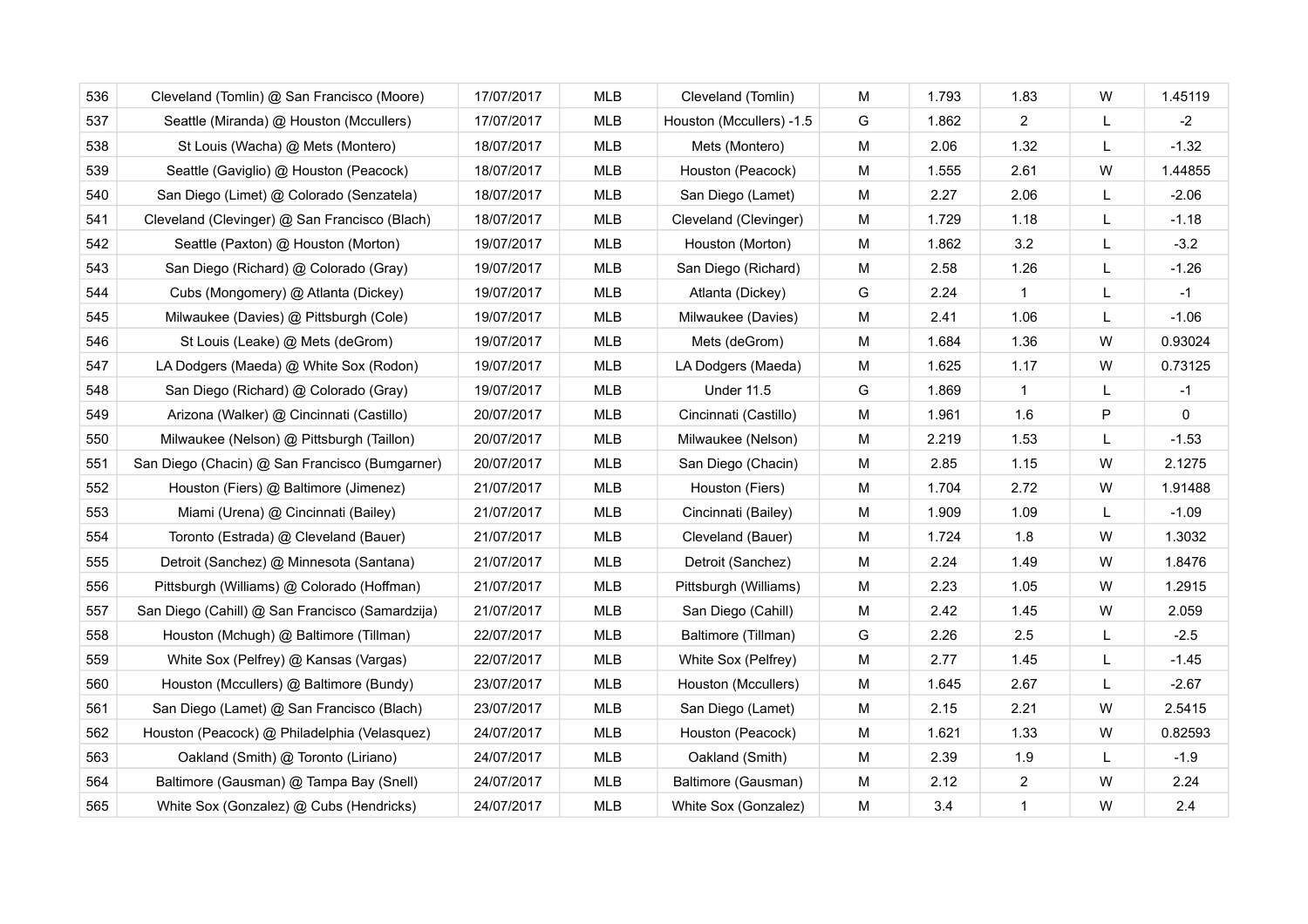| 536 | Cleveland (Tomlin) @ San Francisco (Moore) | 17/07/2017 | MLB | Cleveland (Tomlin) | M | 1.793 | 1.83 | W | 1.45119 |
|---|---|---|---|---|---|---|---|---|---|
| 537 | Seattle (Miranda) @ Houston (Mccullers) | 17/07/2017 | MLB | Houston (Mccullers) -1.5 | G | 1.862 | 2 | L | -2 |
| 538 | St Louis (Wacha) @ Mets (Montero) | 18/07/2017 | MLB | Mets (Montero) | M | 2.06 | 1.32 | L | -1.32 |
| 539 | Seattle (Gaviglio) @ Houston (Peacock) | 18/07/2017 | MLB | Houston (Peacock) | M | 1.555 | 2.61 | W | 1.44855 |
| 540 | San Diego (Limet) @ Colorado (Senzatela) | 18/07/2017 | MLB | San Diego (Lamet) | M | 2.27 | 2.06 | L | -2.06 |
| 541 | Cleveland (Clevinger) @ San Francisco (Blach) | 18/07/2017 | MLB | Cleveland (Clevinger) | M | 1.729 | 1.18 | L | -1.18 |
| 542 | Seattle (Paxton) @ Houston (Morton) | 19/07/2017 | MLB | Houston (Morton) | M | 1.862 | 3.2 | L | -3.2 |
| 543 | San Diego (Richard) @ Colorado (Gray) | 19/07/2017 | MLB | San Diego (Richard) | M | 2.58 | 1.26 | L | -1.26 |
| 544 | Cubs (Mongomery) @ Atlanta (Dickey) | 19/07/2017 | MLB | Atlanta (Dickey) | G | 2.24 | 1 | L | -1 |
| 545 | Milwaukee (Davies) @ Pittsburgh (Cole) | 19/07/2017 | MLB | Milwaukee (Davies) | M | 2.41 | 1.06 | L | -1.06 |
| 546 | St Louis (Leake) @ Mets (deGrom) | 19/07/2017 | MLB | Mets (deGrom) | M | 1.684 | 1.36 | W | 0.93024 |
| 547 | LA Dodgers (Maeda) @ White Sox (Rodon) | 19/07/2017 | MLB | LA Dodgers (Maeda) | M | 1.625 | 1.17 | W | 0.73125 |
| 548 | San Diego (Richard) @ Colorado (Gray) | 19/07/2017 | MLB | Under 11.5 | G | 1.869 | 1 | L | -1 |
| 549 | Arizona (Walker) @ Cincinnati (Castillo) | 20/07/2017 | MLB | Cincinnati (Castillo) | M | 1.961 | 1.6 | P | 0 |
| 550 | Milwaukee (Nelson) @ Pittsburgh (Taillon) | 20/07/2017 | MLB | Milwaukee (Nelson) | M | 2.219 | 1.53 | L | -1.53 |
| 551 | San Diego (Chacin) @ San Francisco (Bumgarner) | 20/07/2017 | MLB | San Diego (Chacin) | M | 2.85 | 1.15 | W | 2.1275 |
| 552 | Houston (Fiers) @ Baltimore (Jimenez) | 21/07/2017 | MLB | Houston (Fiers) | M | 1.704 | 2.72 | W | 1.91488 |
| 553 | Miami (Urena) @ Cincinnati (Bailey) | 21/07/2017 | MLB | Cincinnati (Bailey) | M | 1.909 | 1.09 | L | -1.09 |
| 554 | Toronto (Estrada) @ Cleveland (Bauer) | 21/07/2017 | MLB | Cleveland (Bauer) | M | 1.724 | 1.8 | W | 1.3032 |
| 555 | Detroit (Sanchez) @ Minnesota (Santana) | 21/07/2017 | MLB | Detroit (Sanchez) | M | 2.24 | 1.49 | W | 1.8476 |
| 556 | Pittsburgh (Williams) @ Colorado (Hoffman) | 21/07/2017 | MLB | Pittsburgh (Williams) | M | 2.23 | 1.05 | W | 1.2915 |
| 557 | San Diego (Cahill) @ San Francisco (Samardzija) | 21/07/2017 | MLB | San Diego (Cahill) | M | 2.42 | 1.45 | W | 2.059 |
| 558 | Houston (Mchugh) @ Baltimore (Tillman) | 22/07/2017 | MLB | Baltimore (Tillman) | G | 2.26 | 2.5 | L | -2.5 |
| 559 | White Sox (Pelfrey) @ Kansas (Vargas) | 22/07/2017 | MLB | White Sox (Pelfrey) | M | 2.77 | 1.45 | L | -1.45 |
| 560 | Houston (Mccullers) @ Baltimore (Bundy) | 23/07/2017 | MLB | Houston (Mccullers) | M | 1.645 | 2.67 | L | -2.67 |
| 561 | San Diego (Lamet) @ San Francisco (Blach) | 23/07/2017 | MLB | San Diego (Lamet) | M | 2.15 | 2.21 | W | 2.5415 |
| 562 | Houston (Peacock) @ Philadelphia (Velasquez) | 24/07/2017 | MLB | Houston (Peacock) | M | 1.621 | 1.33 | W | 0.82593 |
| 563 | Oakland (Smith) @ Toronto (Liriano) | 24/07/2017 | MLB | Oakland (Smith) | M | 2.39 | 1.9 | L | -1.9 |
| 564 | Baltimore (Gausman) @ Tampa Bay (Snell) | 24/07/2017 | MLB | Baltimore (Gausman) | M | 2.12 | 2 | W | 2.24 |
| 565 | White Sox (Gonzalez) @ Cubs (Hendricks) | 24/07/2017 | MLB | White Sox (Gonzalez) | M | 3.4 | 1 | W | 2.4 |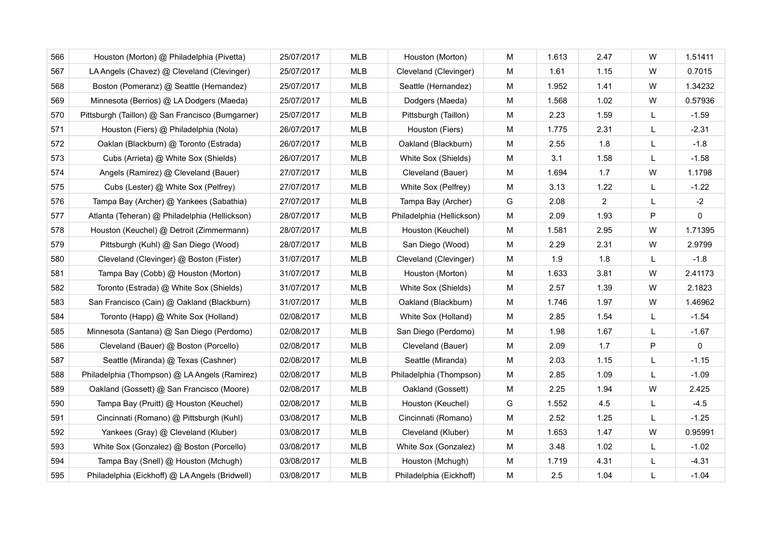| | | | | | | | | | |
|---|---|---|---|---|---|---|---|---|---|
| 566 | Houston (Morton) @ Philadelphia (Pivetta) | 25/07/2017 | MLB | Houston (Morton) | M | 1.613 | 2.47 | W | 1.51411 |
| 567 | LA Angels (Chavez) @ Cleveland (Clevinger) | 25/07/2017 | MLB | Cleveland (Clevinger) | M | 1.61 | 1.15 | W | 0.7015 |
| 568 | Boston (Pomeranz) @ Seattle (Hernandez) | 25/07/2017 | MLB | Seattle (Hernandez) | M | 1.952 | 1.41 | W | 1.34232 |
| 569 | Minnesota (Berrios) @ LA Dodgers (Maeda) | 25/07/2017 | MLB | Dodgers (Maeda) | M | 1.568 | 1.02 | W | 0.57936 |
| 570 | Pittsburgh (Taillon) @ San Francisco (Bumgarner) | 25/07/2017 | MLB | Pittsburgh (Taillon) | M | 2.23 | 1.59 | L | -1.59 |
| 571 | Houston (Fiers) @ Philadelphia (Nola) | 26/07/2017 | MLB | Houston (Fiers) | M | 1.775 | 2.31 | L | -2.31 |
| 572 | Oaklan (Blackburn) @ Toronto (Estrada) | 26/07/2017 | MLB | Oakland (Blackburn) | M | 2.55 | 1.8 | L | -1.8 |
| 573 | Cubs (Arrieta) @ White Sox (Shields) | 26/07/2017 | MLB | White Sox (Shields) | M | 3.1 | 1.58 | L | -1.58 |
| 574 | Angels (Ramirez) @ Cleveland (Bauer) | 27/07/2017 | MLB | Cleveland (Bauer) | M | 1.694 | 1.7 | W | 1.1798 |
| 575 | Cubs (Lester) @ White Sox (Pelfrey) | 27/07/2017 | MLB | White Sox (Pelfrey) | M | 3.13 | 1.22 | L | -1.22 |
| 576 | Tampa Bay (Archer) @ Yankees (Sabathia) | 27/07/2017 | MLB | Tampa Bay (Archer) | G | 2.08 | 2 | L | -2 |
| 577 | Atlanta (Teheran) @ Philadelphia (Hellickson) | 28/07/2017 | MLB | Philadelphia (Hellickson) | M | 2.09 | 1.93 | P | 0 |
| 578 | Houston (Keuchel) @ Detroit (Zimmermann) | 28/07/2017 | MLB | Houston (Keuchel) | M | 1.581 | 2.95 | W | 1.71395 |
| 579 | Pittsburgh (Kuhl) @ San Diego (Wood) | 28/07/2017 | MLB | San Diego (Wood) | M | 2.29 | 2.31 | W | 2.9799 |
| 580 | Cleveland (Clevinger) @ Boston (Fister) | 31/07/2017 | MLB | Cleveland (Clevinger) | M | 1.9 | 1.8 | L | -1.8 |
| 581 | Tampa Bay (Cobb) @ Houston (Morton) | 31/07/2017 | MLB | Houston (Morton) | M | 1.633 | 3.81 | W | 2.41173 |
| 582 | Toronto (Estrada) @ White Sox (Shields) | 31/07/2017 | MLB | White Sox (Shields) | M | 2.57 | 1.39 | W | 2.1823 |
| 583 | San Francisco (Cain) @ Oakland (Blackburn) | 31/07/2017 | MLB | Oakland (Blackburn) | M | 1.746 | 1.97 | W | 1.46962 |
| 584 | Toronto (Happ) @ White Sox (Holland) | 02/08/2017 | MLB | White Sox (Holland) | M | 2.85 | 1.54 | L | -1.54 |
| 585 | Minnesota (Santana) @ San Diego (Perdomo) | 02/08/2017 | MLB | San Diego (Perdomo) | M | 1.98 | 1.67 | L | -1.67 |
| 586 | Cleveland (Bauer) @ Boston (Porcello) | 02/08/2017 | MLB | Cleveland (Bauer) | M | 2.09 | 1.7 | P | 0 |
| 587 | Seattle (Miranda) @ Texas (Cashner) | 02/08/2017 | MLB | Seattle (Miranda) | M | 2.03 | 1.15 | L | -1.15 |
| 588 | Philadelphia (Thompson) @ LA Angels (Ramirez) | 02/08/2017 | MLB | Philadelphia (Thompson) | M | 2.85 | 1.09 | L | -1.09 |
| 589 | Oakland (Gossett) @ San Francisco (Moore) | 02/08/2017 | MLB | Oakland (Gossett) | M | 2.25 | 1.94 | W | 2.425 |
| 590 | Tampa Bay (Pruitt) @ Houston (Keuchel) | 02/08/2017 | MLB | Houston (Keuchel) | G | 1.552 | 4.5 | L | -4.5 |
| 591 | Cincinnati (Romano) @ Pittsburgh (Kuhl) | 03/08/2017 | MLB | Cincinnati (Romano) | M | 2.52 | 1.25 | L | -1.25 |
| 592 | Yankees (Gray) @ Cleveland (Kluber) | 03/08/2017 | MLB | Cleveland (Kluber) | M | 1.653 | 1.47 | W | 0.95991 |
| 593 | White Sox (Gonzalez) @ Boston (Porcello) | 03/08/2017 | MLB | White Sox (Gonzalez) | M | 3.48 | 1.02 | L | -1.02 |
| 594 | Tampa Bay (Snell) @ Houston (Mchugh) | 03/08/2017 | MLB | Houston (Mchugh) | M | 1.719 | 4.31 | L | -4.31 |
| 595 | Philadelphia (Eickhoff) @ LA Angels (Bridwell) | 03/08/2017 | MLB | Philadelphia (Eickhoff) | M | 2.5 | 1.04 | L | -1.04 |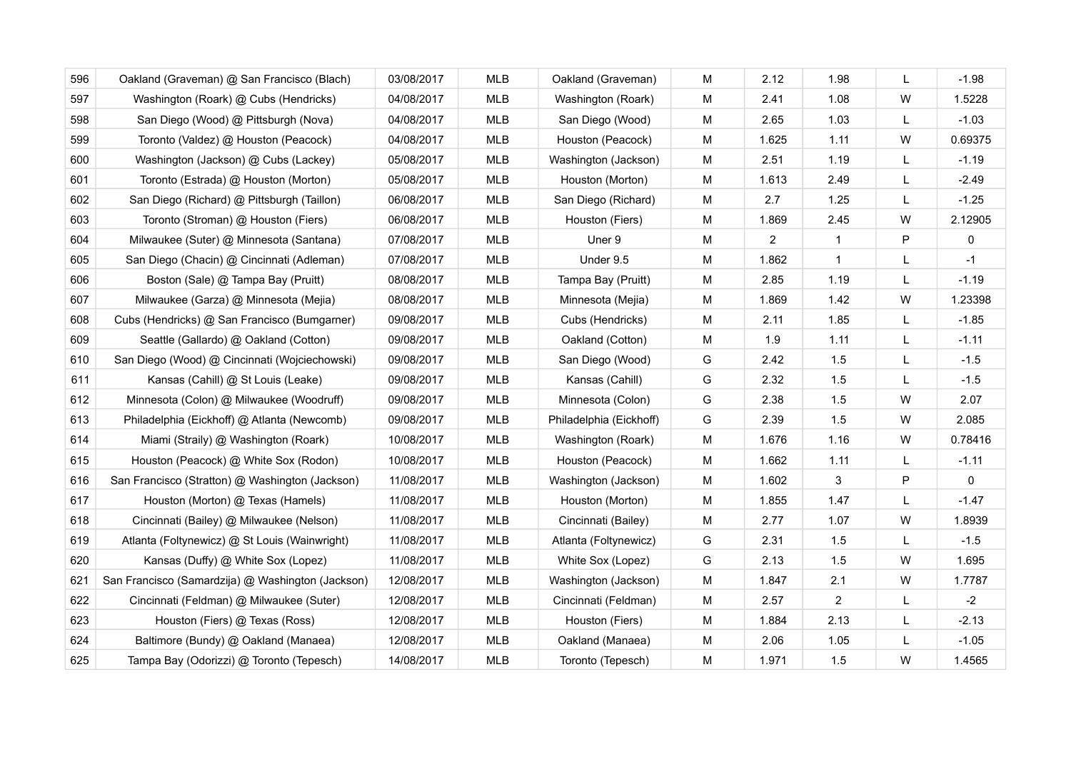| 596 | Oakland (Graveman) @ San Francisco (Blach) | 03/08/2017 | MLB | Oakland (Graveman) | M | 2.12 | 1.98 | L | -1.98 |
|---|---|---|---|---|---|---|---|---|---|
| 597 | Washington (Roark) @ Cubs (Hendricks) | 04/08/2017 | MLB | Washington (Roark) | M | 2.41 | 1.08 | W | 1.5228 |
| 598 | San Diego (Wood) @ Pittsburgh (Nova) | 04/08/2017 | MLB | San Diego (Wood) | M | 2.65 | 1.03 | L | -1.03 |
| 599 | Toronto (Valdez) @ Houston (Peacock) | 04/08/2017 | MLB | Houston (Peacock) | M | 1.625 | 1.11 | W | 0.69375 |
| 600 | Washington (Jackson) @ Cubs (Lackey) | 05/08/2017 | MLB | Washington (Jackson) | M | 2.51 | 1.19 | L | -1.19 |
| 601 | Toronto (Estrada) @ Houston (Morton) | 05/08/2017 | MLB | Houston (Morton) | M | 1.613 | 2.49 | L | -2.49 |
| 602 | San Diego (Richard) @ Pittsburgh (Taillon) | 06/08/2017 | MLB | San Diego (Richard) | M | 2.7 | 1.25 | L | -1.25 |
| 603 | Toronto (Stroman) @ Houston (Fiers) | 06/08/2017 | MLB | Houston (Fiers) | M | 1.869 | 2.45 | W | 2.12905 |
| 604 | Milwaukee (Suter) @ Minnesota (Santana) | 07/08/2017 | MLB | Uner 9 | M | 2 | 1 | P | 0 |
| 605 | San Diego (Chacin) @ Cincinnati (Adleman) | 07/08/2017 | MLB | Under 9.5 | M | 1.862 | 1 | L | -1 |
| 606 | Boston (Sale) @ Tampa Bay (Pruitt) | 08/08/2017 | MLB | Tampa Bay (Pruitt) | M | 2.85 | 1.19 | L | -1.19 |
| 607 | Milwaukee (Garza) @ Minnesota (Mejia) | 08/08/2017 | MLB | Minnesota (Mejia) | M | 1.869 | 1.42 | W | 1.23398 |
| 608 | Cubs (Hendricks) @ San Francisco (Bumgarner) | 09/08/2017 | MLB | Cubs (Hendricks) | M | 2.11 | 1.85 | L | -1.85 |
| 609 | Seattle (Gallardo) @ Oakland (Cotton) | 09/08/2017 | MLB | Oakland (Cotton) | M | 1.9 | 1.11 | L | -1.11 |
| 610 | San Diego (Wood) @ Cincinnati (Wojciechowski) | 09/08/2017 | MLB | San Diego (Wood) | G | 2.42 | 1.5 | L | -1.5 |
| 611 | Kansas (Cahill) @ St Louis (Leake) | 09/08/2017 | MLB | Kansas (Cahill) | G | 2.32 | 1.5 | L | -1.5 |
| 612 | Minnesota (Colon) @ Milwaukee (Woodruff) | 09/08/2017 | MLB | Minnesota (Colon) | G | 2.38 | 1.5 | W | 2.07 |
| 613 | Philadelphia (Eickhoff) @ Atlanta (Newcomb) | 09/08/2017 | MLB | Philadelphia (Eickhoff) | G | 2.39 | 1.5 | W | 2.085 |
| 614 | Miami (Straily) @ Washington (Roark) | 10/08/2017 | MLB | Washington (Roark) | M | 1.676 | 1.16 | W | 0.78416 |
| 615 | Houston (Peacock) @ White Sox (Rodon) | 10/08/2017 | MLB | Houston (Peacock) | M | 1.662 | 1.11 | L | -1.11 |
| 616 | San Francisco (Stratton) @ Washington (Jackson) | 11/08/2017 | MLB | Washington (Jackson) | M | 1.602 | 3 | P | 0 |
| 617 | Houston (Morton) @ Texas (Hamels) | 11/08/2017 | MLB | Houston (Morton) | M | 1.855 | 1.47 | L | -1.47 |
| 618 | Cincinnati (Bailey) @ Milwaukee (Nelson) | 11/08/2017 | MLB | Cincinnati (Bailey) | M | 2.77 | 1.07 | W | 1.8939 |
| 619 | Atlanta (Foltynewicz) @ St Louis (Wainwright) | 11/08/2017 | MLB | Atlanta (Foltynewicz) | G | 2.31 | 1.5 | L | -1.5 |
| 620 | Kansas (Duffy) @ White Sox (Lopez) | 11/08/2017 | MLB | White Sox (Lopez) | G | 2.13 | 1.5 | W | 1.695 |
| 621 | San Francisco (Samardzija) @ Washington (Jackson) | 12/08/2017 | MLB | Washington (Jackson) | M | 1.847 | 2.1 | W | 1.7787 |
| 622 | Cincinnati (Feldman) @ Milwaukee (Suter) | 12/08/2017 | MLB | Cincinnati (Feldman) | M | 2.57 | 2 | L | -2 |
| 623 | Houston (Fiers) @ Texas (Ross) | 12/08/2017 | MLB | Houston (Fiers) | M | 1.884 | 2.13 | L | -2.13 |
| 624 | Baltimore (Bundy) @ Oakland (Manaea) | 12/08/2017 | MLB | Oakland (Manaea) | M | 2.06 | 1.05 | L | -1.05 |
| 625 | Tampa Bay (Odorizzi) @ Toronto (Tepesch) | 14/08/2017 | MLB | Toronto (Tepesch) | M | 1.971 | 1.5 | W | 1.4565 |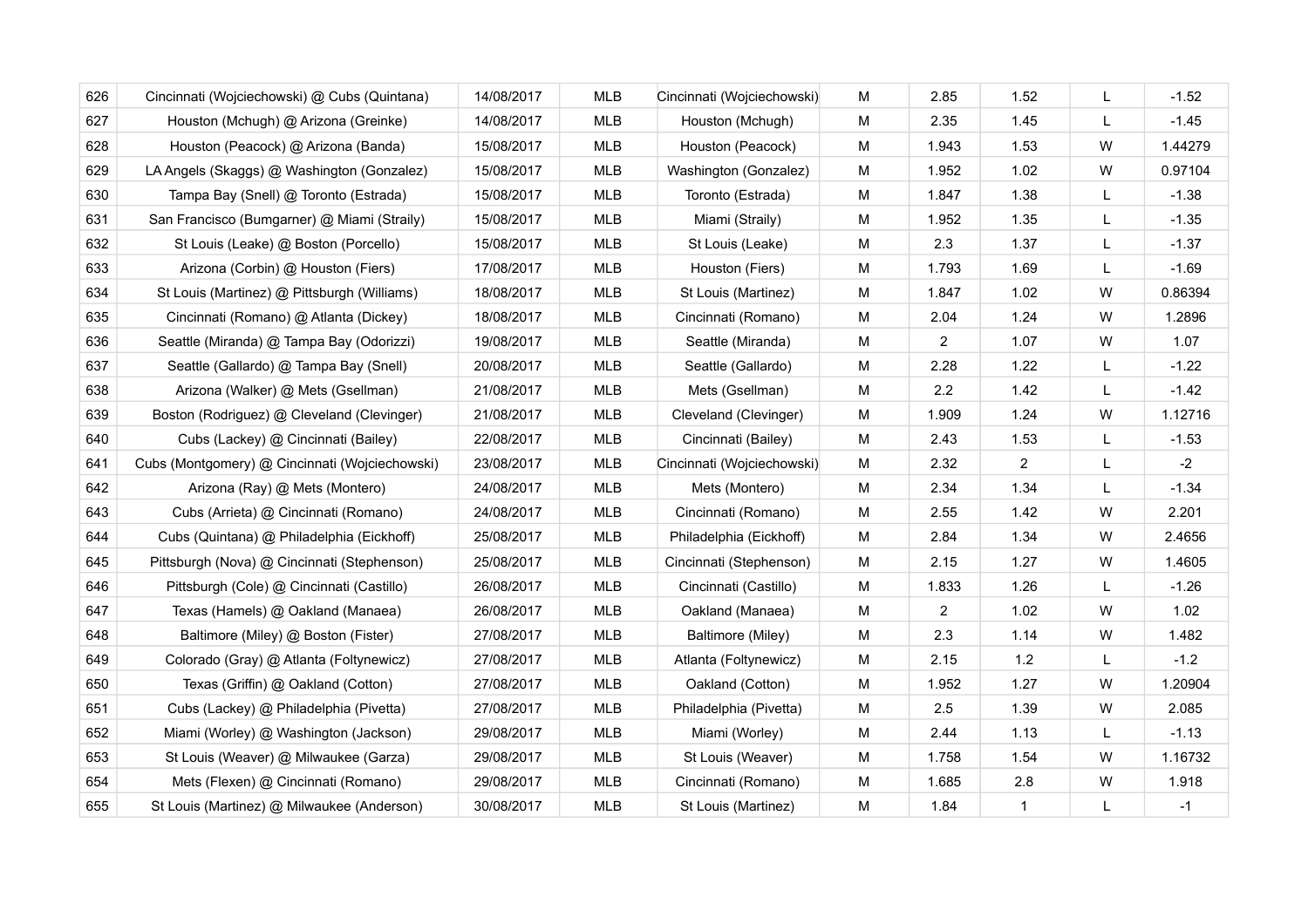| 626 | Cincinnati (Wojciechowski) @ Cubs (Quintana) | 14/08/2017 | MLB | Cincinnati (Wojciechowski) | M | 2.85 | 1.52 | L | -1.52 |
|---|---|---|---|---|---|---|---|---|---|
| 627 | Houston (Mchugh) @ Arizona (Greinke) | 14/08/2017 | MLB | Houston (Mchugh) | M | 2.35 | 1.45 | L | -1.45 |
| 628 | Houston (Peacock) @ Arizona (Banda) | 15/08/2017 | MLB | Houston (Peacock) | M | 1.943 | 1.53 | W | 1.44279 |
| 629 | LA Angels (Skaggs) @ Washington (Gonzalez) | 15/08/2017 | MLB | Washington (Gonzalez) | M | 1.952 | 1.02 | W | 0.97104 |
| 630 | Tampa Bay (Snell) @ Toronto (Estrada) | 15/08/2017 | MLB | Toronto (Estrada) | M | 1.847 | 1.38 | L | -1.38 |
| 631 | San Francisco (Bumgarner) @ Miami (Straily) | 15/08/2017 | MLB | Miami (Straily) | M | 1.952 | 1.35 | L | -1.35 |
| 632 | St Louis (Leake) @ Boston (Porcello) | 15/08/2017 | MLB | St Louis (Leake) | M | 2.3 | 1.37 | L | -1.37 |
| 633 | Arizona (Corbin) @ Houston (Fiers) | 17/08/2017 | MLB | Houston (Fiers) | M | 1.793 | 1.69 | L | -1.69 |
| 634 | St Louis (Martinez) @ Pittsburgh (Williams) | 18/08/2017 | MLB | St Louis (Martinez) | M | 1.847 | 1.02 | W | 0.86394 |
| 635 | Cincinnati (Romano) @ Atlanta (Dickey) | 18/08/2017 | MLB | Cincinnati (Romano) | M | 2.04 | 1.24 | W | 1.2896 |
| 636 | Seattle (Miranda) @ Tampa Bay (Odorizzi) | 19/08/2017 | MLB | Seattle (Miranda) | M | 2 | 1.07 | W | 1.07 |
| 637 | Seattle (Gallardo) @ Tampa Bay (Snell) | 20/08/2017 | MLB | Seattle (Gallardo) | M | 2.28 | 1.22 | L | -1.22 |
| 638 | Arizona (Walker) @ Mets (Gsellman) | 21/08/2017 | MLB | Mets (Gsellman) | M | 2.2 | 1.42 | L | -1.42 |
| 639 | Boston (Rodriguez) @ Cleveland (Clevinger) | 21/08/2017 | MLB | Cleveland (Clevinger) | M | 1.909 | 1.24 | W | 1.12716 |
| 640 | Cubs (Lackey) @ Cincinnati (Bailey) | 22/08/2017 | MLB | Cincinnati (Bailey) | M | 2.43 | 1.53 | L | -1.53 |
| 641 | Cubs (Montgomery) @ Cincinnati (Wojciechowski) | 23/08/2017 | MLB | Cincinnati (Wojciechowski) | M | 2.32 | 2 | L | -2 |
| 642 | Arizona (Ray) @ Mets (Montero) | 24/08/2017 | MLB | Mets (Montero) | M | 2.34 | 1.34 | L | -1.34 |
| 643 | Cubs (Arrieta) @ Cincinnati (Romano) | 24/08/2017 | MLB | Cincinnati (Romano) | M | 2.55 | 1.42 | W | 2.201 |
| 644 | Cubs (Quintana) @ Philadelphia (Eickhoff) | 25/08/2017 | MLB | Philadelphia (Eickhoff) | M | 2.84 | 1.34 | W | 2.4656 |
| 645 | Pittsburgh (Nova) @ Cincinnati (Stephenson) | 25/08/2017 | MLB | Cincinnati (Stephenson) | M | 2.15 | 1.27 | W | 1.4605 |
| 646 | Pittsburgh (Cole) @ Cincinnati (Castillo) | 26/08/2017 | MLB | Cincinnati (Castillo) | M | 1.833 | 1.26 | L | -1.26 |
| 647 | Texas (Hamels) @ Oakland (Manaea) | 26/08/2017 | MLB | Oakland (Manaea) | M | 2 | 1.02 | W | 1.02 |
| 648 | Baltimore (Miley) @ Boston (Fister) | 27/08/2017 | MLB | Baltimore (Miley) | M | 2.3 | 1.14 | W | 1.482 |
| 649 | Colorado (Gray) @ Atlanta (Foltynewicz) | 27/08/2017 | MLB | Atlanta (Foltynewicz) | M | 2.15 | 1.2 | L | -1.2 |
| 650 | Texas (Griffin) @ Oakland (Cotton) | 27/08/2017 | MLB | Oakland (Cotton) | M | 1.952 | 1.27 | W | 1.20904 |
| 651 | Cubs (Lackey) @ Philadelphia (Pivetta) | 27/08/2017 | MLB | Philadelphia (Pivetta) | M | 2.5 | 1.39 | W | 2.085 |
| 652 | Miami (Worley) @ Washington (Jackson) | 29/08/2017 | MLB | Miami (Worley) | M | 2.44 | 1.13 | L | -1.13 |
| 653 | St Louis (Weaver) @ Milwaukee (Garza) | 29/08/2017 | MLB | St Louis (Weaver) | M | 1.758 | 1.54 | W | 1.16732 |
| 654 | Mets (Flexen) @ Cincinnati (Romano) | 29/08/2017 | MLB | Cincinnati (Romano) | M | 1.685 | 2.8 | W | 1.918 |
| 655 | St Louis (Martinez) @ Milwaukee (Anderson) | 30/08/2017 | MLB | St Louis (Martinez) | M | 1.84 | 1 | L | -1 |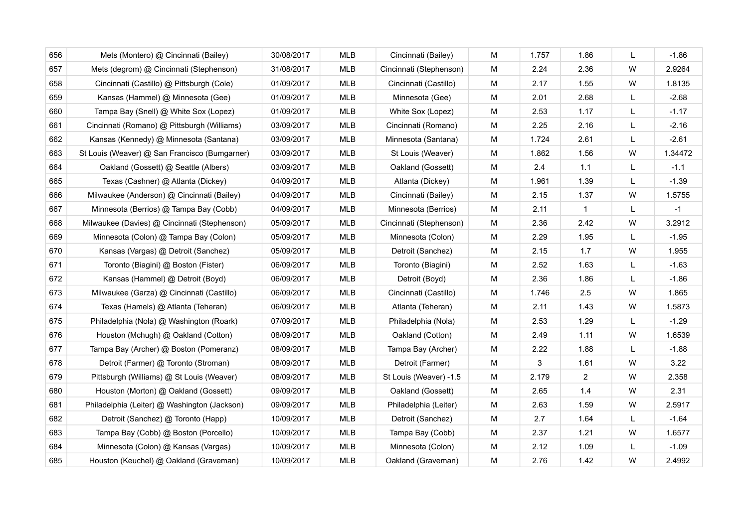| 656 | Mets (Montero) @ Cincinnati (Bailey) | 30/08/2017 | MLB | Cincinnati (Bailey) | M | 1.757 | 1.86 | L | -1.86 |
|---|---|---|---|---|---|---|---|---|---|
| 657 | Mets (degrom) @ Cincinnati (Stephenson) | 31/08/2017 | MLB | Cincinnati (Stephenson) | M | 2.24 | 2.36 | W | 2.9264 |
| 658 | Cincinnati (Castillo) @ Pittsburgh (Cole) | 01/09/2017 | MLB | Cincinnati (Castillo) | M | 2.17 | 1.55 | W | 1.8135 |
| 659 | Kansas (Hammel) @ Minnesota (Gee) | 01/09/2017 | MLB | Minnesota (Gee) | M | 2.01 | 2.68 | L | -2.68 |
| 660 | Tampa Bay (Snell) @ White Sox (Lopez) | 01/09/2017 | MLB | White Sox (Lopez) | M | 2.53 | 1.17 | L | -1.17 |
| 661 | Cincinnati (Romano) @ Pittsburgh (Williams) | 03/09/2017 | MLB | Cincinnati (Romano) | M | 2.25 | 2.16 | L | -2.16 |
| 662 | Kansas (Kennedy) @ Minnesota (Santana) | 03/09/2017 | MLB | Minnesota (Santana) | M | 1.724 | 2.61 | L | -2.61 |
| 663 | St Louis (Weaver) @ San Francisco (Bumgarner) | 03/09/2017 | MLB | St Louis (Weaver) | M | 1.862 | 1.56 | W | 1.34472 |
| 664 | Oakland (Gossett) @ Seattle (Albers) | 03/09/2017 | MLB | Oakland (Gossett) | M | 2.4 | 1.1 | L | -1.1 |
| 665 | Texas (Cashner) @ Atlanta (Dickey) | 04/09/2017 | MLB | Atlanta (Dickey) | M | 1.961 | 1.39 | L | -1.39 |
| 666 | Milwaukee (Anderson) @ Cincinnati (Bailey) | 04/09/2017 | MLB | Cincinnati (Bailey) | M | 2.15 | 1.37 | W | 1.5755 |
| 667 | Minnesota (Berrios) @ Tampa Bay (Cobb) | 04/09/2017 | MLB | Minnesota (Berrios) | M | 2.11 | 1 | L | -1 |
| 668 | Milwaukee (Davies) @ Cincinnati (Stephenson) | 05/09/2017 | MLB | Cincinnati (Stephenson) | M | 2.36 | 2.42 | W | 3.2912 |
| 669 | Minnesota (Colon) @ Tampa Bay (Colon) | 05/09/2017 | MLB | Minnesota (Colon) | M | 2.29 | 1.95 | L | -1.95 |
| 670 | Kansas (Vargas) @ Detroit (Sanchez) | 05/09/2017 | MLB | Detroit (Sanchez) | M | 2.15 | 1.7 | W | 1.955 |
| 671 | Toronto (Biagini) @ Boston (Fister) | 06/09/2017 | MLB | Toronto (Biagini) | M | 2.52 | 1.63 | L | -1.63 |
| 672 | Kansas (Hammel) @ Detroit (Boyd) | 06/09/2017 | MLB | Detroit (Boyd) | M | 2.36 | 1.86 | L | -1.86 |
| 673 | Milwaukee (Garza) @ Cincinnati (Castillo) | 06/09/2017 | MLB | Cincinnati (Castillo) | M | 1.746 | 2.5 | W | 1.865 |
| 674 | Texas (Hamels) @ Atlanta (Teheran) | 06/09/2017 | MLB | Atlanta (Teheran) | M | 2.11 | 1.43 | W | 1.5873 |
| 675 | Philadelphia (Nola) @ Washington (Roark) | 07/09/2017 | MLB | Philadelphia (Nola) | M | 2.53 | 1.29 | L | -1.29 |
| 676 | Houston (Mchugh) @ Oakland (Cotton) | 08/09/2017 | MLB | Oakland (Cotton) | M | 2.49 | 1.11 | W | 1.6539 |
| 677 | Tampa Bay (Archer) @ Boston (Pomeranz) | 08/09/2017 | MLB | Tampa Bay (Archer) | M | 2.22 | 1.88 | L | -1.88 |
| 678 | Detroit (Farmer) @ Toronto (Stroman) | 08/09/2017 | MLB | Detroit (Farmer) | M | 3 | 1.61 | W | 3.22 |
| 679 | Pittsburgh (Williams) @ St Louis (Weaver) | 08/09/2017 | MLB | St Louis (Weaver) -1.5 | M | 2.179 | 2 | W | 2.358 |
| 680 | Houston (Morton) @ Oakland (Gossett) | 09/09/2017 | MLB | Oakland (Gossett) | M | 2.65 | 1.4 | W | 2.31 |
| 681 | Philadelphia (Leiter) @ Washington (Jackson) | 09/09/2017 | MLB | Philadelphia (Leiter) | M | 2.63 | 1.59 | W | 2.5917 |
| 682 | Detroit (Sanchez) @ Toronto (Happ) | 10/09/2017 | MLB | Detroit (Sanchez) | M | 2.7 | 1.64 | L | -1.64 |
| 683 | Tampa Bay (Cobb) @ Boston (Porcello) | 10/09/2017 | MLB | Tampa Bay (Cobb) | M | 2.37 | 1.21 | W | 1.6577 |
| 684 | Minnesota (Colon) @ Kansas (Vargas) | 10/09/2017 | MLB | Minnesota (Colon) | M | 2.12 | 1.09 | L | -1.09 |
| 685 | Houston (Keuchel) @ Oakland (Graveman) | 10/09/2017 | MLB | Oakland (Graveman) | M | 2.76 | 1.42 | W | 2.4992 |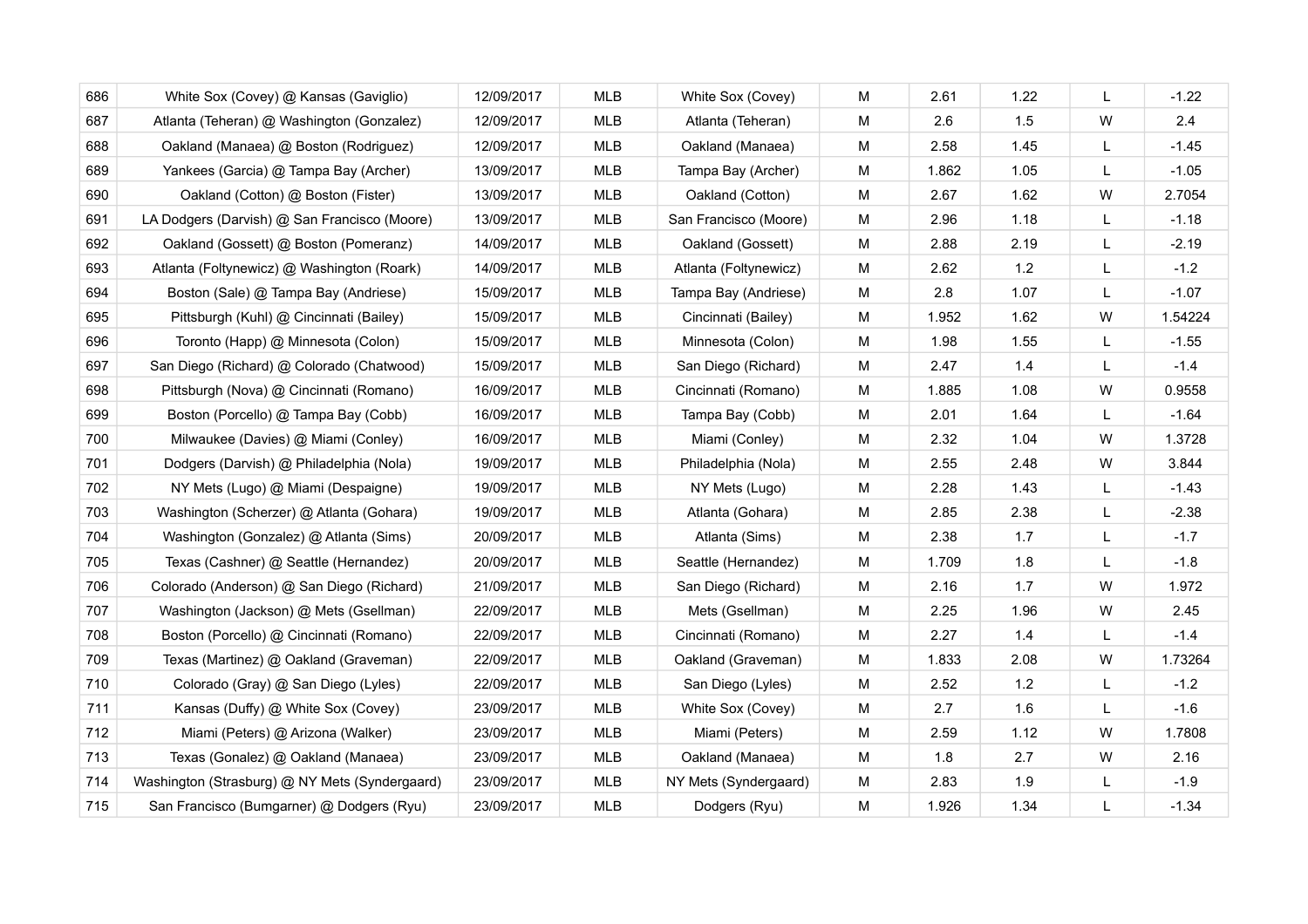| 686 | White Sox (Covey) @ Kansas (Gaviglio) | 12/09/2017 | MLB | White Sox (Covey) | M | 2.61 | 1.22 | L | -1.22 |
|---|---|---|---|---|---|---|---|---|---|
| 687 | Atlanta (Teheran) @ Washington (Gonzalez) | 12/09/2017 | MLB | Atlanta (Teheran) | M | 2.6 | 1.5 | W | 2.4 |
| 688 | Oakland (Manaea) @ Boston (Rodriguez) | 12/09/2017 | MLB | Oakland (Manaea) | M | 2.58 | 1.45 | L | -1.45 |
| 689 | Yankees (Garcia) @ Tampa Bay (Archer) | 13/09/2017 | MLB | Tampa Bay (Archer) | M | 1.862 | 1.05 | L | -1.05 |
| 690 | Oakland (Cotton) @ Boston (Fister) | 13/09/2017 | MLB | Oakland (Cotton) | M | 2.67 | 1.62 | W | 2.7054 |
| 691 | LA Dodgers (Darvish) @ San Francisco (Moore) | 13/09/2017 | MLB | San Francisco (Moore) | M | 2.96 | 1.18 | L | -1.18 |
| 692 | Oakland (Gossett) @ Boston (Pomeranz) | 14/09/2017 | MLB | Oakland (Gossett) | M | 2.88 | 2.19 | L | -2.19 |
| 693 | Atlanta (Foltynewicz) @ Washington (Roark) | 14/09/2017 | MLB | Atlanta (Foltynewicz) | M | 2.62 | 1.2 | L | -1.2 |
| 694 | Boston (Sale) @ Tampa Bay (Andriese) | 15/09/2017 | MLB | Tampa Bay (Andriese) | M | 2.8 | 1.07 | L | -1.07 |
| 695 | Pittsburgh (Kuhl) @ Cincinnati (Bailey) | 15/09/2017 | MLB | Cincinnati (Bailey) | M | 1.952 | 1.62 | W | 1.54224 |
| 696 | Toronto (Happ) @ Minnesota (Colon) | 15/09/2017 | MLB | Minnesota (Colon) | M | 1.98 | 1.55 | L | -1.55 |
| 697 | San Diego (Richard) @ Colorado (Chatwood) | 15/09/2017 | MLB | San Diego (Richard) | M | 2.47 | 1.4 | L | -1.4 |
| 698 | Pittsburgh (Nova) @ Cincinnati (Romano) | 16/09/2017 | MLB | Cincinnati (Romano) | M | 1.885 | 1.08 | W | 0.9558 |
| 699 | Boston (Porcello) @ Tampa Bay (Cobb) | 16/09/2017 | MLB | Tampa Bay (Cobb) | M | 2.01 | 1.64 | L | -1.64 |
| 700 | Milwaukee (Davies) @ Miami (Conley) | 16/09/2017 | MLB | Miami (Conley) | M | 2.32 | 1.04 | W | 1.3728 |
| 701 | Dodgers (Darvish) @ Philadelphia (Nola) | 19/09/2017 | MLB | Philadelphia (Nola) | M | 2.55 | 2.48 | W | 3.844 |
| 702 | NY Mets (Lugo) @ Miami (Despaigne) | 19/09/2017 | MLB | NY Mets (Lugo) | M | 2.28 | 1.43 | L | -1.43 |
| 703 | Washington (Scherzer) @ Atlanta (Gohara) | 19/09/2017 | MLB | Atlanta (Gohara) | M | 2.85 | 2.38 | L | -2.38 |
| 704 | Washington (Gonzalez) @ Atlanta (Sims) | 20/09/2017 | MLB | Atlanta (Sims) | M | 2.38 | 1.7 | L | -1.7 |
| 705 | Texas (Cashner) @ Seattle (Hernandez) | 20/09/2017 | MLB | Seattle (Hernandez) | M | 1.709 | 1.8 | L | -1.8 |
| 706 | Colorado (Anderson) @ San Diego (Richard) | 21/09/2017 | MLB | San Diego (Richard) | M | 2.16 | 1.7 | W | 1.972 |
| 707 | Washington (Jackson) @ Mets (Gsellman) | 22/09/2017 | MLB | Mets (Gsellman) | M | 2.25 | 1.96 | W | 2.45 |
| 708 | Boston (Porcello) @ Cincinnati (Romano) | 22/09/2017 | MLB | Cincinnati (Romano) | M | 2.27 | 1.4 | L | -1.4 |
| 709 | Texas (Martinez) @ Oakland (Graveman) | 22/09/2017 | MLB | Oakland (Graveman) | M | 1.833 | 2.08 | W | 1.73264 |
| 710 | Colorado (Gray) @ San Diego (Lyles) | 22/09/2017 | MLB | San Diego (Lyles) | M | 2.52 | 1.2 | L | -1.2 |
| 711 | Kansas (Duffy) @ White Sox (Covey) | 23/09/2017 | MLB | White Sox (Covey) | M | 2.7 | 1.6 | L | -1.6 |
| 712 | Miami (Peters) @ Arizona (Walker) | 23/09/2017 | MLB | Miami (Peters) | M | 2.59 | 1.12 | W | 1.7808 |
| 713 | Texas (Gonalez) @ Oakland (Manaea) | 23/09/2017 | MLB | Oakland (Manaea) | M | 1.8 | 2.7 | W | 2.16 |
| 714 | Washington (Strasburg) @ NY Mets (Syndergaard) | 23/09/2017 | MLB | NY Mets (Syndergaard) | M | 2.83 | 1.9 | L | -1.9 |
| 715 | San Francisco (Bumgarner) @ Dodgers (Ryu) | 23/09/2017 | MLB | Dodgers (Ryu) | M | 1.926 | 1.34 | L | -1.34 |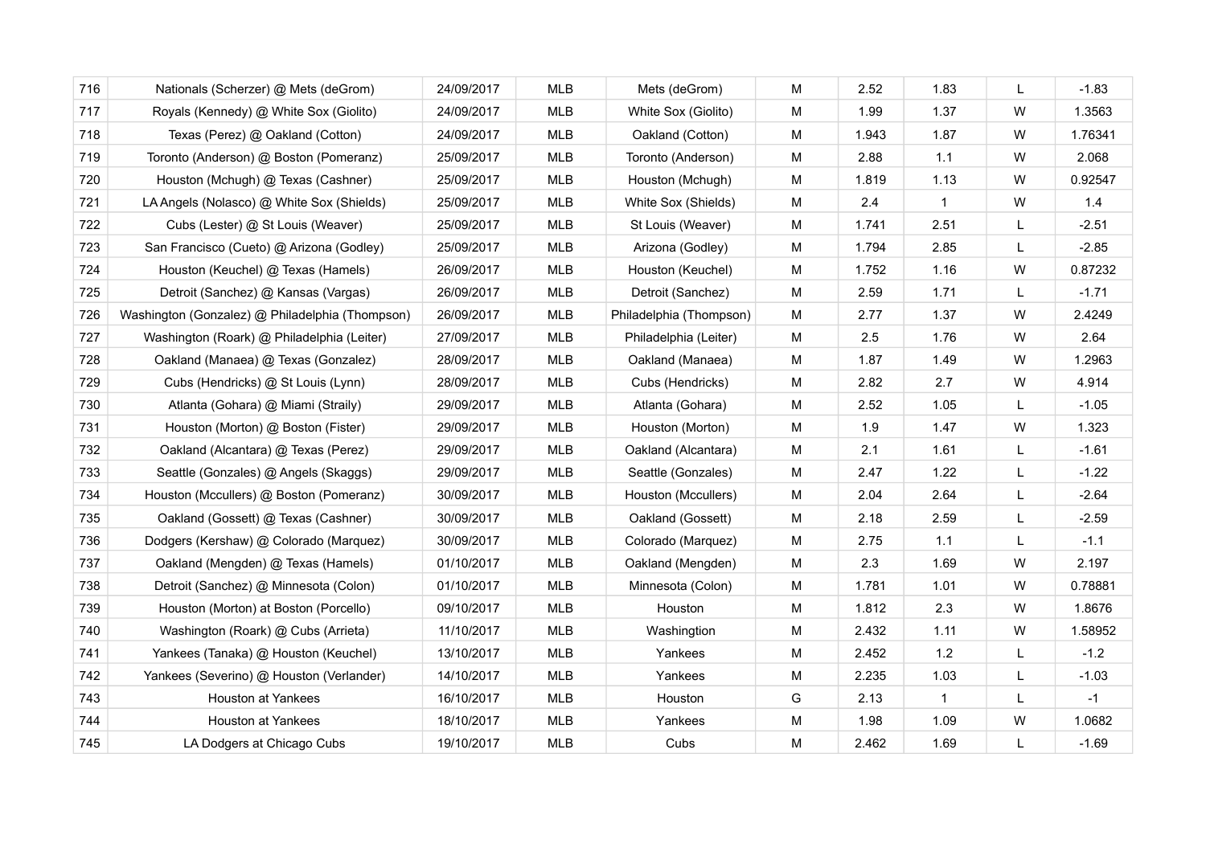| 716 | Nationals (Scherzer) @ Mets (deGrom) | 24/09/2017 | MLB | Mets (deGrom) | M | 2.52 | 1.83 | L | -1.83 |
|---|---|---|---|---|---|---|---|---|---|
| 717 | Royals (Kennedy) @ White Sox (Giolito) | 24/09/2017 | MLB | White Sox (Giolito) | M | 1.99 | 1.37 | W | 1.3563 |
| 718 | Texas (Perez) @ Oakland (Cotton) | 24/09/2017 | MLB | Oakland (Cotton) | M | 1.943 | 1.87 | W | 1.76341 |
| 719 | Toronto (Anderson) @ Boston (Pomeranz) | 25/09/2017 | MLB | Toronto (Anderson) | M | 2.88 | 1.1 | W | 2.068 |
| 720 | Houston (Mchugh) @ Texas (Cashner) | 25/09/2017 | MLB | Houston (Mchugh) | M | 1.819 | 1.13 | W | 0.92547 |
| 721 | LA Angels (Nolasco) @ White Sox (Shields) | 25/09/2017 | MLB | White Sox (Shields) | M | 2.4 | 1 | W | 1.4 |
| 722 | Cubs (Lester) @ St Louis (Weaver) | 25/09/2017 | MLB | St Louis (Weaver) | M | 1.741 | 2.51 | L | -2.51 |
| 723 | San Francisco (Cueto) @ Arizona (Godley) | 25/09/2017 | MLB | Arizona (Godley) | M | 1.794 | 2.85 | L | -2.85 |
| 724 | Houston (Keuchel) @ Texas (Hamels) | 26/09/2017 | MLB | Houston (Keuchel) | M | 1.752 | 1.16 | W | 0.87232 |
| 725 | Detroit (Sanchez) @ Kansas (Vargas) | 26/09/2017 | MLB | Detroit (Sanchez) | M | 2.59 | 1.71 | L | -1.71 |
| 726 | Washington (Gonzalez) @ Philadelphia (Thompson) | 26/09/2017 | MLB | Philadelphia (Thompson) | M | 2.77 | 1.37 | W | 2.4249 |
| 727 | Washington (Roark) @ Philadelphia (Leiter) | 27/09/2017 | MLB | Philadelphia (Leiter) | M | 2.5 | 1.76 | W | 2.64 |
| 728 | Oakland (Manaea) @ Texas (Gonzalez) | 28/09/2017 | MLB | Oakland (Manaea) | M | 1.87 | 1.49 | W | 1.2963 |
| 729 | Cubs (Hendricks) @ St Louis (Lynn) | 28/09/2017 | MLB | Cubs (Hendricks) | M | 2.82 | 2.7 | W | 4.914 |
| 730 | Atlanta (Gohara) @ Miami (Straily) | 29/09/2017 | MLB | Atlanta (Gohara) | M | 2.52 | 1.05 | L | -1.05 |
| 731 | Houston (Morton) @ Boston (Fister) | 29/09/2017 | MLB | Houston (Morton) | M | 1.9 | 1.47 | W | 1.323 |
| 732 | Oakland (Alcantara) @ Texas (Perez) | 29/09/2017 | MLB | Oakland (Alcantara) | M | 2.1 | 1.61 | L | -1.61 |
| 733 | Seattle (Gonzales) @ Angels (Skaggs) | 29/09/2017 | MLB | Seattle (Gonzales) | M | 2.47 | 1.22 | L | -1.22 |
| 734 | Houston (Mccullers) @ Boston (Pomeranz) | 30/09/2017 | MLB | Houston (Mccullers) | M | 2.04 | 2.64 | L | -2.64 |
| 735 | Oakland (Gossett) @ Texas (Cashner) | 30/09/2017 | MLB | Oakland (Gossett) | M | 2.18 | 2.59 | L | -2.59 |
| 736 | Dodgers (Kershaw) @ Colorado (Marquez) | 30/09/2017 | MLB | Colorado (Marquez) | M | 2.75 | 1.1 | L | -1.1 |
| 737 | Oakland (Mengden) @ Texas (Hamels) | 01/10/2017 | MLB | Oakland (Mengden) | M | 2.3 | 1.69 | W | 2.197 |
| 738 | Detroit (Sanchez) @ Minnesota (Colon) | 01/10/2017 | MLB | Minnesota (Colon) | M | 1.781 | 1.01 | W | 0.78881 |
| 739 | Houston (Morton) at Boston (Porcello) | 09/10/2017 | MLB | Houston | M | 1.812 | 2.3 | W | 1.8676 |
| 740 | Washington (Roark) @ Cubs (Arrieta) | 11/10/2017 | MLB | Washingtion | M | 2.432 | 1.11 | W | 1.58952 |
| 741 | Yankees (Tanaka) @ Houston (Keuchel) | 13/10/2017 | MLB | Yankees | M | 2.452 | 1.2 | L | -1.2 |
| 742 | Yankees (Severino) @ Houston (Verlander) | 14/10/2017 | MLB | Yankees | M | 2.235 | 1.03 | L | -1.03 |
| 743 | Houston at Yankees | 16/10/2017 | MLB | Houston | G | 2.13 | 1 | L | -1 |
| 744 | Houston at Yankees | 18/10/2017 | MLB | Yankees | M | 1.98 | 1.09 | W | 1.0682 |
| 745 | LA Dodgers at Chicago Cubs | 19/10/2017 | MLB | Cubs | M | 2.462 | 1.69 | L | -1.69 |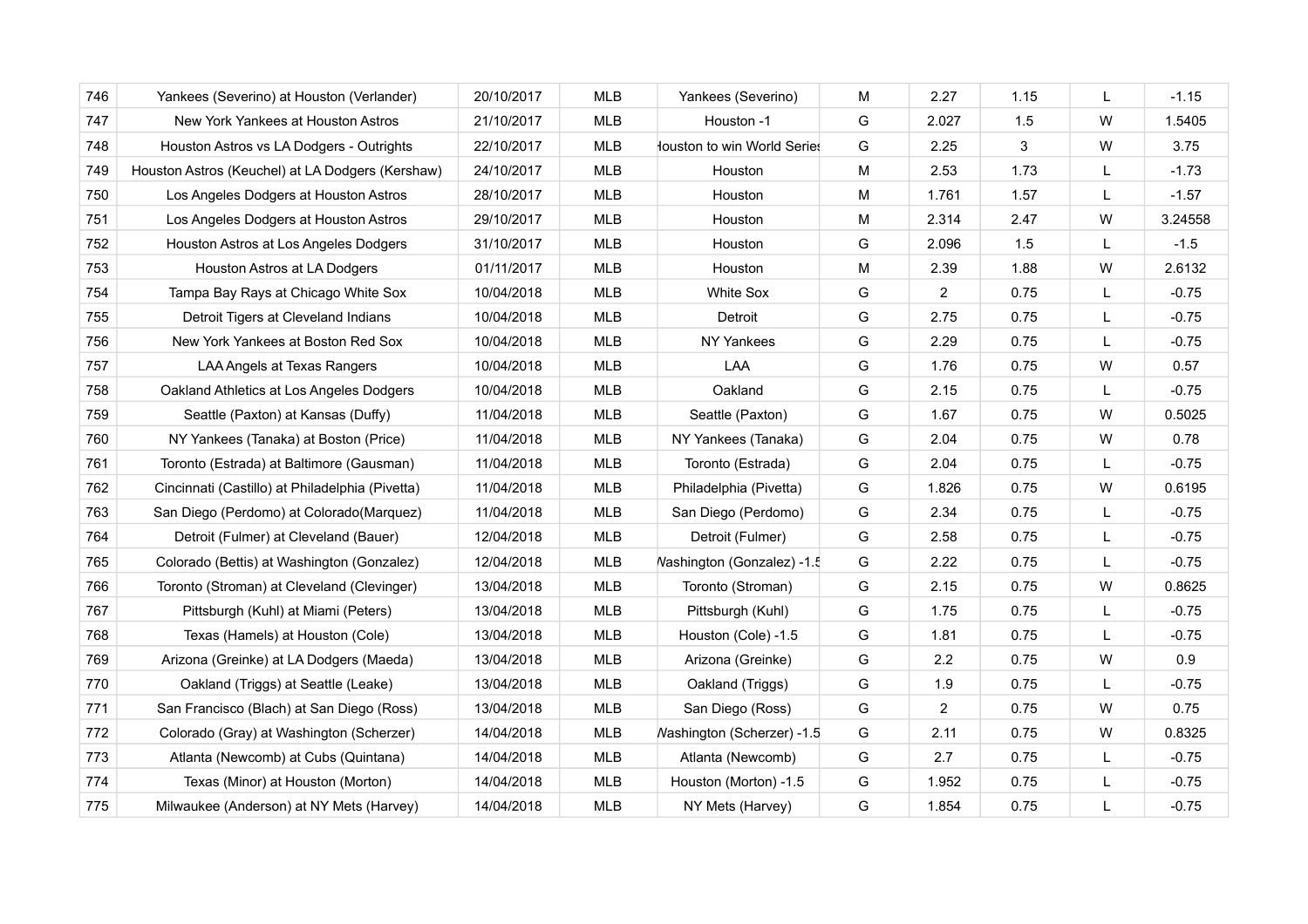| 746 | Yankees (Severino) at Houston (Verlander) | 20/10/2017 | MLB | Yankees (Severino) | M | 2.27 | 1.15 | L | -1.15 |
|---|---|---|---|---|---|---|---|---|---|
| 747 | New York Yankees at Houston Astros | 21/10/2017 | MLB | Houston -1 | G | 2.027 | 1.5 | W | 1.5405 |
| 748 | Houston Astros vs LA Dodgers - Outrights | 22/10/2017 | MLB | Houston to win World Series | G | 2.25 | 3 | W | 3.75 |
| 749 | Houston Astros (Keuchel) at LA Dodgers (Kershaw) | 24/10/2017 | MLB | Houston | M | 2.53 | 1.73 | L | -1.73 |
| 750 | Los Angeles Dodgers at Houston Astros | 28/10/2017 | MLB | Houston | M | 1.761 | 1.57 | L | -1.57 |
| 751 | Los Angeles Dodgers at Houston Astros | 29/10/2017 | MLB | Houston | M | 2.314 | 2.47 | W | 3.24558 |
| 752 | Houston Astros at Los Angeles Dodgers | 31/10/2017 | MLB | Houston | G | 2.096 | 1.5 | L | -1.5 |
| 753 | Houston Astros at LA Dodgers | 01/11/2017 | MLB | Houston | M | 2.39 | 1.88 | W | 2.6132 |
| 754 | Tampa Bay Rays at Chicago White Sox | 10/04/2018 | MLB | White Sox | G | 2 | 0.75 | L | -0.75 |
| 755 | Detroit Tigers at Cleveland Indians | 10/04/2018 | MLB | Detroit | G | 2.75 | 0.75 | L | -0.75 |
| 756 | New York Yankees at Boston Red Sox | 10/04/2018 | MLB | NY Yankees | G | 2.29 | 0.75 | L | -0.75 |
| 757 | LAA Angels at Texas Rangers | 10/04/2018 | MLB | LAA | G | 1.76 | 0.75 | W | 0.57 |
| 758 | Oakland Athletics at Los Angeles Dodgers | 10/04/2018 | MLB | Oakland | G | 2.15 | 0.75 | L | -0.75 |
| 759 | Seattle (Paxton) at Kansas (Duffy) | 11/04/2018 | MLB | Seattle (Paxton) | G | 1.67 | 0.75 | W | 0.5025 |
| 760 | NY Yankees (Tanaka) at Boston (Price) | 11/04/2018 | MLB | NY Yankees (Tanaka) | G | 2.04 | 0.75 | W | 0.78 |
| 761 | Toronto (Estrada) at Baltimore (Gausman) | 11/04/2018 | MLB | Toronto (Estrada) | G | 2.04 | 0.75 | L | -0.75 |
| 762 | Cincinnati (Castillo) at Philadelphia (Pivetta) | 11/04/2018 | MLB | Philadelphia (Pivetta) | G | 1.826 | 0.75 | W | 0.6195 |
| 763 | San Diego (Perdomo) at Colorado(Marquez) | 11/04/2018 | MLB | San Diego (Perdomo) | G | 2.34 | 0.75 | L | -0.75 |
| 764 | Detroit (Fulmer) at Cleveland (Bauer) | 12/04/2018 | MLB | Detroit (Fulmer) | G | 2.58 | 0.75 | L | -0.75 |
| 765 | Colorado (Bettis) at Washington (Gonzalez) | 12/04/2018 | MLB | Washington (Gonzalez) -1.5 | G | 2.22 | 0.75 | L | -0.75 |
| 766 | Toronto (Stroman) at Cleveland (Clevinger) | 13/04/2018 | MLB | Toronto (Stroman) | G | 2.15 | 0.75 | W | 0.8625 |
| 767 | Pittsburgh (Kuhl) at Miami (Peters) | 13/04/2018 | MLB | Pittsburgh (Kuhl) | G | 1.75 | 0.75 | L | -0.75 |
| 768 | Texas (Hamels) at Houston (Cole) | 13/04/2018 | MLB | Houston (Cole) -1.5 | G | 1.81 | 0.75 | L | -0.75 |
| 769 | Arizona (Greinke) at LA Dodgers (Maeda) | 13/04/2018 | MLB | Arizona (Greinke) | G | 2.2 | 0.75 | W | 0.9 |
| 770 | Oakland (Triggs) at Seattle (Leake) | 13/04/2018 | MLB | Oakland (Triggs) | G | 1.9 | 0.75 | L | -0.75 |
| 771 | San Francisco (Blach) at San Diego (Ross) | 13/04/2018 | MLB | San Diego (Ross) | G | 2 | 0.75 | W | 0.75 |
| 772 | Colorado (Gray) at Washington (Scherzer) | 14/04/2018 | MLB | Washington (Scherzer) -1.5 | G | 2.11 | 0.75 | W | 0.8325 |
| 773 | Atlanta (Newcomb) at Cubs (Quintana) | 14/04/2018 | MLB | Atlanta (Newcomb) | G | 2.7 | 0.75 | L | -0.75 |
| 774 | Texas (Minor) at Houston (Morton) | 14/04/2018 | MLB | Houston (Morton) -1.5 | G | 1.952 | 0.75 | L | -0.75 |
| 775 | Milwaukee (Anderson) at NY Mets (Harvey) | 14/04/2018 | MLB | NY Mets (Harvey) | G | 1.854 | 0.75 | L | -0.75 |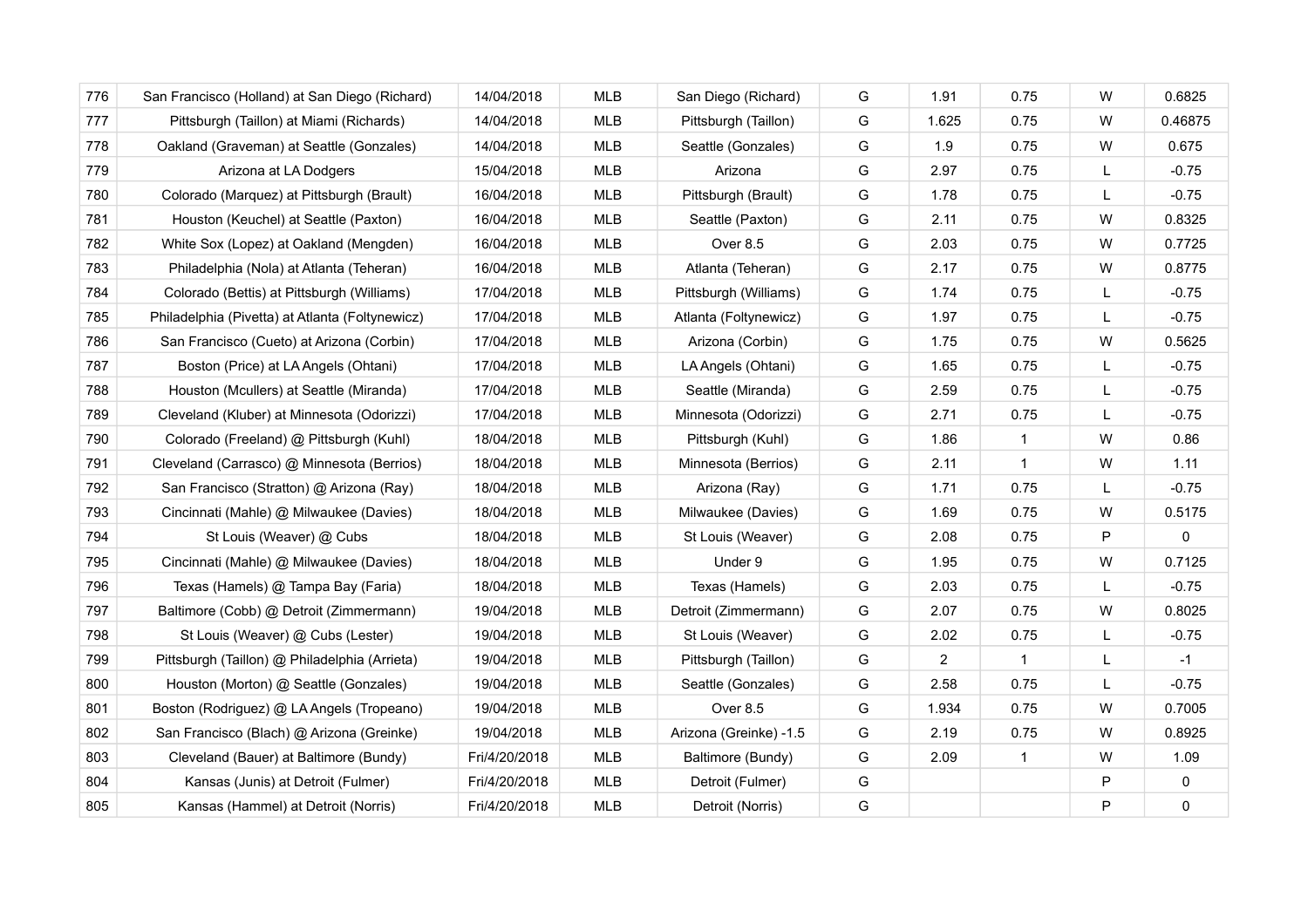| | | | | | | | | | |
|---|---|---|---|---|---|---|---|---|---|
| 776 | San Francisco (Holland) at San Diego (Richard) | 14/04/2018 | MLB | San Diego (Richard) | G | 1.91 | 0.75 | W | 0.6825 |
| 777 | Pittsburgh (Taillon) at Miami (Richards) | 14/04/2018 | MLB | Pittsburgh (Taillon) | G | 1.625 | 0.75 | W | 0.46875 |
| 778 | Oakland (Graveman) at Seattle (Gonzales) | 14/04/2018 | MLB | Seattle (Gonzales) | G | 1.9 | 0.75 | W | 0.675 |
| 779 | Arizona at LA Dodgers | 15/04/2018 | MLB | Arizona | G | 2.97 | 0.75 | L | -0.75 |
| 780 | Colorado (Marquez) at Pittsburgh (Brault) | 16/04/2018 | MLB | Pittsburgh (Brault) | G | 1.78 | 0.75 | L | -0.75 |
| 781 | Houston (Keuchel) at Seattle (Paxton) | 16/04/2018 | MLB | Seattle (Paxton) | G | 2.11 | 0.75 | W | 0.8325 |
| 782 | White Sox (Lopez) at Oakland (Mengden) | 16/04/2018 | MLB | Over 8.5 | G | 2.03 | 0.75 | W | 0.7725 |
| 783 | Philadelphia (Nola) at Atlanta (Teheran) | 16/04/2018 | MLB | Atlanta (Teheran) | G | 2.17 | 0.75 | W | 0.8775 |
| 784 | Colorado (Bettis) at Pittsburgh (Williams) | 17/04/2018 | MLB | Pittsburgh (Williams) | G | 1.74 | 0.75 | L | -0.75 |
| 785 | Philadelphia (Pivetta) at Atlanta (Foltynewicz) | 17/04/2018 | MLB | Atlanta (Foltynewicz) | G | 1.97 | 0.75 | L | -0.75 |
| 786 | San Francisco (Cueto) at Arizona (Corbin) | 17/04/2018 | MLB | Arizona (Corbin) | G | 1.75 | 0.75 | W | 0.5625 |
| 787 | Boston (Price) at LA Angels (Ohtani) | 17/04/2018 | MLB | LA Angels (Ohtani) | G | 1.65 | 0.75 | L | -0.75 |
| 788 | Houston (Mcullers) at Seattle (Miranda) | 17/04/2018 | MLB | Seattle (Miranda) | G | 2.59 | 0.75 | L | -0.75 |
| 789 | Cleveland (Kluber) at Minnesota (Odorizzi) | 17/04/2018 | MLB | Minnesota (Odorizzi) | G | 2.71 | 0.75 | L | -0.75 |
| 790 | Colorado (Freeland) @ Pittsburgh (Kuhl) | 18/04/2018 | MLB | Pittsburgh (Kuhl) | G | 1.86 | 1 | W | 0.86 |
| 791 | Cleveland (Carrasco) @ Minnesota (Berrios) | 18/04/2018 | MLB | Minnesota (Berrios) | G | 2.11 | 1 | W | 1.11 |
| 792 | San Francisco (Stratton) @ Arizona (Ray) | 18/04/2018 | MLB | Arizona (Ray) | G | 1.71 | 0.75 | L | -0.75 |
| 793 | Cincinnati (Mahle) @ Milwaukee (Davies) | 18/04/2018 | MLB | Milwaukee (Davies) | G | 1.69 | 0.75 | W | 0.5175 |
| 794 | St Louis (Weaver) @ Cubs | 18/04/2018 | MLB | St Louis (Weaver) | G | 2.08 | 0.75 | P | 0 |
| 795 | Cincinnati (Mahle) @ Milwaukee (Davies) | 18/04/2018 | MLB | Under 9 | G | 1.95 | 0.75 | W | 0.7125 |
| 796 | Texas (Hamels) @ Tampa Bay (Faria) | 18/04/2018 | MLB | Texas (Hamels) | G | 2.03 | 0.75 | L | -0.75 |
| 797 | Baltimore (Cobb) @ Detroit (Zimmermann) | 19/04/2018 | MLB | Detroit (Zimmermann) | G | 2.07 | 0.75 | W | 0.8025 |
| 798 | St Louis (Weaver) @ Cubs (Lester) | 19/04/2018 | MLB | St Louis (Weaver) | G | 2.02 | 0.75 | L | -0.75 |
| 799 | Pittsburgh (Taillon) @ Philadelphia (Arrieta) | 19/04/2018 | MLB | Pittsburgh (Taillon) | G | 2 | 1 | L | -1 |
| 800 | Houston (Morton) @ Seattle (Gonzales) | 19/04/2018 | MLB | Seattle (Gonzales) | G | 2.58 | 0.75 | L | -0.75 |
| 801 | Boston (Rodriguez) @ LA Angels (Tropeano) | 19/04/2018 | MLB | Over 8.5 | G | 1.934 | 0.75 | W | 0.7005 |
| 802 | San Francisco (Blach) @ Arizona (Greinke) | 19/04/2018 | MLB | Arizona (Greinke) -1.5 | G | 2.19 | 0.75 | W | 0.8925 |
| 803 | Cleveland (Bauer) at Baltimore (Bundy) | Fri/4/20/2018 | MLB | Baltimore (Bundy) | G | 2.09 | 1 | W | 1.09 |
| 804 | Kansas (Junis) at Detroit (Fulmer) | Fri/4/20/2018 | MLB | Detroit (Fulmer) | G | | | P | 0 |
| 805 | Kansas (Hammel) at Detroit (Norris) | Fri/4/20/2018 | MLB | Detroit (Norris) | G | | | P | 0 |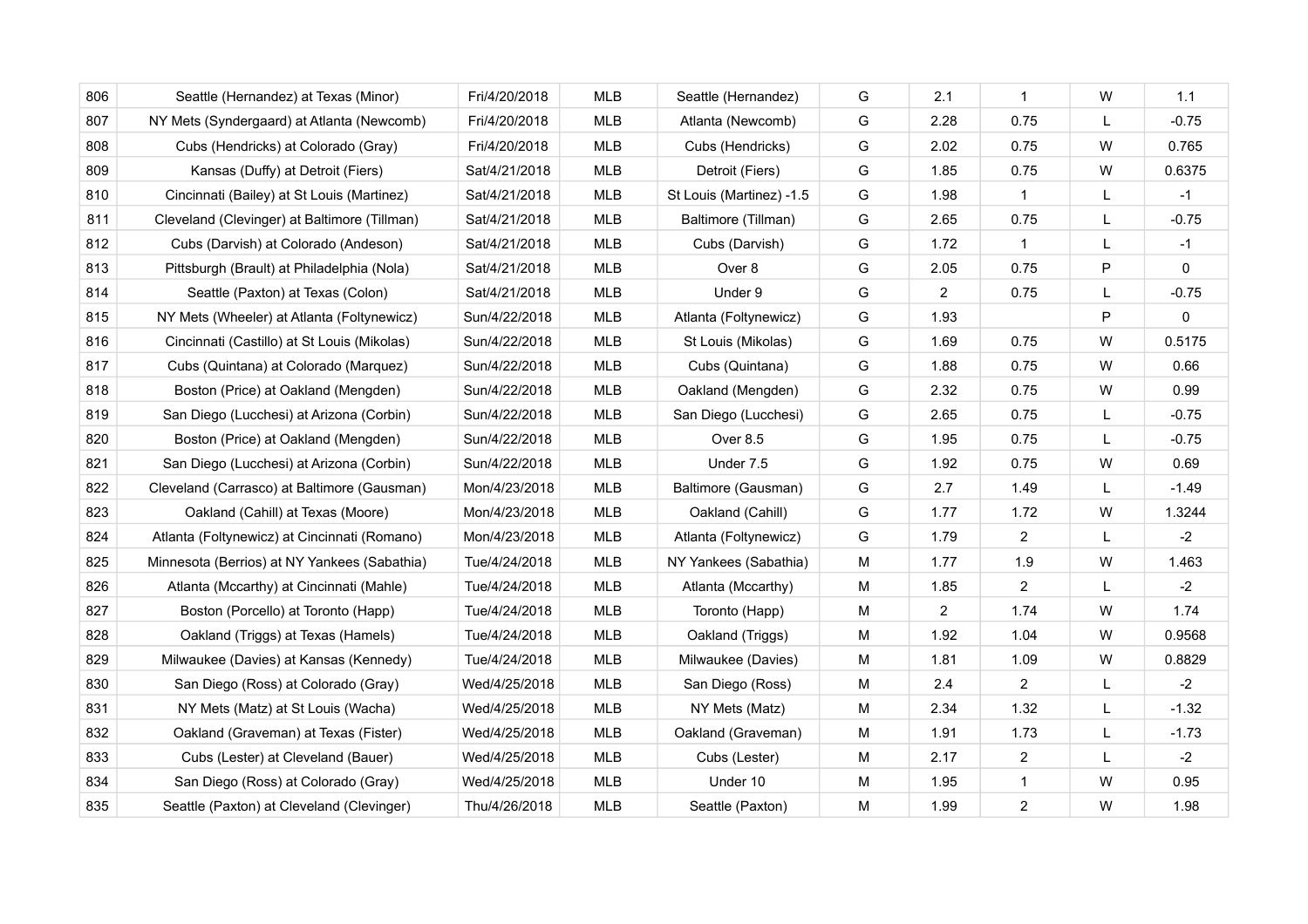| | | | | | | | | | |
|---|---|---|---|---|---|---|---|---|---|
| 806 | Seattle (Hernandez) at Texas (Minor) | Fri/4/20/2018 | MLB | Seattle (Hernandez) | G | 2.1 | 1 | W | 1.1 |
| 807 | NY Mets (Syndergaard) at Atlanta (Newcomb) | Fri/4/20/2018 | MLB | Atlanta (Newcomb) | G | 2.28 | 0.75 | L | -0.75 |
| 808 | Cubs (Hendricks) at Colorado (Gray) | Fri/4/20/2018 | MLB | Cubs (Hendricks) | G | 2.02 | 0.75 | W | 0.765 |
| 809 | Kansas (Duffy) at Detroit (Fiers) | Sat/4/21/2018 | MLB | Detroit (Fiers) | G | 1.85 | 0.75 | W | 0.6375 |
| 810 | Cincinnati (Bailey) at St Louis (Martinez) | Sat/4/21/2018 | MLB | St Louis (Martinez) -1.5 | G | 1.98 | 1 | L | -1 |
| 811 | Cleveland (Clevinger) at Baltimore (Tillman) | Sat/4/21/2018 | MLB | Baltimore (Tillman) | G | 2.65 | 0.75 | L | -0.75 |
| 812 | Cubs (Darvish) at Colorado (Andeson) | Sat/4/21/2018 | MLB | Cubs (Darvish) | G | 1.72 | 1 | L | -1 |
| 813 | Pittsburgh (Brault) at Philadelphia (Nola) | Sat/4/21/2018 | MLB | Over 8 | G | 2.05 | 0.75 | P | 0 |
| 814 | Seattle (Paxton) at Texas (Colon) | Sat/4/21/2018 | MLB | Under 9 | G | 2 | 0.75 | L | -0.75 |
| 815 | NY Mets (Wheeler) at Atlanta (Foltynewicz) | Sun/4/22/2018 | MLB | Atlanta (Foltynewicz) | G | 1.93 | | P | 0 |
| 816 | Cincinnati (Castillo) at St Louis (Mikolas) | Sun/4/22/2018 | MLB | St Louis (Mikolas) | G | 1.69 | 0.75 | W | 0.5175 |
| 817 | Cubs (Quintana) at Colorado (Marquez) | Sun/4/22/2018 | MLB | Cubs (Quintana) | G | 1.88 | 0.75 | W | 0.66 |
| 818 | Boston (Price) at Oakland (Mengden) | Sun/4/22/2018 | MLB | Oakland (Mengden) | G | 2.32 | 0.75 | W | 0.99 |
| 819 | San Diego (Lucchesi) at Arizona (Corbin) | Sun/4/22/2018 | MLB | San Diego (Lucchesi) | G | 2.65 | 0.75 | L | -0.75 |
| 820 | Boston (Price) at Oakland (Mengden) | Sun/4/22/2018 | MLB | Over 8.5 | G | 1.95 | 0.75 | L | -0.75 |
| 821 | San Diego (Lucchesi) at Arizona (Corbin) | Sun/4/22/2018 | MLB | Under 7.5 | G | 1.92 | 0.75 | W | 0.69 |
| 822 | Cleveland (Carrasco) at Baltimore (Gausman) | Mon/4/23/2018 | MLB | Baltimore (Gausman) | G | 2.7 | 1.49 | L | -1.49 |
| 823 | Oakland (Cahill) at Texas (Moore) | Mon/4/23/2018 | MLB | Oakland (Cahill) | G | 1.77 | 1.72 | W | 1.3244 |
| 824 | Atlanta (Foltynewicz) at Cincinnati (Romano) | Mon/4/23/2018 | MLB | Atlanta (Foltynewicz) | G | 1.79 | 2 | L | -2 |
| 825 | Minnesota (Berrios) at NY Yankees (Sabathia) | Tue/4/24/2018 | MLB | NY Yankees (Sabathia) | M | 1.77 | 1.9 | W | 1.463 |
| 826 | Atlanta (Mccarthy) at Cincinnati (Mahle) | Tue/4/24/2018 | MLB | Atlanta (Mccarthy) | M | 1.85 | 2 | L | -2 |
| 827 | Boston (Porcello) at Toronto (Happ) | Tue/4/24/2018 | MLB | Toronto (Happ) | M | 2 | 1.74 | W | 1.74 |
| 828 | Oakland (Triggs) at Texas (Hamels) | Tue/4/24/2018 | MLB | Oakland (Triggs) | M | 1.92 | 1.04 | W | 0.9568 |
| 829 | Milwaukee (Davies) at Kansas (Kennedy) | Tue/4/24/2018 | MLB | Milwaukee (Davies) | M | 1.81 | 1.09 | W | 0.8829 |
| 830 | San Diego (Ross) at Colorado (Gray) | Wed/4/25/2018 | MLB | San Diego (Ross) | M | 2.4 | 2 | L | -2 |
| 831 | NY Mets (Matz) at St Louis (Wacha) | Wed/4/25/2018 | MLB | NY Mets (Matz) | M | 2.34 | 1.32 | L | -1.32 |
| 832 | Oakland (Graveman) at Texas (Fister) | Wed/4/25/2018 | MLB | Oakland (Graveman) | M | 1.91 | 1.73 | L | -1.73 |
| 833 | Cubs (Lester) at Cleveland (Bauer) | Wed/4/25/2018 | MLB | Cubs (Lester) | M | 2.17 | 2 | L | -2 |
| 834 | San Diego (Ross) at Colorado (Gray) | Wed/4/25/2018 | MLB | Under 10 | M | 1.95 | 1 | W | 0.95 |
| 835 | Seattle (Paxton) at Cleveland (Clevinger) | Thu/4/26/2018 | MLB | Seattle (Paxton) | M | 1.99 | 2 | W | 1.98 |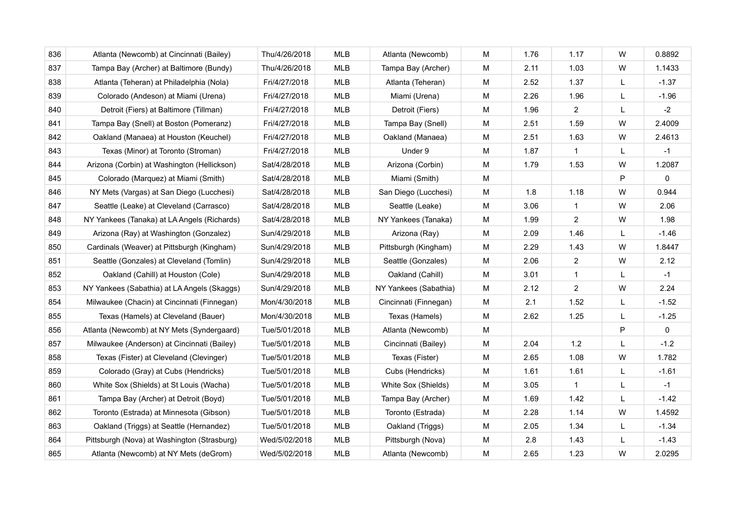| | | | | | | | | | |
|---|---|---|---|---|---|---|---|---|---|
| 836 | Atlanta (Newcomb) at Cincinnati (Bailey) | Thu/4/26/2018 | MLB | Atlanta (Newcomb) | M | 1.76 | 1.17 | W | 0.8892 |
| 837 | Tampa Bay (Archer) at Baltimore (Bundy) | Thu/4/26/2018 | MLB | Tampa Bay (Archer) | M | 2.11 | 1.03 | W | 1.1433 |
| 838 | Atlanta (Teheran) at Philadelphia (Nola) | Fri/4/27/2018 | MLB | Atlanta (Teheran) | M | 2.52 | 1.37 | L | -1.37 |
| 839 | Colorado (Andeson) at Miami (Urena) | Fri/4/27/2018 | MLB | Miami (Urena) | M | 2.26 | 1.96 | L | -1.96 |
| 840 | Detroit (Fiers) at Baltimore (Tillman) | Fri/4/27/2018 | MLB | Detroit (Fiers) | M | 1.96 | 2 | L | -2 |
| 841 | Tampa Bay (Snell) at Boston (Pomeranz) | Fri/4/27/2018 | MLB | Tampa Bay (Snell) | M | 2.51 | 1.59 | W | 2.4009 |
| 842 | Oakland (Manaea) at Houston (Keuchel) | Fri/4/27/2018 | MLB | Oakland (Manaea) | M | 2.51 | 1.63 | W | 2.4613 |
| 843 | Texas (Minor) at Toronto (Stroman) | Fri/4/27/2018 | MLB | Under 9 | M | 1.87 | 1 | L | -1 |
| 844 | Arizona (Corbin) at Washington (Hellickson) | Sat/4/28/2018 | MLB | Arizona (Corbin) | M | 1.79 | 1.53 | W | 1.2087 |
| 845 | Colorado (Marquez) at Miami (Smith) | Sat/4/28/2018 | MLB | Miami (Smith) | M | | | P | 0 |
| 846 | NY Mets (Vargas) at San Diego (Lucchesi) | Sat/4/28/2018 | MLB | San Diego (Lucchesi) | M | 1.8 | 1.18 | W | 0.944 |
| 847 | Seattle (Leake) at Cleveland (Carrasco) | Sat/4/28/2018 | MLB | Seattle (Leake) | M | 3.06 | 1 | W | 2.06 |
| 848 | NY Yankees (Tanaka) at LA Angels (Richards) | Sat/4/28/2018 | MLB | NY Yankees (Tanaka) | M | 1.99 | 2 | W | 1.98 |
| 849 | Arizona (Ray) at Washington (Gonzalez) | Sun/4/29/2018 | MLB | Arizona (Ray) | M | 2.09 | 1.46 | L | -1.46 |
| 850 | Cardinals (Weaver) at Pittsburgh (Kingham) | Sun/4/29/2018 | MLB | Pittsburgh (Kingham) | M | 2.29 | 1.43 | W | 1.8447 |
| 851 | Seattle (Gonzales) at Cleveland (Tomlin) | Sun/4/29/2018 | MLB | Seattle (Gonzales) | M | 2.06 | 2 | W | 2.12 |
| 852 | Oakland (Cahill) at Houston (Cole) | Sun/4/29/2018 | MLB | Oakland (Cahill) | M | 3.01 | 1 | L | -1 |
| 853 | NY Yankees (Sabathia) at LA Angels (Skaggs) | Sun/4/29/2018 | MLB | NY Yankees (Sabathia) | M | 2.12 | 2 | W | 2.24 |
| 854 | Milwaukee (Chacin) at Cincinnati (Finnegan) | Mon/4/30/2018 | MLB | Cincinnati (Finnegan) | M | 2.1 | 1.52 | L | -1.52 |
| 855 | Texas (Hamels) at Cleveland (Bauer) | Mon/4/30/2018 | MLB | Texas (Hamels) | M | 2.62 | 1.25 | L | -1.25 |
| 856 | Atlanta (Newcomb) at NY Mets (Syndergaard) | Tue/5/01/2018 | MLB | Atlanta (Newcomb) | M | | | P | 0 |
| 857 | Milwaukee (Anderson) at Cincinnati (Bailey) | Tue/5/01/2018 | MLB | Cincinnati (Bailey) | M | 2.04 | 1.2 | L | -1.2 |
| 858 | Texas (Fister) at Cleveland (Clevinger) | Tue/5/01/2018 | MLB | Texas (Fister) | M | 2.65 | 1.08 | W | 1.782 |
| 859 | Colorado (Gray) at Cubs (Hendricks) | Tue/5/01/2018 | MLB | Cubs (Hendricks) | M | 1.61 | 1.61 | L | -1.61 |
| 860 | White Sox (Shields) at St Louis (Wacha) | Tue/5/01/2018 | MLB | White Sox (Shields) | M | 3.05 | 1 | L | -1 |
| 861 | Tampa Bay (Archer) at Detroit (Boyd) | Tue/5/01/2018 | MLB | Tampa Bay (Archer) | M | 1.69 | 1.42 | L | -1.42 |
| 862 | Toronto (Estrada) at Minnesota (Gibson) | Tue/5/01/2018 | MLB | Toronto (Estrada) | M | 2.28 | 1.14 | W | 1.4592 |
| 863 | Oakland (Triggs) at Seattle (Hernandez) | Tue/5/01/2018 | MLB | Oakland (Triggs) | M | 2.05 | 1.34 | L | -1.34 |
| 864 | Pittsburgh (Nova) at Washington (Strasburg) | Wed/5/02/2018 | MLB | Pittsburgh (Nova) | M | 2.8 | 1.43 | L | -1.43 |
| 865 | Atlanta (Newcomb) at NY Mets (deGrom) | Wed/5/02/2018 | MLB | Atlanta (Newcomb) | M | 2.65 | 1.23 | W | 2.0295 |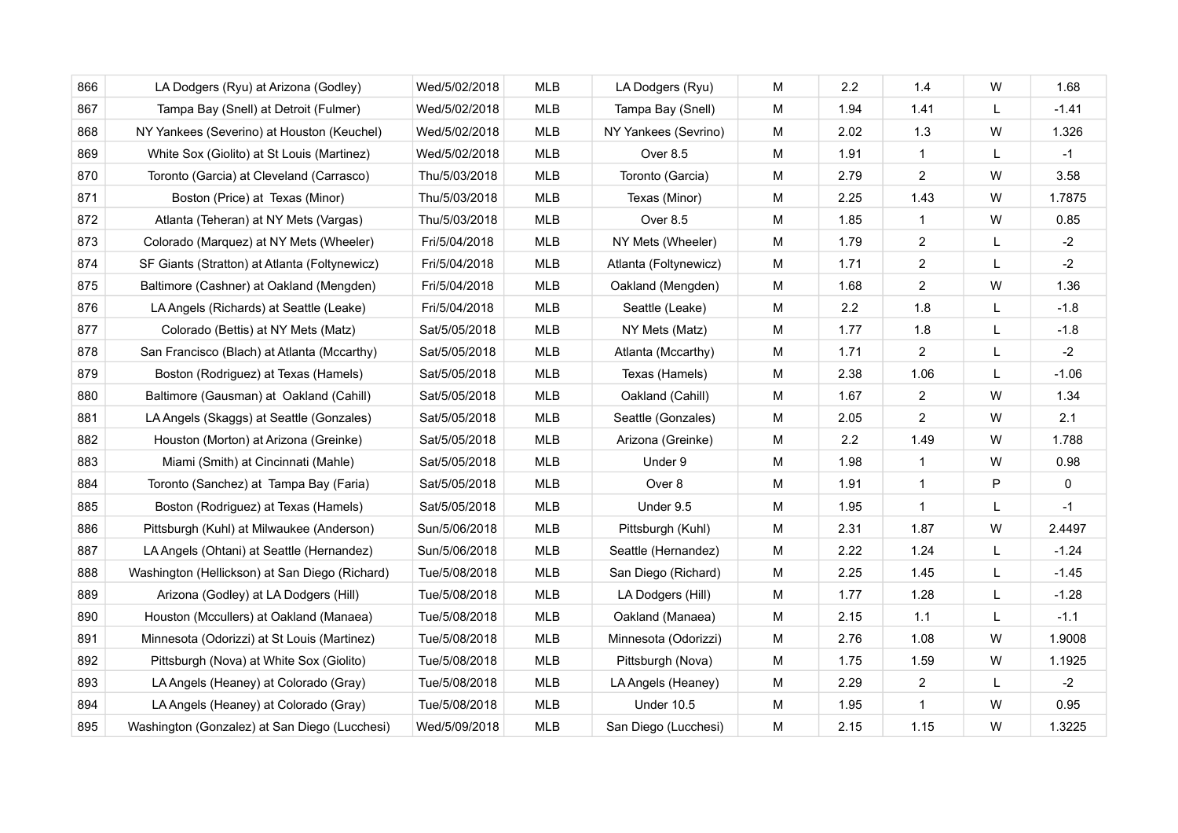| | | | | | | | | | |
|---|---|---|---|---|---|---|---|---|---|
| 866 | LA Dodgers (Ryu) at Arizona (Godley) | Wed/5/02/2018 | MLB | LA Dodgers (Ryu) | M | 2.2 | 1.4 | W | 1.68 |
| 867 | Tampa Bay (Snell) at Detroit (Fulmer) | Wed/5/02/2018 | MLB | Tampa Bay (Snell) | M | 1.94 | 1.41 | L | -1.41 |
| 868 | NY Yankees (Severino) at Houston (Keuchel) | Wed/5/02/2018 | MLB | NY Yankees (Sevrino) | M | 2.02 | 1.3 | W | 1.326 |
| 869 | White Sox (Giolito) at St Louis (Martinez) | Wed/5/02/2018 | MLB | Over 8.5 | M | 1.91 | 1 | L | -1 |
| 870 | Toronto (Garcia) at Cleveland (Carrasco) | Thu/5/03/2018 | MLB | Toronto (Garcia) | M | 2.79 | 2 | W | 3.58 |
| 871 | Boston (Price) at Texas (Minor) | Thu/5/03/2018 | MLB | Texas (Minor) | M | 2.25 | 1.43 | W | 1.7875 |
| 872 | Atlanta (Teheran) at NY Mets (Vargas) | Thu/5/03/2018 | MLB | Over 8.5 | M | 1.85 | 1 | W | 0.85 |
| 873 | Colorado (Marquez) at NY Mets (Wheeler) | Fri/5/04/2018 | MLB | NY Mets (Wheeler) | M | 1.79 | 2 | L | -2 |
| 874 | SF Giants (Stratton) at Atlanta (Foltynewicz) | Fri/5/04/2018 | MLB | Atlanta (Foltynewicz) | M | 1.71 | 2 | L | -2 |
| 875 | Baltimore (Cashner) at Oakland (Mengden) | Fri/5/04/2018 | MLB | Oakland (Mengden) | M | 1.68 | 2 | W | 1.36 |
| 876 | LA Angels (Richards) at Seattle (Leake) | Fri/5/04/2018 | MLB | Seattle (Leake) | M | 2.2 | 1.8 | L | -1.8 |
| 877 | Colorado (Bettis) at NY Mets (Matz) | Sat/5/05/2018 | MLB | NY Mets (Matz) | M | 1.77 | 1.8 | L | -1.8 |
| 878 | San Francisco (Blach) at Atlanta (Mccarthy) | Sat/5/05/2018 | MLB | Atlanta (Mccarthy) | M | 1.71 | 2 | L | -2 |
| 879 | Boston (Rodriguez) at Texas (Hamels) | Sat/5/05/2018 | MLB | Texas (Hamels) | M | 2.38 | 1.06 | L | -1.06 |
| 880 | Baltimore (Gausman) at Oakland (Cahill) | Sat/5/05/2018 | MLB | Oakland (Cahill) | M | 1.67 | 2 | W | 1.34 |
| 881 | LA Angels (Skaggs) at Seattle (Gonzales) | Sat/5/05/2018 | MLB | Seattle (Gonzales) | M | 2.05 | 2 | W | 2.1 |
| 882 | Houston (Morton) at Arizona (Greinke) | Sat/5/05/2018 | MLB | Arizona (Greinke) | M | 2.2 | 1.49 | W | 1.788 |
| 883 | Miami (Smith) at Cincinnati (Mahle) | Sat/5/05/2018 | MLB | Under 9 | M | 1.98 | 1 | W | 0.98 |
| 884 | Toronto (Sanchez) at Tampa Bay (Faria) | Sat/5/05/2018 | MLB | Over 8 | M | 1.91 | 1 | P | 0 |
| 885 | Boston (Rodriguez) at Texas (Hamels) | Sat/5/05/2018 | MLB | Under 9.5 | M | 1.95 | 1 | L | -1 |
| 886 | Pittsburgh (Kuhl) at Milwaukee (Anderson) | Sun/5/06/2018 | MLB | Pittsburgh (Kuhl) | M | 2.31 | 1.87 | W | 2.4497 |
| 887 | LA Angels (Ohtani) at Seattle (Hernandez) | Sun/5/06/2018 | MLB | Seattle (Hernandez) | M | 2.22 | 1.24 | L | -1.24 |
| 888 | Washington (Hellickson) at San Diego (Richard) | Tue/5/08/2018 | MLB | San Diego (Richard) | M | 2.25 | 1.45 | L | -1.45 |
| 889 | Arizona (Godley) at LA Dodgers (Hill) | Tue/5/08/2018 | MLB | LA Dodgers (Hill) | M | 1.77 | 1.28 | L | -1.28 |
| 890 | Houston (Mccullers) at Oakland (Manaea) | Tue/5/08/2018 | MLB | Oakland (Manaea) | M | 2.15 | 1.1 | L | -1.1 |
| 891 | Minnesota (Odorizzi) at St Louis (Martinez) | Tue/5/08/2018 | MLB | Minnesota (Odorizzi) | M | 2.76 | 1.08 | W | 1.9008 |
| 892 | Pittsburgh (Nova) at White Sox (Giolito) | Tue/5/08/2018 | MLB | Pittsburgh (Nova) | M | 1.75 | 1.59 | W | 1.1925 |
| 893 | LA Angels (Heaney) at Colorado (Gray) | Tue/5/08/2018 | MLB | LA Angels (Heaney) | M | 2.29 | 2 | L | -2 |
| 894 | LA Angels (Heaney) at Colorado (Gray) | Tue/5/08/2018 | MLB | Under 10.5 | M | 1.95 | 1 | W | 0.95 |
| 895 | Washington (Gonzalez) at San Diego (Lucchesi) | Wed/5/09/2018 | MLB | San Diego (Lucchesi) | M | 2.15 | 1.15 | W | 1.3225 |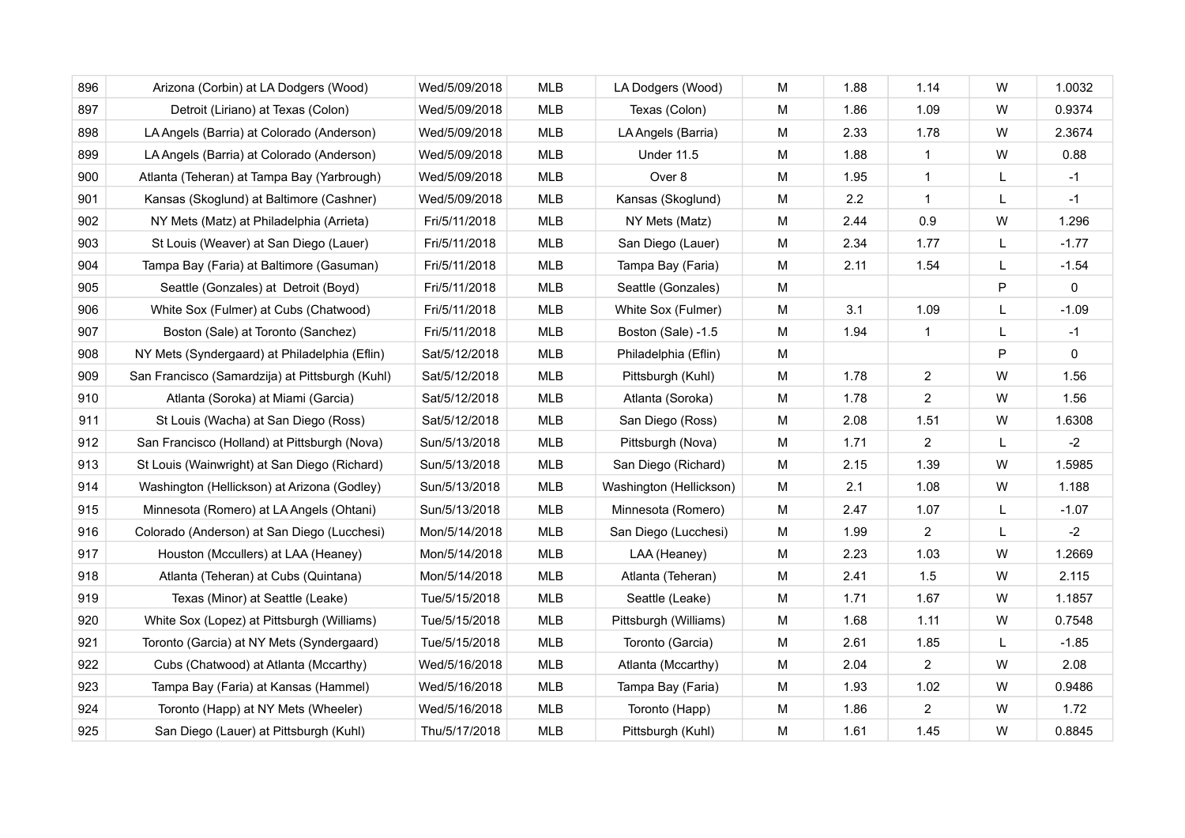| 896 | Arizona (Corbin) at LA Dodgers (Wood) | Wed/5/09/2018 | MLB | LA Dodgers (Wood) | M | 1.88 | 1.14 | W | 1.0032 |
|---|---|---|---|---|---|---|---|---|---|
| 897 | Detroit (Liriano) at Texas (Colon) | Wed/5/09/2018 | MLB | Texas (Colon) | M | 1.86 | 1.09 | W | 0.9374 |
| 898 | LA Angels (Barria) at Colorado (Anderson) | Wed/5/09/2018 | MLB | LA Angels (Barria) | M | 2.33 | 1.78 | W | 2.3674 |
| 899 | LA Angels (Barria) at Colorado (Anderson) | Wed/5/09/2018 | MLB | Under 11.5 | M | 1.88 | 1 | W | 0.88 |
| 900 | Atlanta (Teheran) at Tampa Bay (Yarbrough) | Wed/5/09/2018 | MLB | Over 8 | M | 1.95 | 1 | L | -1 |
| 901 | Kansas (Skoglund) at Baltimore (Cashner) | Wed/5/09/2018 | MLB | Kansas (Skoglund) | M | 2.2 | 1 | L | -1 |
| 902 | NY Mets (Matz) at Philadelphia (Arrieta) | Fri/5/11/2018 | MLB | NY Mets (Matz) | M | 2.44 | 0.9 | W | 1.296 |
| 903 | St Louis (Weaver) at San Diego (Lauer) | Fri/5/11/2018 | MLB | San Diego (Lauer) | M | 2.34 | 1.77 | L | -1.77 |
| 904 | Tampa Bay (Faria) at Baltimore (Gasuman) | Fri/5/11/2018 | MLB | Tampa Bay (Faria) | M | 2.11 | 1.54 | L | -1.54 |
| 905 | Seattle (Gonzales) at Detroit (Boyd) | Fri/5/11/2018 | MLB | Seattle (Gonzales) | M | | | P | 0 |
| 906 | White Sox (Fulmer) at Cubs (Chatwood) | Fri/5/11/2018 | MLB | White Sox (Fulmer) | M | 3.1 | 1.09 | L | -1.09 |
| 907 | Boston (Sale) at Toronto (Sanchez) | Fri/5/11/2018 | MLB | Boston (Sale) -1.5 | M | 1.94 | 1 | L | -1 |
| 908 | NY Mets (Syndergaard) at Philadelphia (Eflin) | Sat/5/12/2018 | MLB | Philadelphia (Eflin) | M | | | P | 0 |
| 909 | San Francisco (Samardzija) at Pittsburgh (Kuhl) | Sat/5/12/2018 | MLB | Pittsburgh (Kuhl) | M | 1.78 | 2 | W | 1.56 |
| 910 | Atlanta (Soroka) at Miami (Garcia) | Sat/5/12/2018 | MLB | Atlanta (Soroka) | M | 1.78 | 2 | W | 1.56 |
| 911 | St Louis (Wacha) at San Diego (Ross) | Sat/5/12/2018 | MLB | San Diego (Ross) | M | 2.08 | 1.51 | W | 1.6308 |
| 912 | San Francisco (Holland) at Pittsburgh (Nova) | Sun/5/13/2018 | MLB | Pittsburgh (Nova) | M | 1.71 | 2 | L | -2 |
| 913 | St Louis (Wainwright) at San Diego (Richard) | Sun/5/13/2018 | MLB | San Diego (Richard) | M | 2.15 | 1.39 | W | 1.5985 |
| 914 | Washington (Hellickson) at Arizona (Godley) | Sun/5/13/2018 | MLB | Washington (Hellickson) | M | 2.1 | 1.08 | W | 1.188 |
| 915 | Minnesota (Romero) at LA Angels (Ohtani) | Sun/5/13/2018 | MLB | Minnesota (Romero) | M | 2.47 | 1.07 | L | -1.07 |
| 916 | Colorado (Anderson) at San Diego (Lucchesi) | Mon/5/14/2018 | MLB | San Diego (Lucchesi) | M | 1.99 | 2 | L | -2 |
| 917 | Houston (Mccullers) at LAA (Heaney) | Mon/5/14/2018 | MLB | LAA (Heaney) | M | 2.23 | 1.03 | W | 1.2669 |
| 918 | Atlanta (Teheran) at Cubs (Quintana) | Mon/5/14/2018 | MLB | Atlanta (Teheran) | M | 2.41 | 1.5 | W | 2.115 |
| 919 | Texas (Minor) at Seattle (Leake) | Tue/5/15/2018 | MLB | Seattle (Leake) | M | 1.71 | 1.67 | W | 1.1857 |
| 920 | White Sox (Lopez) at Pittsburgh (Williams) | Tue/5/15/2018 | MLB | Pittsburgh (Williams) | M | 1.68 | 1.11 | W | 0.7548 |
| 921 | Toronto (Garcia) at NY Mets (Syndergaard) | Tue/5/15/2018 | MLB | Toronto (Garcia) | M | 2.61 | 1.85 | L | -1.85 |
| 922 | Cubs (Chatwood) at Atlanta (Mccarthy) | Wed/5/16/2018 | MLB | Atlanta (Mccarthy) | M | 2.04 | 2 | W | 2.08 |
| 923 | Tampa Bay (Faria) at Kansas (Hammel) | Wed/5/16/2018 | MLB | Tampa Bay (Faria) | M | 1.93 | 1.02 | W | 0.9486 |
| 924 | Toronto (Happ) at NY Mets (Wheeler) | Wed/5/16/2018 | MLB | Toronto (Happ) | M | 1.86 | 2 | W | 1.72 |
| 925 | San Diego (Lauer) at Pittsburgh (Kuhl) | Thu/5/17/2018 | MLB | Pittsburgh (Kuhl) | M | 1.61 | 1.45 | W | 0.8845 |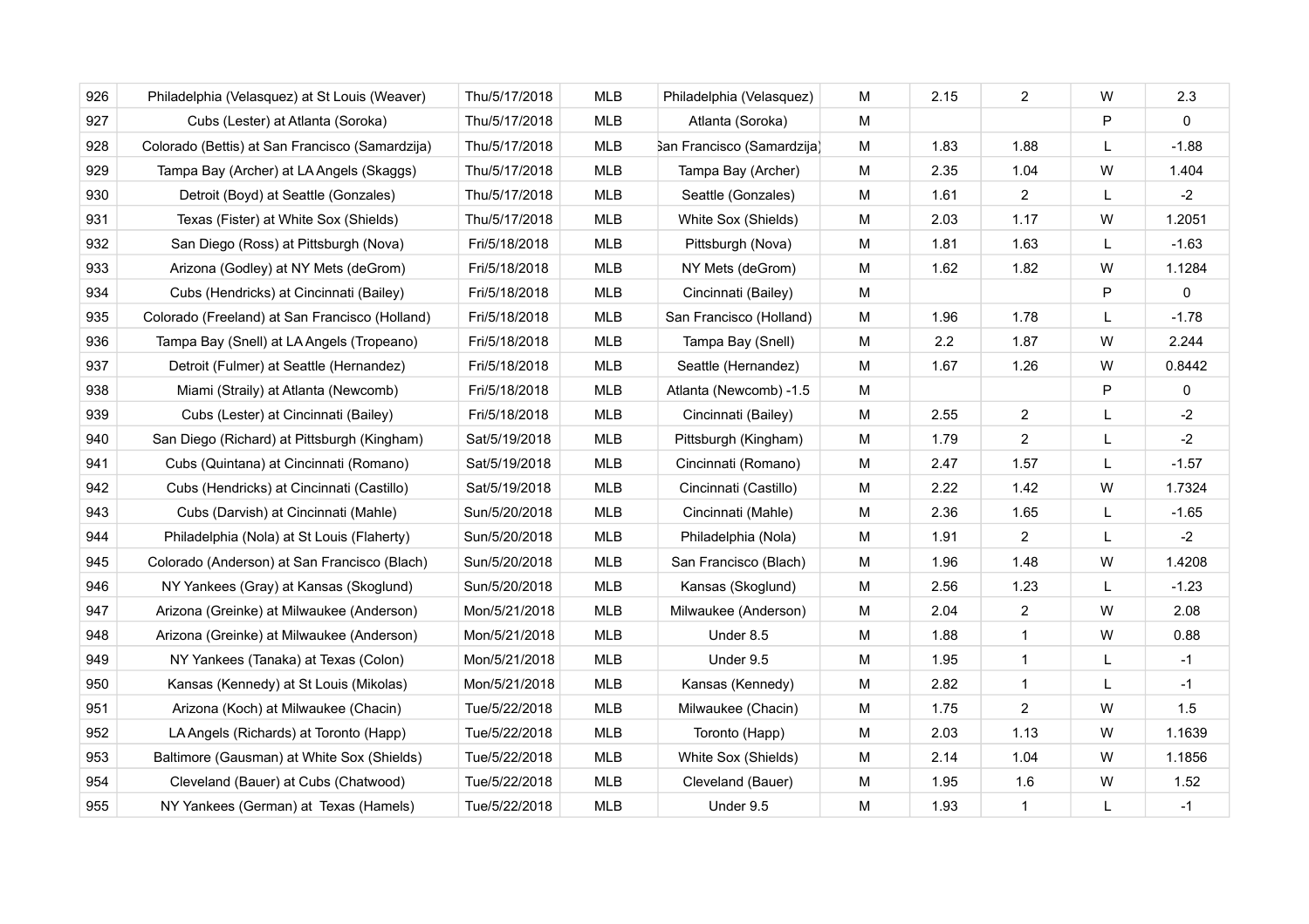| 926 | Philadelphia (Velasquez) at St Louis (Weaver) | Thu/5/17/2018 | MLB | Philadelphia (Velasquez) | M | 2.15 | 2 | W | 2.3 |
|---|---|---|---|---|---|---|---|---|---|
| 927 | Cubs (Lester) at Atlanta (Soroka) | Thu/5/17/2018 | MLB | Atlanta (Soroka) | M | | | P | 0 |
| 928 | Colorado (Bettis) at San Francisco (Samardzija) | Thu/5/17/2018 | MLB | San Francisco (Samardzija) | M | 1.83 | 1.88 | L | -1.88 |
| 929 | Tampa Bay (Archer) at LA Angels (Skaggs) | Thu/5/17/2018 | MLB | Tampa Bay (Archer) | M | 2.35 | 1.04 | W | 1.404 |
| 930 | Detroit (Boyd) at Seattle (Gonzales) | Thu/5/17/2018 | MLB | Seattle (Gonzales) | M | 1.61 | 2 | L | -2 |
| 931 | Texas (Fister) at White Sox (Shields) | Thu/5/17/2018 | MLB | White Sox (Shields) | M | 2.03 | 1.17 | W | 1.2051 |
| 932 | San Diego (Ross) at Pittsburgh (Nova) | Fri/5/18/2018 | MLB | Pittsburgh (Nova) | M | 1.81 | 1.63 | L | -1.63 |
| 933 | Arizona (Godley) at NY Mets (deGrom) | Fri/5/18/2018 | MLB | NY Mets (deGrom) | M | 1.62 | 1.82 | W | 1.1284 |
| 934 | Cubs (Hendricks) at Cincinnati (Bailey) | Fri/5/18/2018 | MLB | Cincinnati (Bailey) | M | | | P | 0 |
| 935 | Colorado (Freeland) at San Francisco (Holland) | Fri/5/18/2018 | MLB | San Francisco (Holland) | M | 1.96 | 1.78 | L | -1.78 |
| 936 | Tampa Bay (Snell) at LA Angels (Tropeano) | Fri/5/18/2018 | MLB | Tampa Bay (Snell) | M | 2.2 | 1.87 | W | 2.244 |
| 937 | Detroit (Fulmer) at Seattle (Hernandez) | Fri/5/18/2018 | MLB | Seattle (Hernandez) | M | 1.67 | 1.26 | W | 0.8442 |
| 938 | Miami (Straily) at Atlanta (Newcomb) | Fri/5/18/2018 | MLB | Atlanta (Newcomb) -1.5 | M | | | P | 0 |
| 939 | Cubs (Lester) at Cincinnati (Bailey) | Fri/5/18/2018 | MLB | Cincinnati (Bailey) | M | 2.55 | 2 | L | -2 |
| 940 | San Diego (Richard) at Pittsburgh (Kingham) | Sat/5/19/2018 | MLB | Pittsburgh (Kingham) | M | 1.79 | 2 | L | -2 |
| 941 | Cubs (Quintana) at Cincinnati (Romano) | Sat/5/19/2018 | MLB | Cincinnati (Romano) | M | 2.47 | 1.57 | L | -1.57 |
| 942 | Cubs (Hendricks) at Cincinnati (Castillo) | Sat/5/19/2018 | MLB | Cincinnati (Castillo) | M | 2.22 | 1.42 | W | 1.7324 |
| 943 | Cubs (Darvish) at Cincinnati (Mahle) | Sun/5/20/2018 | MLB | Cincinnati (Mahle) | M | 2.36 | 1.65 | L | -1.65 |
| 944 | Philadelphia (Nola) at St Louis (Flaherty) | Sun/5/20/2018 | MLB | Philadelphia (Nola) | M | 1.91 | 2 | L | -2 |
| 945 | Colorado (Anderson) at San Francisco (Blach) | Sun/5/20/2018 | MLB | San Francisco (Blach) | M | 1.96 | 1.48 | W | 1.4208 |
| 946 | NY Yankees (Gray) at Kansas (Skoglund) | Sun/5/20/2018 | MLB | Kansas (Skoglund) | M | 2.56 | 1.23 | L | -1.23 |
| 947 | Arizona (Greinke) at Milwaukee (Anderson) | Mon/5/21/2018 | MLB | Milwaukee (Anderson) | M | 2.04 | 2 | W | 2.08 |
| 948 | Arizona (Greinke) at Milwaukee (Anderson) | Mon/5/21/2018 | MLB | Under 8.5 | M | 1.88 | 1 | W | 0.88 |
| 949 | NY Yankees (Tanaka) at Texas (Colon) | Mon/5/21/2018 | MLB | Under 9.5 | M | 1.95 | 1 | L | -1 |
| 950 | Kansas (Kennedy) at St Louis (Mikolas) | Mon/5/21/2018 | MLB | Kansas (Kennedy) | M | 2.82 | 1 | L | -1 |
| 951 | Arizona (Koch) at Milwaukee (Chacin) | Tue/5/22/2018 | MLB | Milwaukee (Chacin) | M | 1.75 | 2 | W | 1.5 |
| 952 | LA Angels (Richards) at Toronto (Happ) | Tue/5/22/2018 | MLB | Toronto (Happ) | M | 2.03 | 1.13 | W | 1.1639 |
| 953 | Baltimore (Gausman) at White Sox (Shields) | Tue/5/22/2018 | MLB | White Sox (Shields) | M | 2.14 | 1.04 | W | 1.1856 |
| 954 | Cleveland (Bauer) at Cubs (Chatwood) | Tue/5/22/2018 | MLB | Cleveland (Bauer) | M | 1.95 | 1.6 | W | 1.52 |
| 955 | NY Yankees (German) at Texas (Hamels) | Tue/5/22/2018 | MLB | Under 9.5 | M | 1.93 | 1 | L | -1 |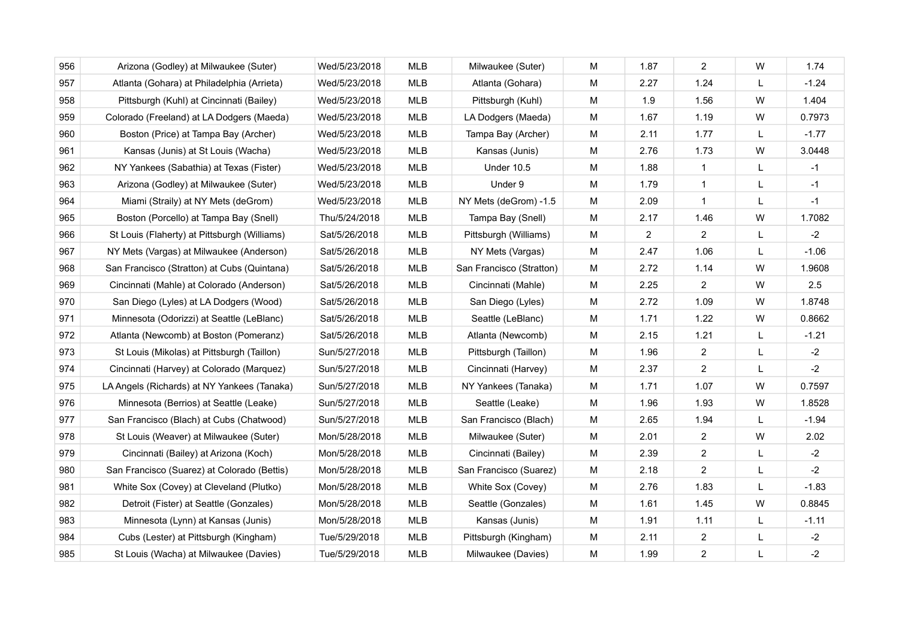| 956 | Arizona (Godley) at Milwaukee (Suter) | Wed/5/23/2018 | MLB | Milwaukee (Suter) | M | 1.87 | 2 | W | 1.74 |
|---|---|---|---|---|---|---|---|---|---|
| 957 | Atlanta (Gohara) at Philadelphia (Arrieta) | Wed/5/23/2018 | MLB | Atlanta (Gohara) | M | 2.27 | 1.24 | L | -1.24 |
| 958 | Pittsburgh (Kuhl) at Cincinnati (Bailey) | Wed/5/23/2018 | MLB | Pittsburgh (Kuhl) | M | 1.9 | 1.56 | W | 1.404 |
| 959 | Colorado (Freeland) at LA Dodgers (Maeda) | Wed/5/23/2018 | MLB | LA Dodgers (Maeda) | M | 1.67 | 1.19 | W | 0.7973 |
| 960 | Boston (Price) at Tampa Bay (Archer) | Wed/5/23/2018 | MLB | Tampa Bay (Archer) | M | 2.11 | 1.77 | L | -1.77 |
| 961 | Kansas (Junis) at St Louis (Wacha) | Wed/5/23/2018 | MLB | Kansas (Junis) | M | 2.76 | 1.73 | W | 3.0448 |
| 962 | NY Yankees (Sabathia) at Texas (Fister) | Wed/5/23/2018 | MLB | Under 10.5 | M | 1.88 | 1 | L | -1 |
| 963 | Arizona (Godley) at Milwaukee (Suter) | Wed/5/23/2018 | MLB | Under 9 | M | 1.79 | 1 | L | -1 |
| 964 | Miami (Straily) at NY Mets (deGrom) | Wed/5/23/2018 | MLB | NY Mets (deGrom) -1.5 | M | 2.09 | 1 | L | -1 |
| 965 | Boston (Porcello) at Tampa Bay (Snell) | Thu/5/24/2018 | MLB | Tampa Bay (Snell) | M | 2.17 | 1.46 | W | 1.7082 |
| 966 | St Louis (Flaherty) at Pittsburgh (Williams) | Sat/5/26/2018 | MLB | Pittsburgh (Williams) | M | 2 | 2 | L | -2 |
| 967 | NY Mets (Vargas) at Milwaukee (Anderson) | Sat/5/26/2018 | MLB | NY Mets (Vargas) | M | 2.47 | 1.06 | L | -1.06 |
| 968 | San Francisco (Stratton) at Cubs (Quintana) | Sat/5/26/2018 | MLB | San Francisco (Stratton) | M | 2.72 | 1.14 | W | 1.9608 |
| 969 | Cincinnati (Mahle) at Colorado (Anderson) | Sat/5/26/2018 | MLB | Cincinnati (Mahle) | M | 2.25 | 2 | W | 2.5 |
| 970 | San Diego (Lyles) at LA Dodgers (Wood) | Sat/5/26/2018 | MLB | San Diego (Lyles) | M | 2.72 | 1.09 | W | 1.8748 |
| 971 | Minnesota (Odorizzi) at Seattle (LeBlanc) | Sat/5/26/2018 | MLB | Seattle (LeBlanc) | M | 1.71 | 1.22 | W | 0.8662 |
| 972 | Atlanta (Newcomb) at Boston (Pomeranz) | Sat/5/26/2018 | MLB | Atlanta (Newcomb) | M | 2.15 | 1.21 | L | -1.21 |
| 973 | St Louis (Mikolas) at Pittsburgh (Taillon) | Sun/5/27/2018 | MLB | Pittsburgh (Taillon) | M | 1.96 | 2 | L | -2 |
| 974 | Cincinnati (Harvey) at Colorado (Marquez) | Sun/5/27/2018 | MLB | Cincinnati (Harvey) | M | 2.37 | 2 | L | -2 |
| 975 | LA Angels (Richards) at NY Yankees (Tanaka) | Sun/5/27/2018 | MLB | NY Yankees (Tanaka) | M | 1.71 | 1.07 | W | 0.7597 |
| 976 | Minnesota (Berrios) at Seattle (Leake) | Sun/5/27/2018 | MLB | Seattle (Leake) | M | 1.96 | 1.93 | W | 1.8528 |
| 977 | San Francisco (Blach) at Cubs (Chatwood) | Sun/5/27/2018 | MLB | San Francisco (Blach) | M | 2.65 | 1.94 | L | -1.94 |
| 978 | St Louis (Weaver) at Milwaukee (Suter) | Mon/5/28/2018 | MLB | Milwaukee (Suter) | M | 2.01 | 2 | W | 2.02 |
| 979 | Cincinnati (Bailey) at Arizona (Koch) | Mon/5/28/2018 | MLB | Cincinnati (Bailey) | M | 2.39 | 2 | L | -2 |
| 980 | San Francisco (Suarez) at Colorado (Bettis) | Mon/5/28/2018 | MLB | San Francisco (Suarez) | M | 2.18 | 2 | L | -2 |
| 981 | White Sox (Covey) at Cleveland (Plutko) | Mon/5/28/2018 | MLB | White Sox (Covey) | M | 2.76 | 1.83 | L | -1.83 |
| 982 | Detroit (Fister) at Seattle (Gonzales) | Mon/5/28/2018 | MLB | Seattle (Gonzales) | M | 1.61 | 1.45 | W | 0.8845 |
| 983 | Minnesota (Lynn) at Kansas (Junis) | Mon/5/28/2018 | MLB | Kansas (Junis) | M | 1.91 | 1.11 | L | -1.11 |
| 984 | Cubs (Lester) at Pittsburgh (Kingham) | Tue/5/29/2018 | MLB | Pittsburgh (Kingham) | M | 2.11 | 2 | L | -2 |
| 985 | St Louis (Wacha) at Milwaukee (Davies) | Tue/5/29/2018 | MLB | Milwaukee (Davies) | M | 1.99 | 2 | L | -2 |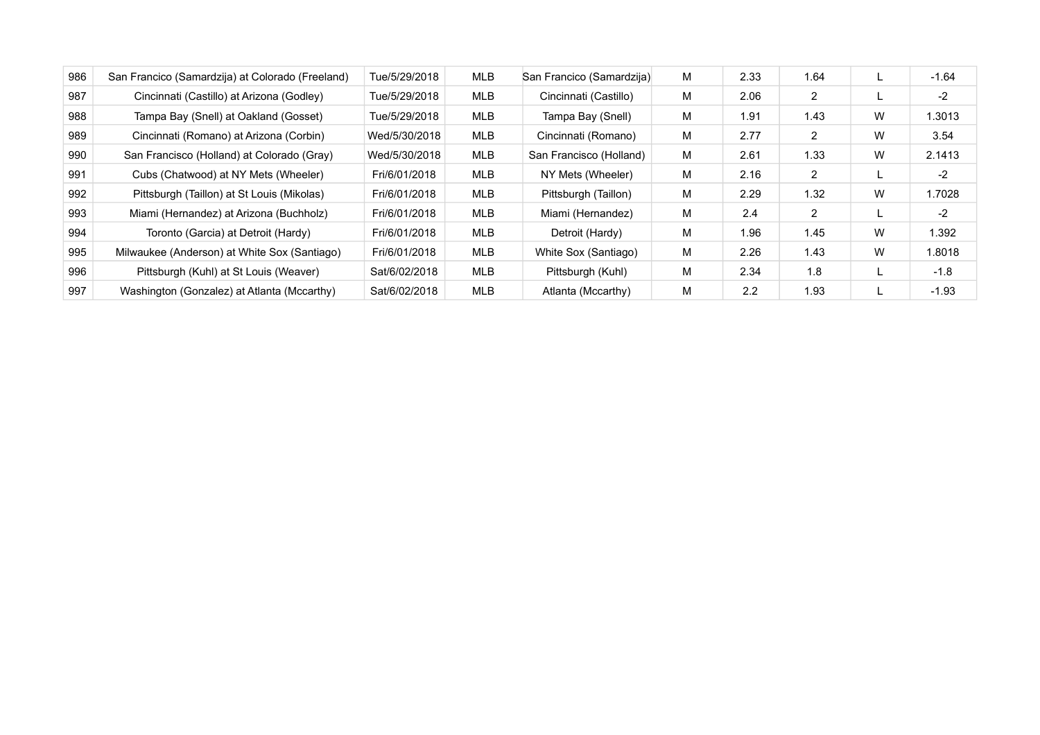| | | | | | | | | | |
|---|---|---|---|---|---|---|---|---|---|
| 986 | San Francico (Samardzija) at Colorado (Freeland) | Tue/5/29/2018 | MLB | San Francico (Samardzija) | M | 2.33 | 1.64 | L | -1.64 |
| 987 | Cincinnati (Castillo) at Arizona (Godley) | Tue/5/29/2018 | MLB | Cincinnati (Castillo) | M | 2.06 | 2 | L | -2 |
| 988 | Tampa Bay (Snell) at Oakland (Gosset) | Tue/5/29/2018 | MLB | Tampa Bay (Snell) | M | 1.91 | 1.43 | W | 1.3013 |
| 989 | Cincinnati (Romano) at Arizona (Corbin) | Wed/5/30/2018 | MLB | Cincinnati (Romano) | M | 2.77 | 2 | W | 3.54 |
| 990 | San Francisco (Holland) at Colorado (Gray) | Wed/5/30/2018 | MLB | San Francisco (Holland) | M | 2.61 | 1.33 | W | 2.1413 |
| 991 | Cubs (Chatwood) at NY Mets (Wheeler) | Fri/6/01/2018 | MLB | NY Mets (Wheeler) | M | 2.16 | 2 | L | -2 |
| 992 | Pittsburgh (Taillon) at St Louis (Mikolas) | Fri/6/01/2018 | MLB | Pittsburgh (Taillon) | M | 2.29 | 1.32 | W | 1.7028 |
| 993 | Miami (Hernandez) at Arizona (Buchholz) | Fri/6/01/2018 | MLB | Miami (Hernandez) | M | 2.4 | 2 | L | -2 |
| 994 | Toronto (Garcia) at Detroit (Hardy) | Fri/6/01/2018 | MLB | Detroit (Hardy) | M | 1.96 | 1.45 | W | 1.392 |
| 995 | Milwaukee (Anderson) at White Sox (Santiago) | Fri/6/01/2018 | MLB | White Sox (Santiago) | M | 2.26 | 1.43 | W | 1.8018 |
| 996 | Pittsburgh (Kuhl) at St Louis (Weaver) | Sat/6/02/2018 | MLB | Pittsburgh (Kuhl) | M | 2.34 | 1.8 | L | -1.8 |
| 997 | Washington (Gonzalez) at Atlanta (Mccarthy) | Sat/6/02/2018 | MLB | Atlanta (Mccarthy) | M | 2.2 | 1.93 | L | -1.93 |